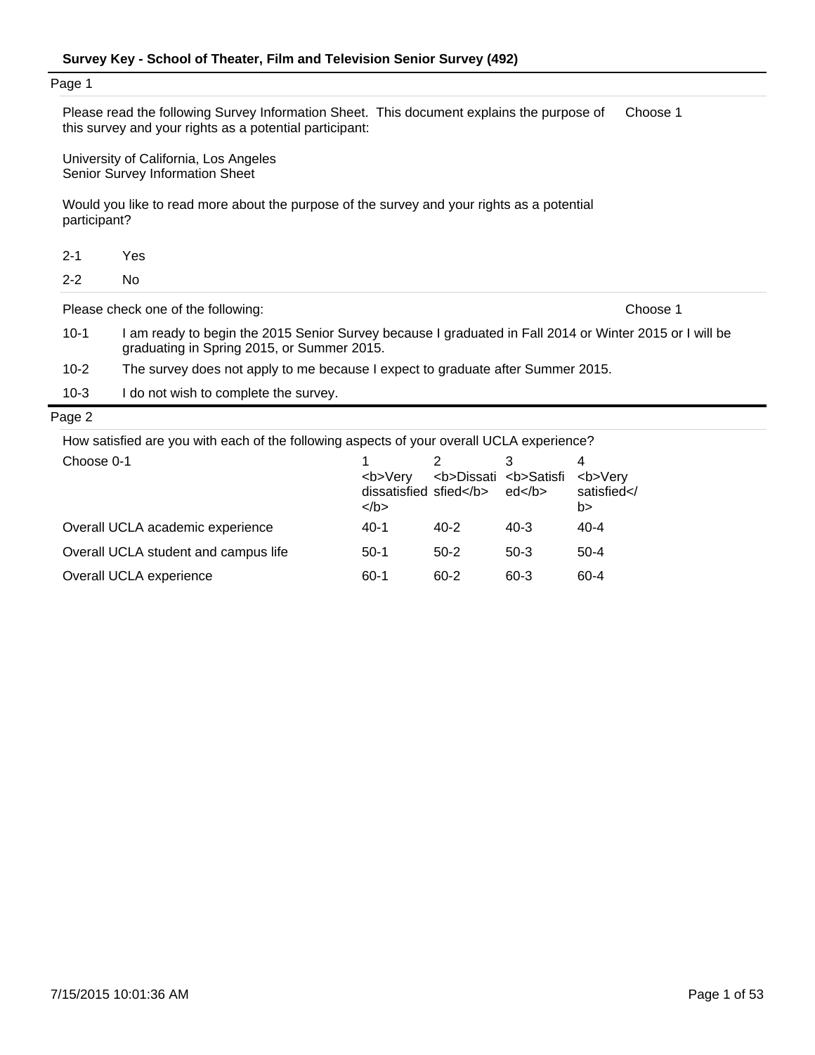**Survey Key - School of Theater, Film and Television Senior Survey (492)**

Page 1

Please read the following Survey Information Sheet. This document explains the purpose of this survey and your rights as a potential participant: — Choose 1

University of California, Los Angeles
Senior Survey Information Sheet

Would you like to read more about the purpose of the survey and your rights as a potential participant?

| | |
|---|---|
| 2-1 | Yes |
| 2-2 | No |

Please check one of the following: — Choose 1

| | |
|---|---|
| 10-1 | I am ready to begin the 2015 Senior Survey because I graduated in Fall 2014 or Winter 2015 or I will be graduating in Spring 2015, or Summer 2015. |
| 10-2 | The survey does not apply to me because I expect to graduate after Summer 2015. |
| 10-3 | I do not wish to complete the survey. |

Page 2

How satisfied are you with each of the following aspects of your overall UCLA experience?

| Choose 0-1 | 1 <b>Very dissatisfied</b> | 2 <b>Dissatisfied</b> | 3 <b>Satisfied</b> | 4 <b>Very satisfied</b> |
|---|---|---|---|---|
| Overall UCLA academic experience | 40-1 | 40-2 | 40-3 | 40-4 |
| Overall UCLA student and campus life | 50-1 | 50-2 | 50-3 | 50-4 |
| Overall UCLA experience | 60-1 | 60-2 | 60-3 | 60-4 |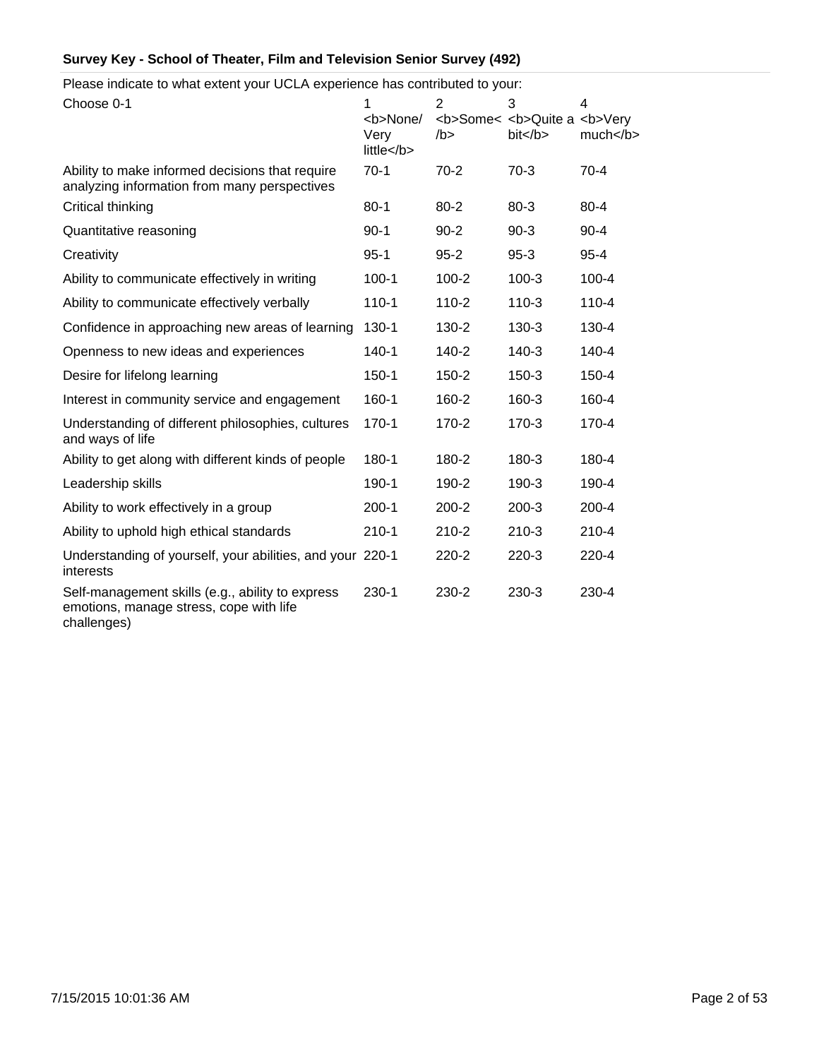**Survey Key - School of Theater, Film and Television Senior Survey (492)**

Please indicate to what extent your UCLA experience has contributed to your:

| Choose 0-1 | 1 <b>None/ Very little</b> | 2 <b>Some</b> | 3 <b>Quite a bit</b> | 4 <b>Very much</b> |
|---|---|---|---|---|
| Ability to make informed decisions that require analyzing information from many perspectives | 70-1 | 70-2 | 70-3 | 70-4 |
| Critical thinking | 80-1 | 80-2 | 80-3 | 80-4 |
| Quantitative reasoning | 90-1 | 90-2 | 90-3 | 90-4 |
| Creativity | 95-1 | 95-2 | 95-3 | 95-4 |
| Ability to communicate effectively in writing | 100-1 | 100-2 | 100-3 | 100-4 |
| Ability to communicate effectively verbally | 110-1 | 110-2 | 110-3 | 110-4 |
| Confidence in approaching new areas of learning | 130-1 | 130-2 | 130-3 | 130-4 |
| Openness to new ideas and experiences | 140-1 | 140-2 | 140-3 | 140-4 |
| Desire for lifelong learning | 150-1 | 150-2 | 150-3 | 150-4 |
| Interest in community service and engagement | 160-1 | 160-2 | 160-3 | 160-4 |
| Understanding of different philosophies, cultures and ways of life | 170-1 | 170-2 | 170-3 | 170-4 |
| Ability to get along with different kinds of people | 180-1 | 180-2 | 180-3 | 180-4 |
| Leadership skills | 190-1 | 190-2 | 190-3 | 190-4 |
| Ability to work effectively in a group | 200-1 | 200-2 | 200-3 | 200-4 |
| Ability to uphold high ethical standards | 210-1 | 210-2 | 210-3 | 210-4 |
| Understanding of yourself, your abilities, and your interests | 220-1 | 220-2 | 220-3 | 220-4 |
| Self-management skills (e.g., ability to express emotions, manage stress, cope with life challenges) | 230-1 | 230-2 | 230-3 | 230-4 |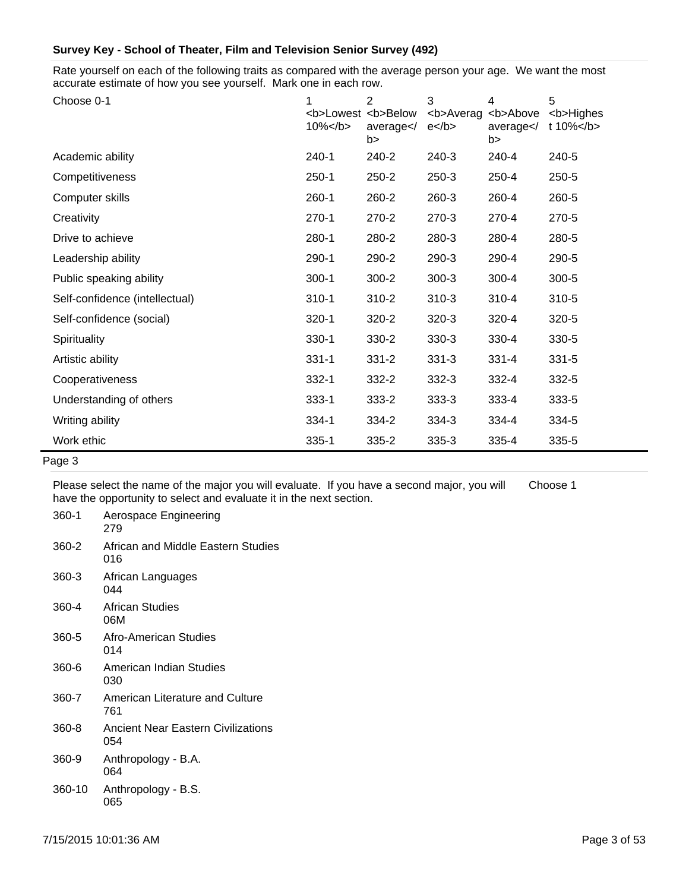**Survey Key - School of Theater, Film and Television Senior Survey (492)**

Rate yourself on each of the following traits as compared with the average person your age. We want the most accurate estimate of how you see yourself. Mark one in each row.

| Choose 0-1 | 1 <b>Lowest 10%</b> | 2 <b>Below average</b> | 3 <b>Average</b> | 4 <b>Above average</b> | 5 <b>Highest 10%</b> |
|---|---|---|---|---|---|
| Academic ability | 240-1 | 240-2 | 240-3 | 240-4 | 240-5 |
| Competitiveness | 250-1 | 250-2 | 250-3 | 250-4 | 250-5 |
| Computer skills | 260-1 | 260-2 | 260-3 | 260-4 | 260-5 |
| Creativity | 270-1 | 270-2 | 270-3 | 270-4 | 270-5 |
| Drive to achieve | 280-1 | 280-2 | 280-3 | 280-4 | 280-5 |
| Leadership ability | 290-1 | 290-2 | 290-3 | 290-4 | 290-5 |
| Public speaking ability | 300-1 | 300-2 | 300-3 | 300-4 | 300-5 |
| Self-confidence (intellectual) | 310-1 | 310-2 | 310-3 | 310-4 | 310-5 |
| Self-confidence (social) | 320-1 | 320-2 | 320-3 | 320-4 | 320-5 |
| Spirituality | 330-1 | 330-2 | 330-3 | 330-4 | 330-5 |
| Artistic ability | 331-1 | 331-2 | 331-3 | 331-4 | 331-5 |
| Cooperativeness | 332-1 | 332-2 | 332-3 | 332-4 | 332-5 |
| Understanding of others | 333-1 | 333-2 | 333-3 | 333-4 | 333-5 |
| Writing ability | 334-1 | 334-2 | 334-3 | 334-4 | 334-5 |
| Work ethic | 335-1 | 335-2 | 335-3 | 335-4 | 335-5 |

Page 3

Please select the name of the major you will evaluate. If you have a second major, you will have the opportunity to select and evaluate it in the next section. Choose 1

| Code | Major |
|---|---|
| 360-1 | Aerospace Engineering 279 |
| 360-2 | African and Middle Eastern Studies 016 |
| 360-3 | African Languages 044 |
| 360-4 | African Studies 06M |
| 360-5 | Afro-American Studies 014 |
| 360-6 | American Indian Studies 030 |
| 360-7 | American Literature and Culture 761 |
| 360-8 | Ancient Near Eastern Civilizations 054 |
| 360-9 | Anthropology - B.A. 064 |
| 360-10 | Anthropology - B.S. 065 |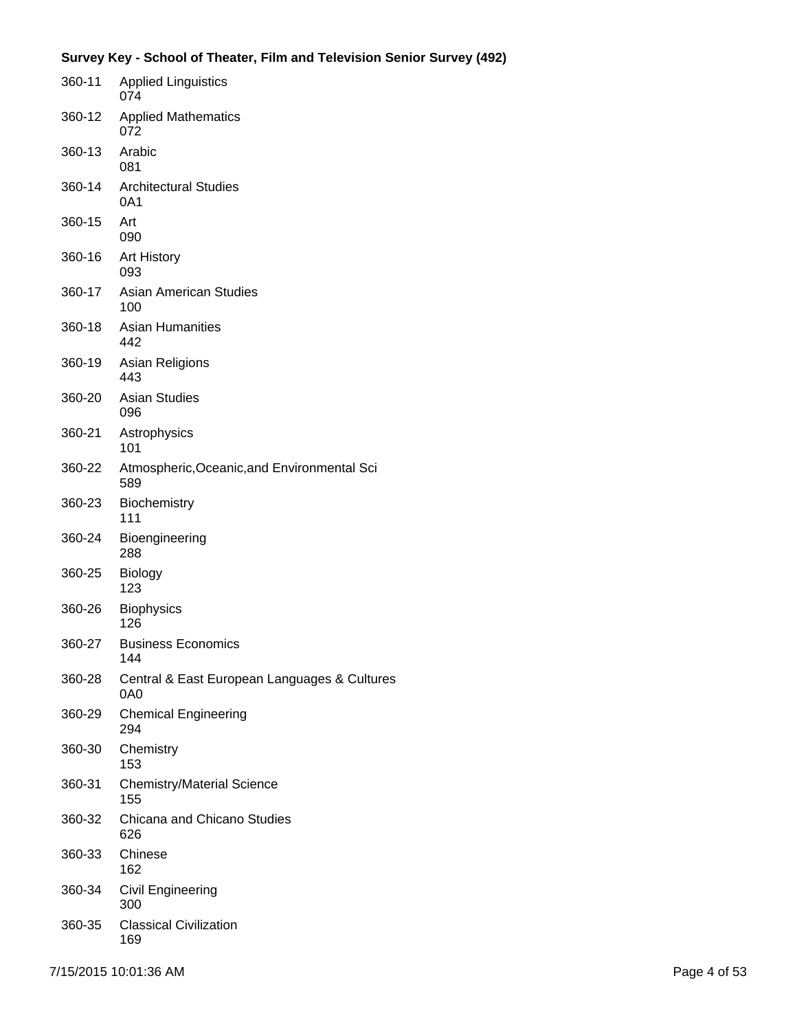**Survey Key - School of Theater, Film and Television Senior Survey (492)**

| | |
|---|---|
| 360-11 | Applied Linguistics<br>074 |
| 360-12 | Applied Mathematics<br>072 |
| 360-13 | Arabic<br>081 |
| 360-14 | Architectural Studies<br>0A1 |
| 360-15 | Art<br>090 |
| 360-16 | Art History<br>093 |
| 360-17 | Asian American Studies<br>100 |
| 360-18 | Asian Humanities<br>442 |
| 360-19 | Asian Religions<br>443 |
| 360-20 | Asian Studies<br>096 |
| 360-21 | Astrophysics<br>101 |
| 360-22 | Atmospheric,Oceanic,and Environmental Sci<br>589 |
| 360-23 | Biochemistry<br>111 |
| 360-24 | Bioengineering<br>288 |
| 360-25 | Biology<br>123 |
| 360-26 | Biophysics<br>126 |
| 360-27 | Business Economics<br>144 |
| 360-28 | Central & East European Languages & Cultures<br>0A0 |
| 360-29 | Chemical Engineering<br>294 |
| 360-30 | Chemistry<br>153 |
| 360-31 | Chemistry/Material Science<br>155 |
| 360-32 | Chicana and Chicano Studies<br>626 |
| 360-33 | Chinese<br>162 |
| 360-34 | Civil Engineering<br>300 |
| 360-35 | Classical Civilization<br>169 |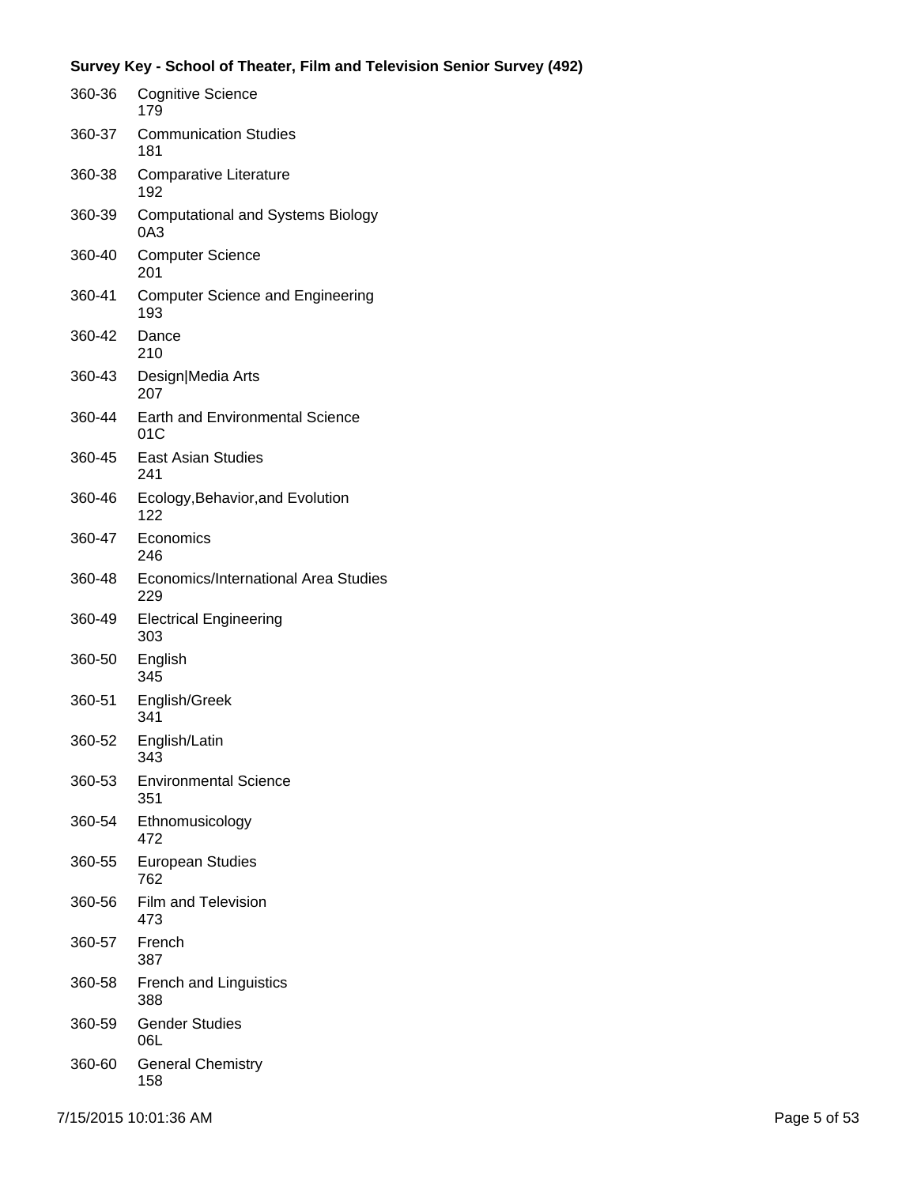**Survey Key - School of Theater, Film and Television Senior Survey (492)**

| Code | Label |
|---|---|
| 360-36 | Cognitive Science<br>179 |
| 360-37 | Communication Studies<br>181 |
| 360-38 | Comparative Literature<br>192 |
| 360-39 | Computational and Systems Biology<br>0A3 |
| 360-40 | Computer Science<br>201 |
| 360-41 | Computer Science and Engineering<br>193 |
| 360-42 | Dance<br>210 |
| 360-43 | Design|Media Arts<br>207 |
| 360-44 | Earth and Environmental Science<br>01C |
| 360-45 | East Asian Studies<br>241 |
| 360-46 | Ecology,Behavior,and Evolution<br>122 |
| 360-47 | Economics<br>246 |
| 360-48 | Economics/International Area Studies<br>229 |
| 360-49 | Electrical Engineering<br>303 |
| 360-50 | English<br>345 |
| 360-51 | English/Greek<br>341 |
| 360-52 | English/Latin<br>343 |
| 360-53 | Environmental Science<br>351 |
| 360-54 | Ethnomusicology<br>472 |
| 360-55 | European Studies<br>762 |
| 360-56 | Film and Television<br>473 |
| 360-57 | French<br>387 |
| 360-58 | French and Linguistics<br>388 |
| 360-59 | Gender Studies<br>06L |
| 360-60 | General Chemistry<br>158 |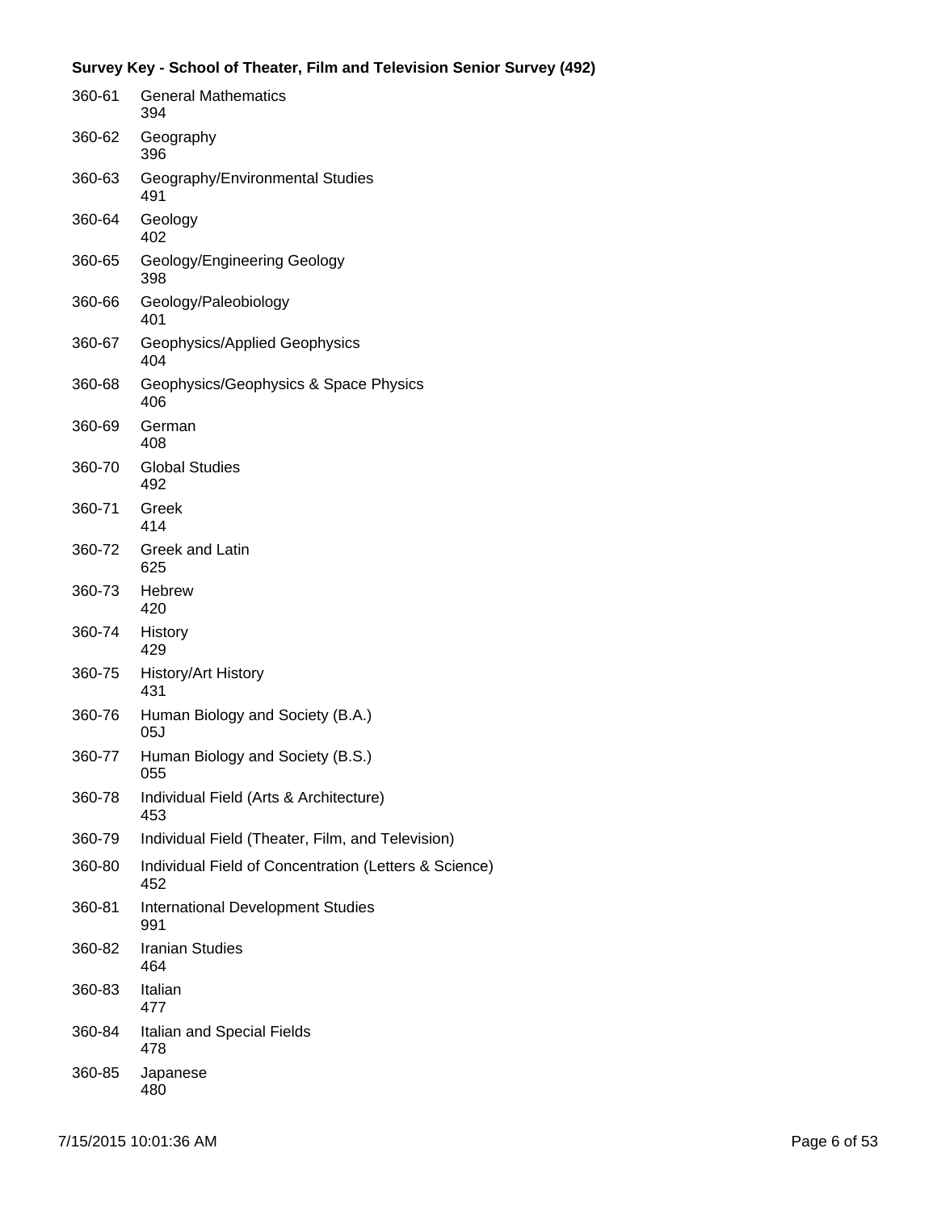**Survey Key - School of Theater, Film and Television Senior Survey (492)**

| | |
|---|---|
| 360-61 | General Mathematics<br>394 |
| 360-62 | Geography<br>396 |
| 360-63 | Geography/Environmental Studies<br>491 |
| 360-64 | Geology<br>402 |
| 360-65 | Geology/Engineering Geology<br>398 |
| 360-66 | Geology/Paleobiology<br>401 |
| 360-67 | Geophysics/Applied Geophysics<br>404 |
| 360-68 | Geophysics/Geophysics & Space Physics<br>406 |
| 360-69 | German<br>408 |
| 360-70 | Global Studies<br>492 |
| 360-71 | Greek<br>414 |
| 360-72 | Greek and Latin<br>625 |
| 360-73 | Hebrew<br>420 |
| 360-74 | History<br>429 |
| 360-75 | History/Art History<br>431 |
| 360-76 | Human Biology and Society (B.A.)<br>05J |
| 360-77 | Human Biology and Society (B.S.)<br>055 |
| 360-78 | Individual Field (Arts & Architecture)<br>453 |
| 360-79 | Individual Field (Theater, Film, and Television) |
| 360-80 | Individual Field of Concentration (Letters & Science)<br>452 |
| 360-81 | International Development Studies<br>991 |
| 360-82 | Iranian Studies<br>464 |
| 360-83 | Italian<br>477 |
| 360-84 | Italian and Special Fields<br>478 |
| 360-85 | Japanese<br>480 |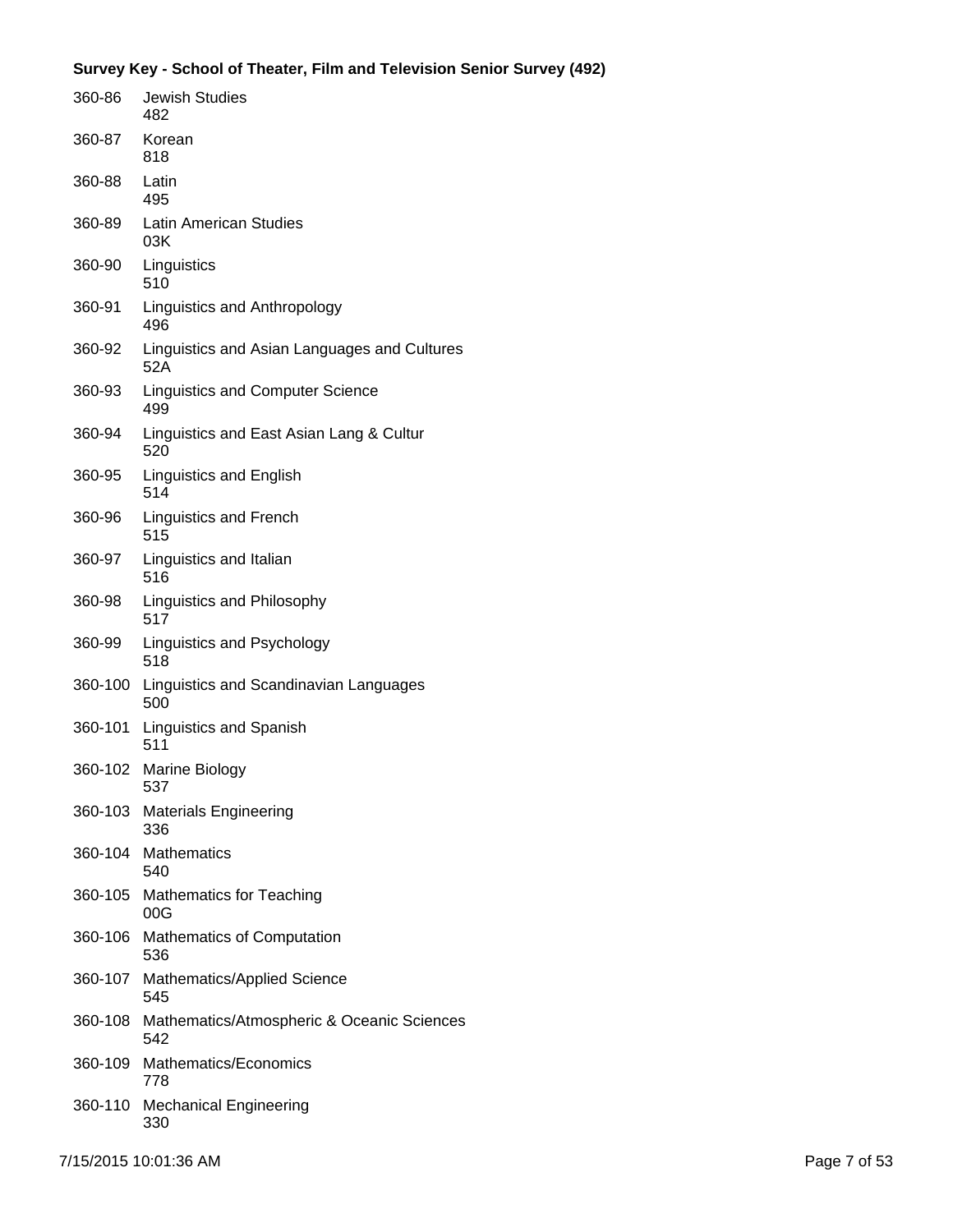**Survey Key - School of Theater, Film and Television Senior Survey (492)**

| | |
|---|---|
| 360-86 | Jewish Studies<br>482 |
| 360-87 | Korean<br>818 |
| 360-88 | Latin<br>495 |
| 360-89 | Latin American Studies<br>03K |
| 360-90 | Linguistics<br>510 |
| 360-91 | Linguistics and Anthropology<br>496 |
| 360-92 | Linguistics and Asian Languages and Cultures<br>52A |
| 360-93 | Linguistics and Computer Science<br>499 |
| 360-94 | Linguistics and East Asian Lang & Cultur<br>520 |
| 360-95 | Linguistics and English<br>514 |
| 360-96 | Linguistics and French<br>515 |
| 360-97 | Linguistics and Italian<br>516 |
| 360-98 | Linguistics and Philosophy<br>517 |
| 360-99 | Linguistics and Psychology<br>518 |
| 360-100 | Linguistics and Scandinavian Languages<br>500 |
| 360-101 | Linguistics and Spanish<br>511 |
| 360-102 | Marine Biology<br>537 |
| 360-103 | Materials Engineering<br>336 |
| 360-104 | Mathematics<br>540 |
| 360-105 | Mathematics for Teaching<br>00G |
| 360-106 | Mathematics of Computation<br>536 |
| 360-107 | Mathematics/Applied Science<br>545 |
| 360-108 | Mathematics/Atmospheric & Oceanic Sciences<br>542 |
| 360-109 | Mathematics/Economics<br>778 |
| 360-110 | Mechanical Engineering<br>330 |

7/15/2015 10:01:36 AM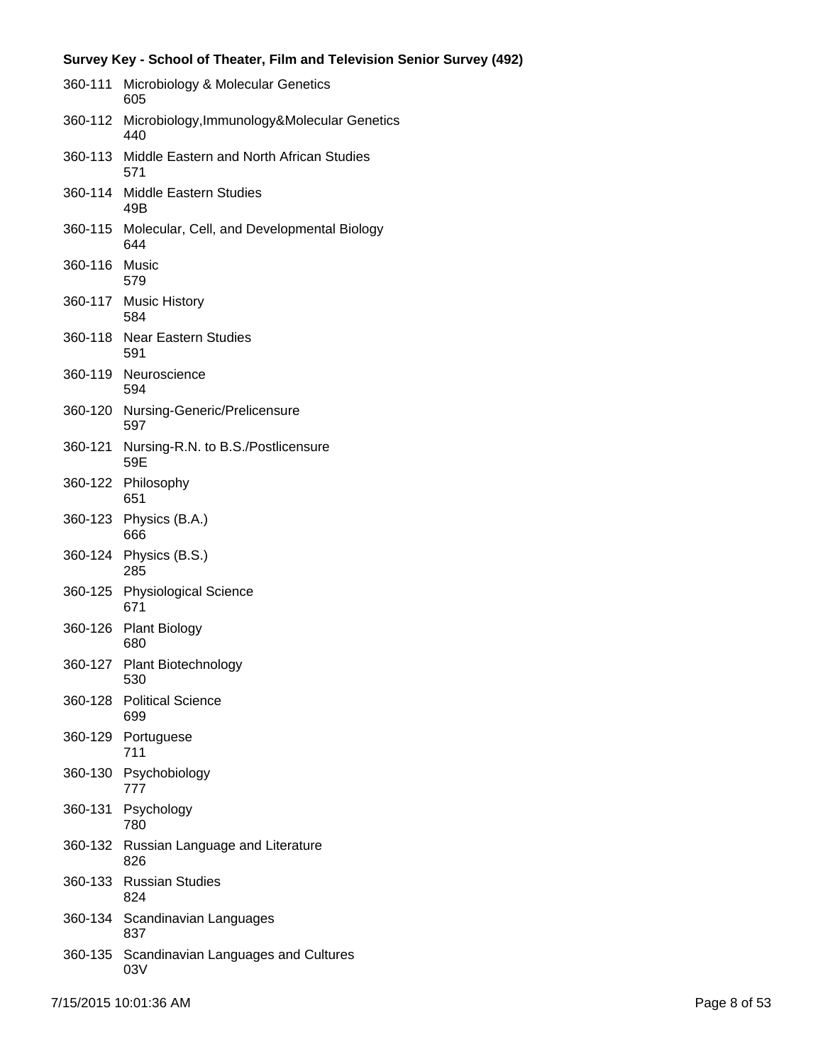**Survey Key - School of Theater, Film and Television Senior Survey (492)**

360-111 Microbiology & Molecular Genetics
605

360-112 Microbiology,Immunology&Molecular Genetics
440

360-113 Middle Eastern and North African Studies
571

360-114 Middle Eastern Studies
49B

360-115 Molecular, Cell, and Developmental Biology
644

360-116 Music
579

360-117 Music History
584

360-118 Near Eastern Studies
591

360-119 Neuroscience
594

360-120 Nursing-Generic/Prelicensure
597

360-121 Nursing-R.N. to B.S./Postlicensure
59E

360-122 Philosophy
651

360-123 Physics (B.A.)
666

360-124 Physics (B.S.)
285

360-125 Physiological Science
671

360-126 Plant Biology
680

360-127 Plant Biotechnology
530

360-128 Political Science
699

360-129 Portuguese
711

360-130 Psychobiology
777

360-131 Psychology
780

360-132 Russian Language and Literature
826

360-133 Russian Studies
824

360-134 Scandinavian Languages
837

360-135 Scandinavian Languages and Cultures
03V

7/15/2015 10:01:36 AM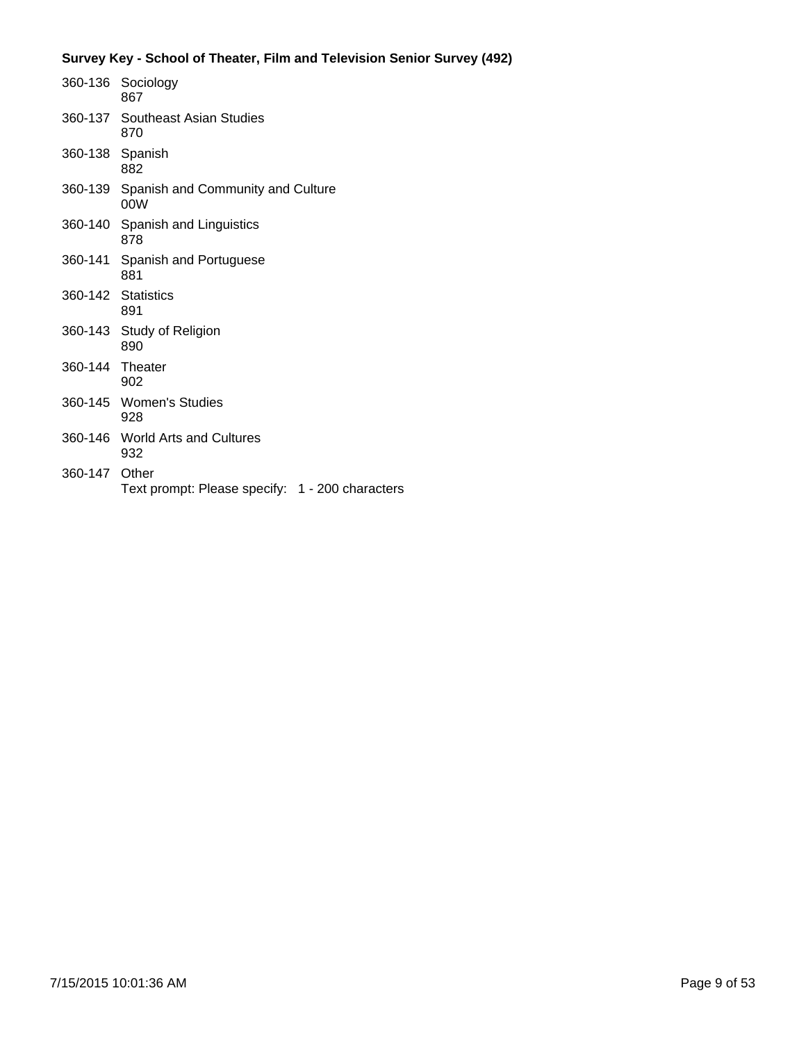**Survey Key - School of Theater, Film and Television Senior Survey (492)**

360-136 Sociology
867

360-137 Southeast Asian Studies
870

360-138 Spanish
882

360-139 Spanish and Community and Culture
00W

360-140 Spanish and Linguistics
878

360-141 Spanish and Portuguese
881

360-142 Statistics
891

360-143 Study of Religion
890

360-144 Theater
902

360-145 Women's Studies
928

360-146 World Arts and Cultures
932

360-147 Other
Text prompt: Please specify: 1 - 200 characters

7/15/2015 10:01:36 AM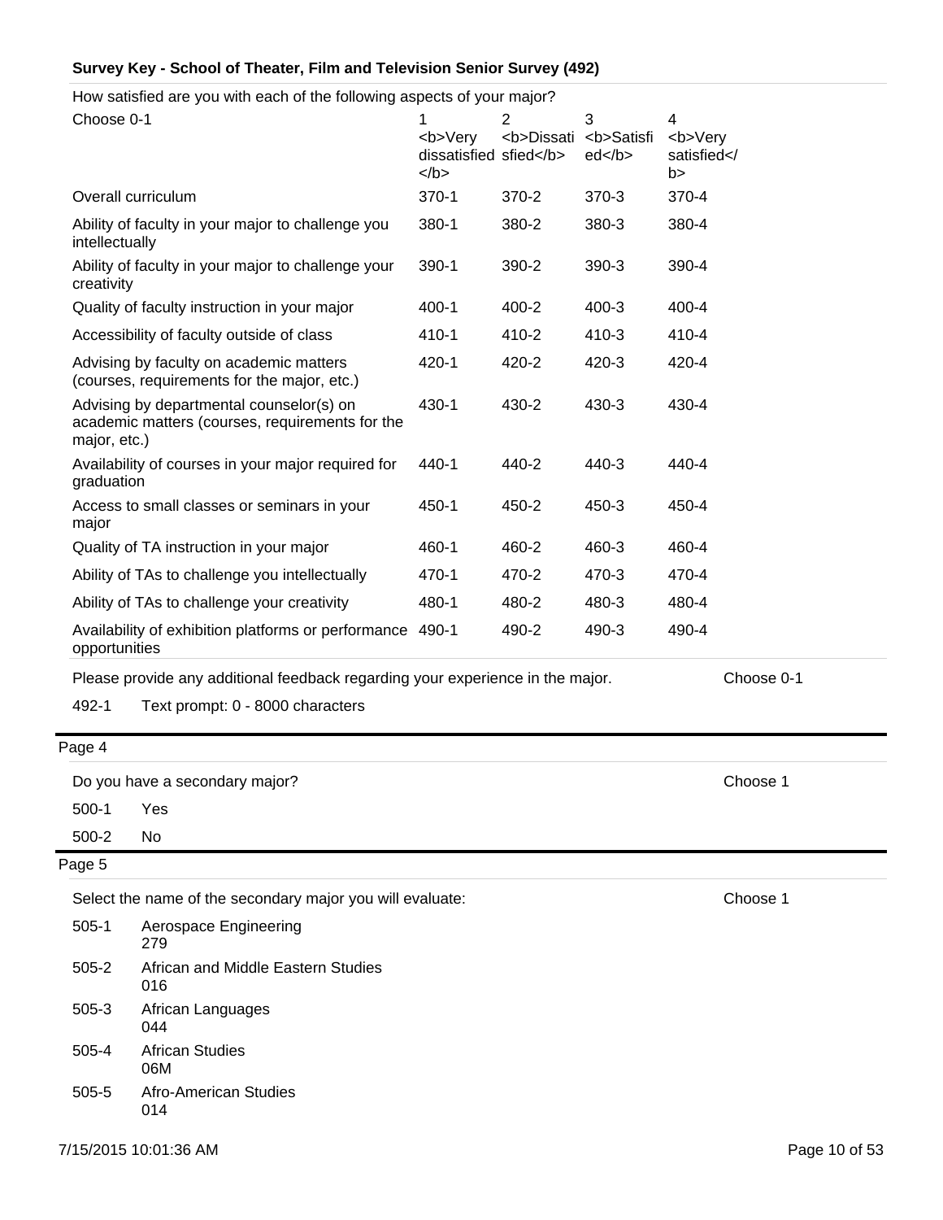**Survey Key - School of Theater, Film and Television Senior Survey (492)**

How satisfied are you with each of the following aspects of your major?

| Choose 0-1 | 1 <b>Very dissatisfied</b> | 2 <b>Dissatisfied</b> | 3 <b>Satisfied</b> | 4 <b>Very satisfied</b> |
|---|---|---|---|---|
| Overall curriculum | 370-1 | 370-2 | 370-3 | 370-4 |
| Ability of faculty in your major to challenge you intellectually | 380-1 | 380-2 | 380-3 | 380-4 |
| Ability of faculty in your major to challenge your creativity | 390-1 | 390-2 | 390-3 | 390-4 |
| Quality of faculty instruction in your major | 400-1 | 400-2 | 400-3 | 400-4 |
| Accessibility of faculty outside of class | 410-1 | 410-2 | 410-3 | 410-4 |
| Advising by faculty on academic matters (courses, requirements for the major, etc.) | 420-1 | 420-2 | 420-3 | 420-4 |
| Advising by departmental counselor(s) on academic matters (courses, requirements for the major, etc.) | 430-1 | 430-2 | 430-3 | 430-4 |
| Availability of courses in your major required for graduation | 440-1 | 440-2 | 440-3 | 440-4 |
| Access to small classes or seminars in your major | 450-1 | 450-2 | 450-3 | 450-4 |
| Quality of TA instruction in your major | 460-1 | 460-2 | 460-3 | 460-4 |
| Ability of TAs to challenge you intellectually | 470-1 | 470-2 | 470-3 | 470-4 |
| Ability of TAs to challenge your creativity | 480-1 | 480-2 | 480-3 | 480-4 |
| Availability of exhibition platforms or performance opportunities | 490-1 | 490-2 | 490-3 | 490-4 |

Please provide any additional feedback regarding your experience in the major. — Choose 0-1

492-1 Text prompt: 0 - 8000 characters

Page 4

Do you have a secondary major? — Choose 1

500-1 Yes

500-2 No

Page 5

Select the name of the secondary major you will evaluate: — Choose 1

505-1 Aerospace Engineering
279

505-2 African and Middle Eastern Studies
016

505-3 African Languages
044

505-4 African Studies
06M

505-5 Afro-American Studies
014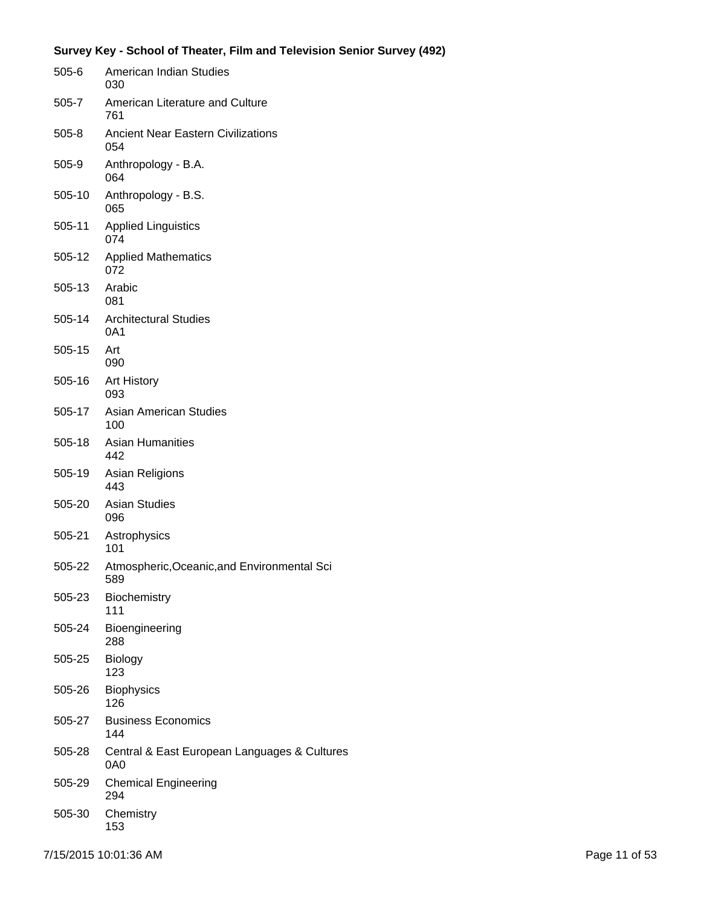**Survey Key - School of Theater, Film and Television Senior Survey (492)**

| Code | Description |
|---|---|
| 505-6 | American Indian Studies<br>030 |
| 505-7 | American Literature and Culture<br>761 |
| 505-8 | Ancient Near Eastern Civilizations<br>054 |
| 505-9 | Anthropology - B.A.<br>064 |
| 505-10 | Anthropology - B.S.<br>065 |
| 505-11 | Applied Linguistics<br>074 |
| 505-12 | Applied Mathematics<br>072 |
| 505-13 | Arabic<br>081 |
| 505-14 | Architectural Studies<br>0A1 |
| 505-15 | Art<br>090 |
| 505-16 | Art History<br>093 |
| 505-17 | Asian American Studies<br>100 |
| 505-18 | Asian Humanities<br>442 |
| 505-19 | Asian Religions<br>443 |
| 505-20 | Asian Studies<br>096 |
| 505-21 | Astrophysics<br>101 |
| 505-22 | Atmospheric,Oceanic,and Environmental Sci<br>589 |
| 505-23 | Biochemistry<br>111 |
| 505-24 | Bioengineering<br>288 |
| 505-25 | Biology<br>123 |
| 505-26 | Biophysics<br>126 |
| 505-27 | Business Economics<br>144 |
| 505-28 | Central & East European Languages & Cultures<br>0A0 |
| 505-29 | Chemical Engineering<br>294 |
| 505-30 | Chemistry<br>153 |

7/15/2015 10:01:36 AM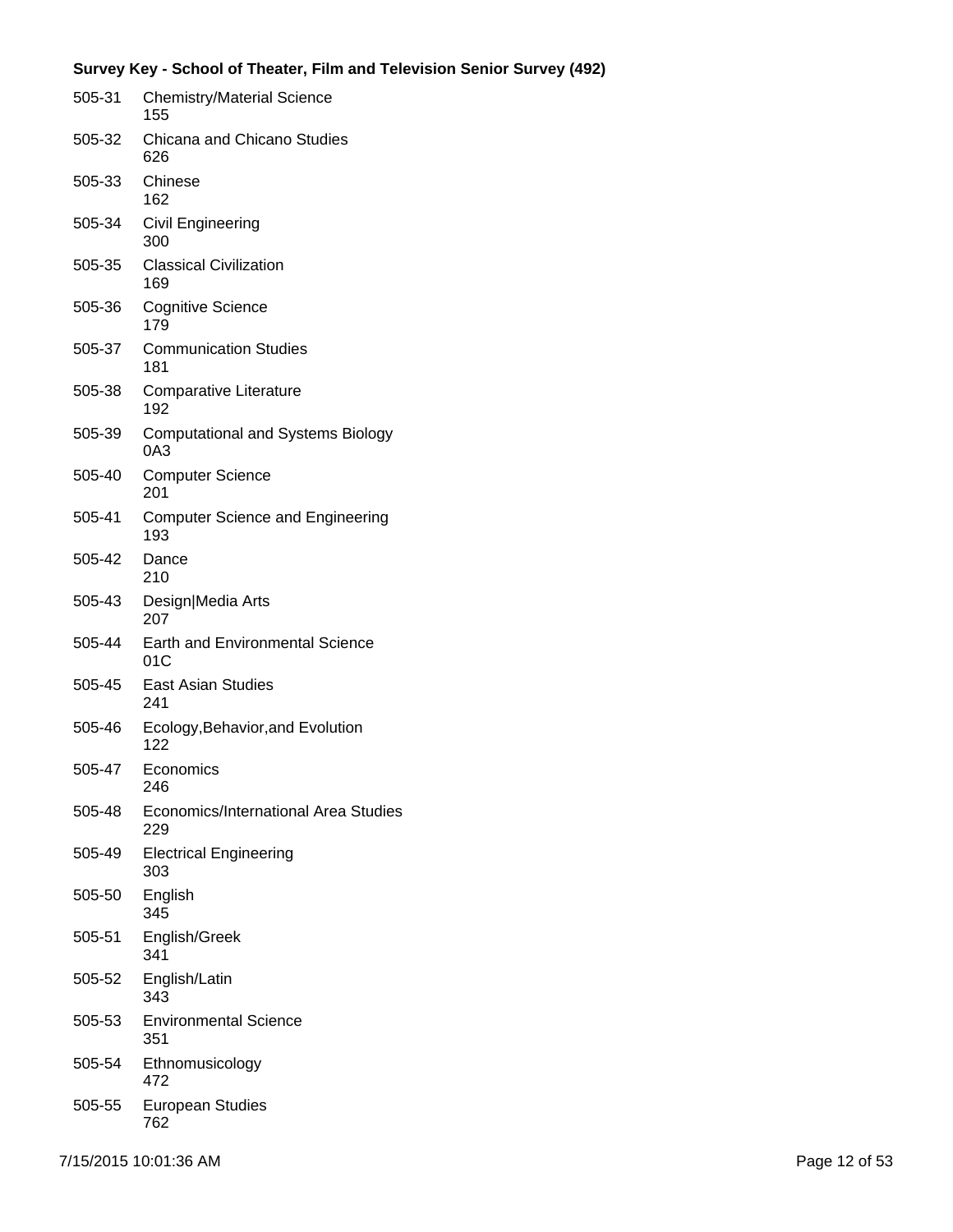**Survey Key - School of Theater, Film and Television Senior Survey (492)**

505-31 Chemistry/Material Science
155

505-32 Chicana and Chicano Studies
626

505-33 Chinese
162

505-34 Civil Engineering
300

505-35 Classical Civilization
169

505-36 Cognitive Science
179

505-37 Communication Studies
181

505-38 Comparative Literature
192

505-39 Computational and Systems Biology
0A3

505-40 Computer Science
201

505-41 Computer Science and Engineering
193

505-42 Dance
210

505-43 Design|Media Arts
207

505-44 Earth and Environmental Science
01C

505-45 East Asian Studies
241

505-46 Ecology,Behavior,and Evolution
122

505-47 Economics
246

505-48 Economics/International Area Studies
229

505-49 Electrical Engineering
303

505-50 English
345

505-51 English/Greek
341

505-52 English/Latin
343

505-53 Environmental Science
351

505-54 Ethnomusicology
472

505-55 European Studies
762

7/15/2015 10:01:36 AM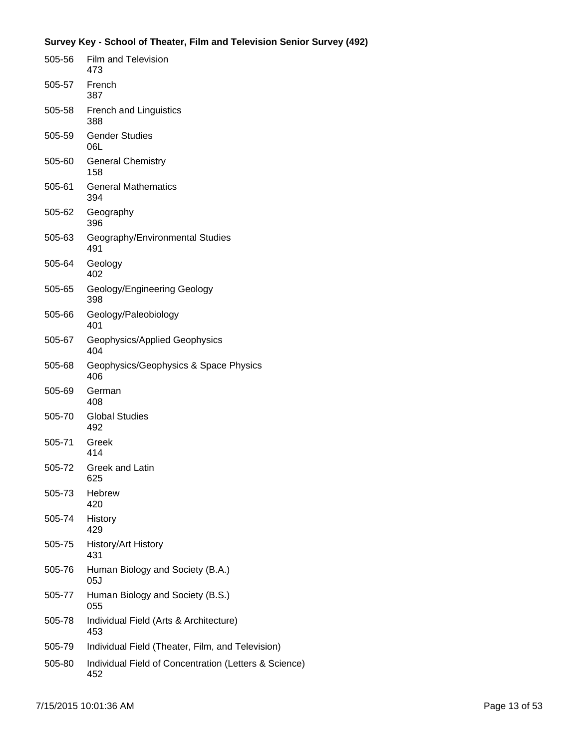**Survey Key - School of Theater, Film and Television Senior Survey (492)**

| Code | Major |
|---|---|
| 505-56 | Film and Television<br>473 |
| 505-57 | French<br>387 |
| 505-58 | French and Linguistics<br>388 |
| 505-59 | Gender Studies<br>06L |
| 505-60 | General Chemistry<br>158 |
| 505-61 | General Mathematics<br>394 |
| 505-62 | Geography<br>396 |
| 505-63 | Geography/Environmental Studies<br>491 |
| 505-64 | Geology<br>402 |
| 505-65 | Geology/Engineering Geology<br>398 |
| 505-66 | Geology/Paleobiology<br>401 |
| 505-67 | Geophysics/Applied Geophysics<br>404 |
| 505-68 | Geophysics/Geophysics & Space Physics<br>406 |
| 505-69 | German<br>408 |
| 505-70 | Global Studies<br>492 |
| 505-71 | Greek<br>414 |
| 505-72 | Greek and Latin<br>625 |
| 505-73 | Hebrew<br>420 |
| 505-74 | History<br>429 |
| 505-75 | History/Art History<br>431 |
| 505-76 | Human Biology and Society (B.A.)<br>05J |
| 505-77 | Human Biology and Society (B.S.)<br>055 |
| 505-78 | Individual Field (Arts & Architecture)<br>453 |
| 505-79 | Individual Field (Theater, Film, and Television) |
| 505-80 | Individual Field of Concentration (Letters & Science)<br>452 |

7/15/2015 10:01:36 AM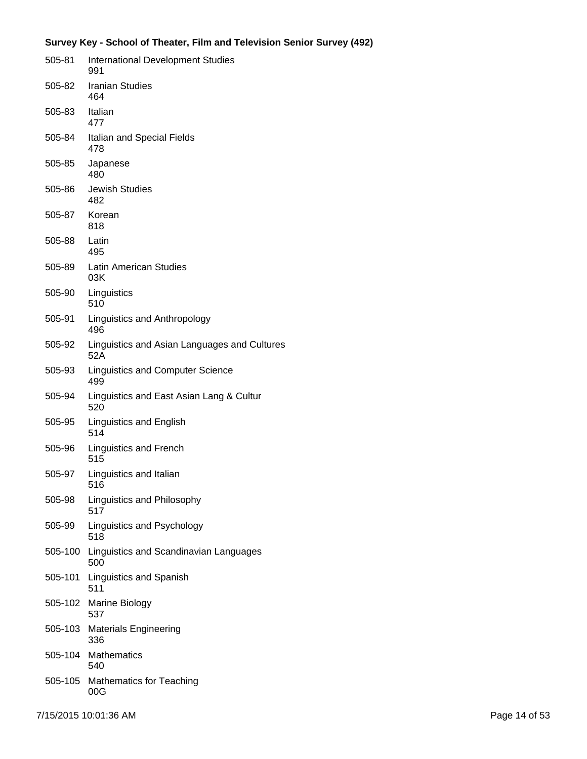**Survey Key - School of Theater, Film and Television Senior Survey (492)**

| Code | Item |
|---|---|
| 505-81 | International Development Studies<br>991 |
| 505-82 | Iranian Studies<br>464 |
| 505-83 | Italian<br>477 |
| 505-84 | Italian and Special Fields<br>478 |
| 505-85 | Japanese<br>480 |
| 505-86 | Jewish Studies<br>482 |
| 505-87 | Korean<br>818 |
| 505-88 | Latin<br>495 |
| 505-89 | Latin American Studies<br>03K |
| 505-90 | Linguistics<br>510 |
| 505-91 | Linguistics and Anthropology<br>496 |
| 505-92 | Linguistics and Asian Languages and Cultures<br>52A |
| 505-93 | Linguistics and Computer Science<br>499 |
| 505-94 | Linguistics and East Asian Lang & Cultur<br>520 |
| 505-95 | Linguistics and English<br>514 |
| 505-96 | Linguistics and French<br>515 |
| 505-97 | Linguistics and Italian<br>516 |
| 505-98 | Linguistics and Philosophy<br>517 |
| 505-99 | Linguistics and Psychology<br>518 |
| 505-100 | Linguistics and Scandinavian Languages<br>500 |
| 505-101 | Linguistics and Spanish<br>511 |
| 505-102 | Marine Biology<br>537 |
| 505-103 | Materials Engineering<br>336 |
| 505-104 | Mathematics<br>540 |
| 505-105 | Mathematics for Teaching<br>00G |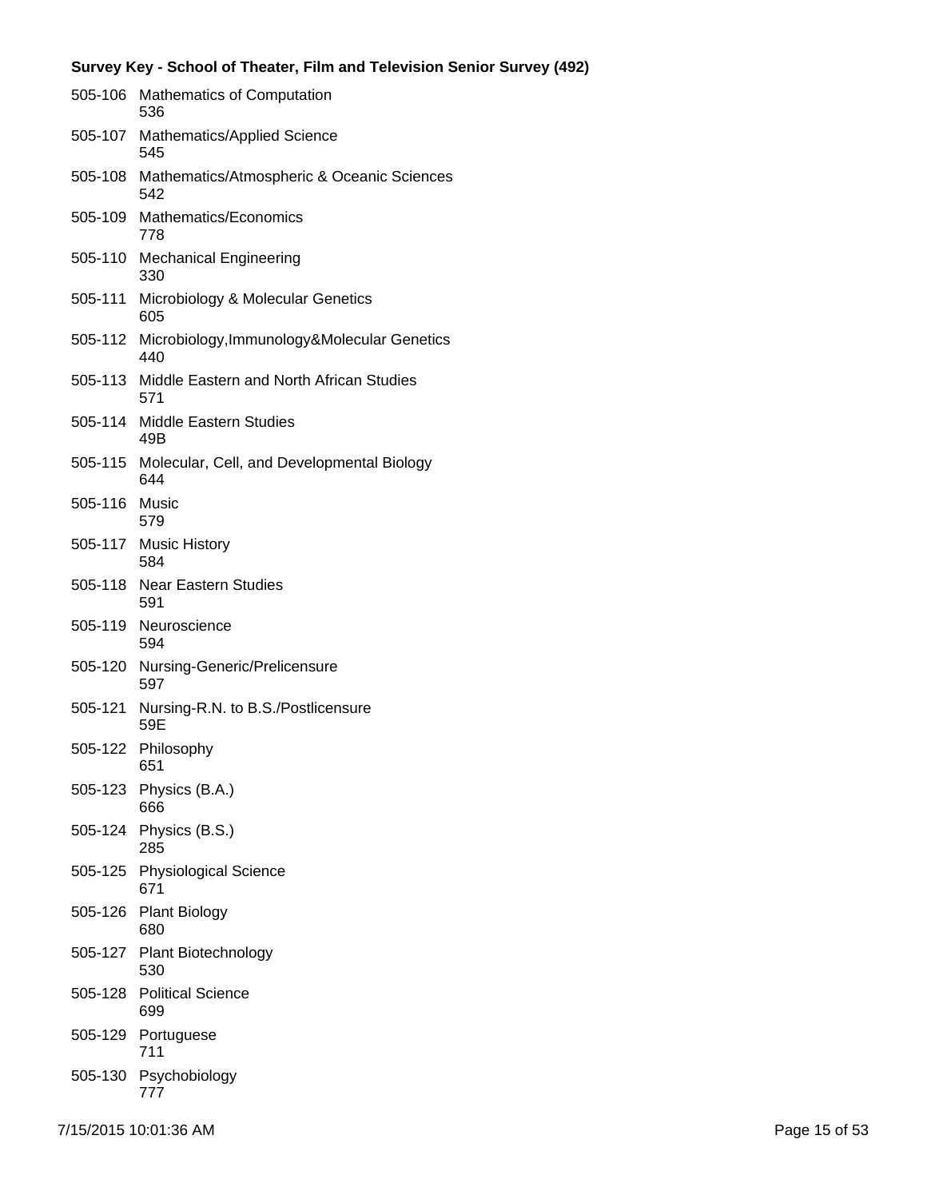**Survey Key - School of Theater, Film and Television Senior Survey (492)**

505-106 Mathematics of Computation
536

505-107 Mathematics/Applied Science
545

505-108 Mathematics/Atmospheric & Oceanic Sciences
542

505-109 Mathematics/Economics
778

505-110 Mechanical Engineering
330

505-111 Microbiology & Molecular Genetics
605

505-112 Microbiology,Immunology&Molecular Genetics
440

505-113 Middle Eastern and North African Studies
571

505-114 Middle Eastern Studies
49B

505-115 Molecular, Cell, and Developmental Biology
644

505-116 Music
579

505-117 Music History
584

505-118 Near Eastern Studies
591

505-119 Neuroscience
594

505-120 Nursing-Generic/Prelicensure
597

505-121 Nursing-R.N. to B.S./Postlicensure
59E

505-122 Philosophy
651

505-123 Physics (B.A.)
666

505-124 Physics (B.S.)
285

505-125 Physiological Science
671

505-126 Plant Biology
680

505-127 Plant Biotechnology
530

505-128 Political Science
699

505-129 Portuguese
711

505-130 Psychobiology
777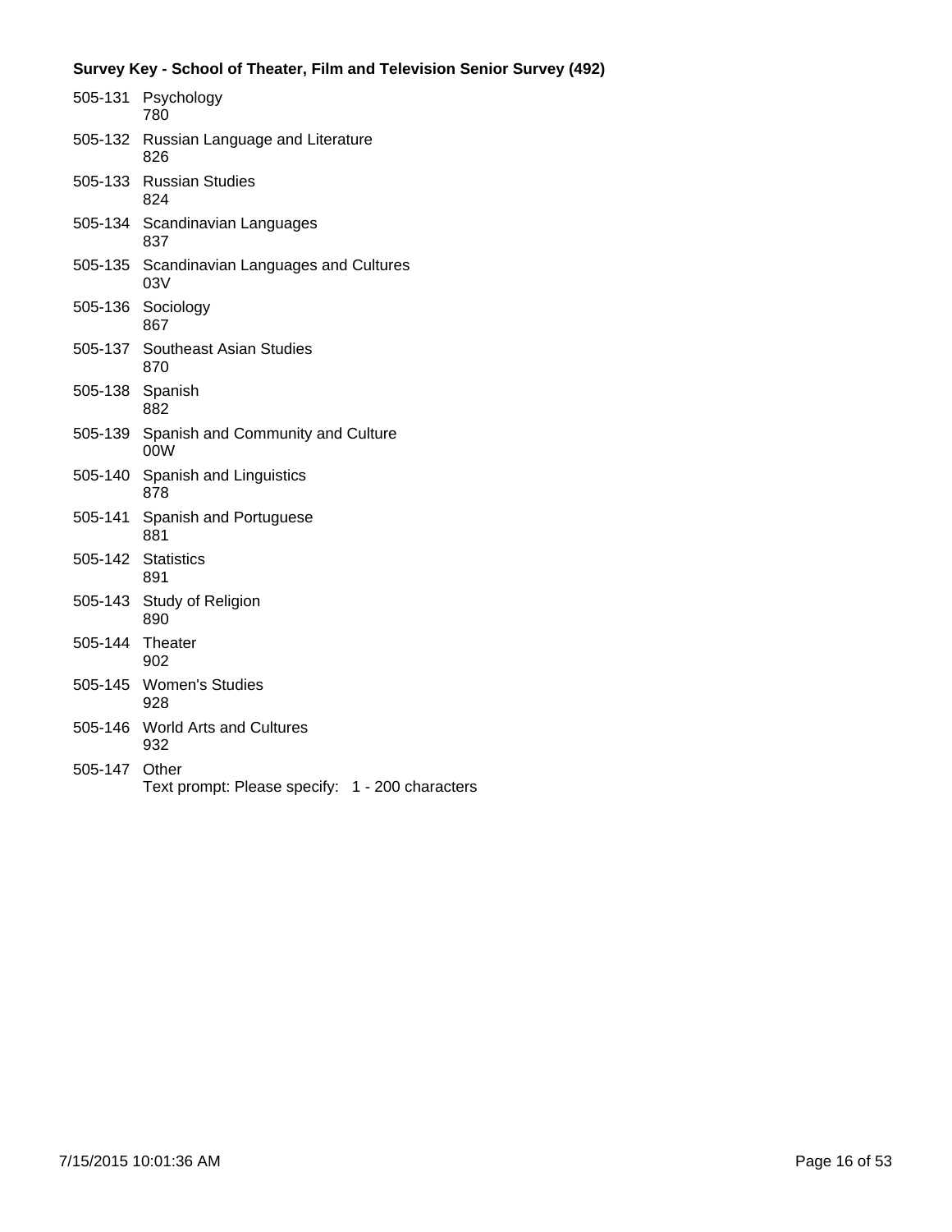**Survey Key - School of Theater, Film and Television Senior Survey (492)**

505-131 Psychology
780

505-132 Russian Language and Literature
826

505-133 Russian Studies
824

505-134 Scandinavian Languages
837

505-135 Scandinavian Languages and Cultures
03V

505-136 Sociology
867

505-137 Southeast Asian Studies
870

505-138 Spanish
882

505-139 Spanish and Community and Culture
00W

505-140 Spanish and Linguistics
878

505-141 Spanish and Portuguese
881

505-142 Statistics
891

505-143 Study of Religion
890

505-144 Theater
902

505-145 Women's Studies
928

505-146 World Arts and Cultures
932

505-147 Other
Text prompt: Please specify: 1 - 200 characters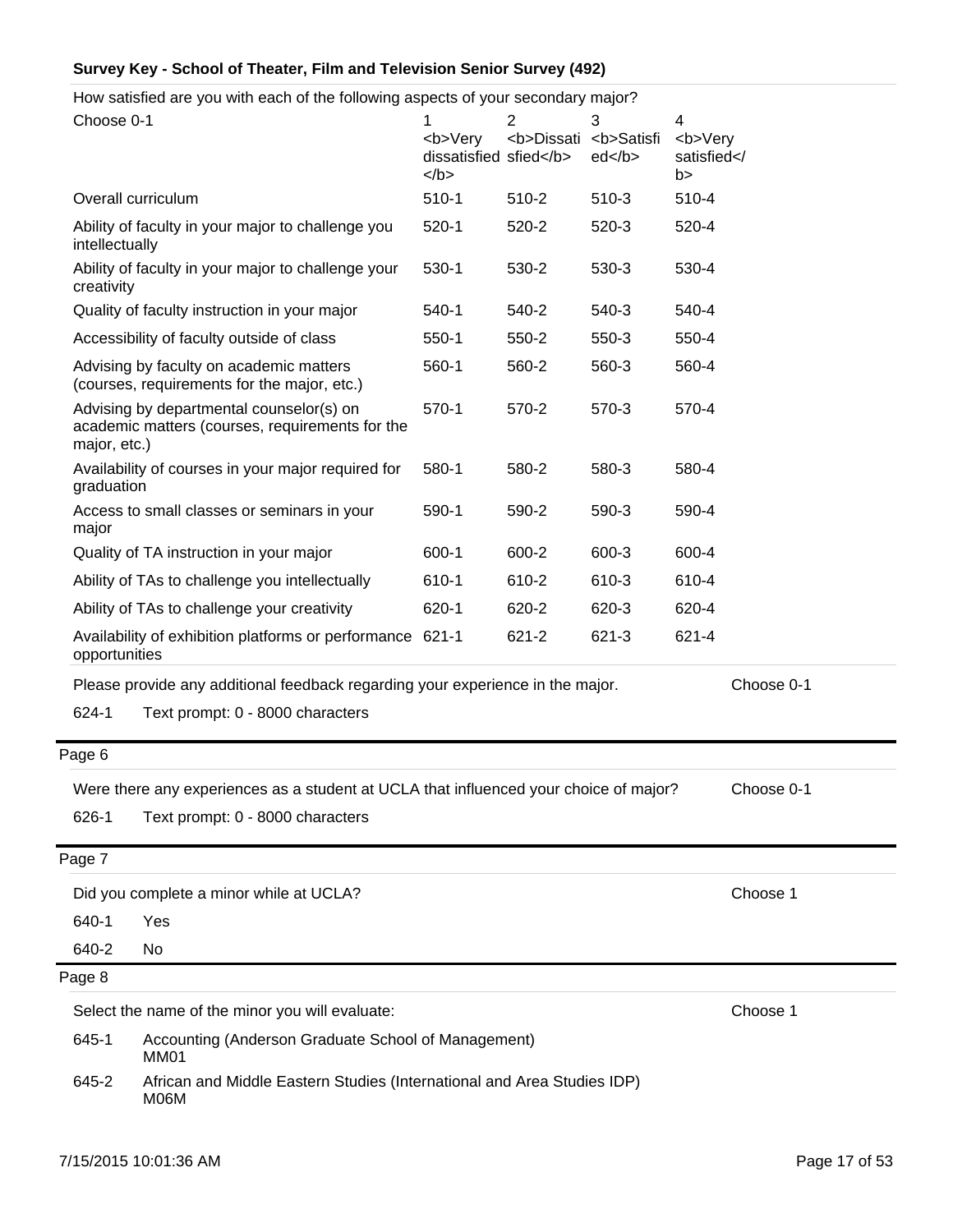**Survey Key - School of Theater, Film and Television Senior Survey (492)**

How satisfied are you with each of the following aspects of your secondary major?

| Choose 0-1 | 1 <b>Very dissatisfied</b> | 2 <b>Dissatisfied</b> | 3 <b>Satisfied</b> | 4 <b>Very satisfied</b> |
|---|---|---|---|---|
| Overall curriculum | 510-1 | 510-2 | 510-3 | 510-4 |
| Ability of faculty in your major to challenge you intellectually | 520-1 | 520-2 | 520-3 | 520-4 |
| Ability of faculty in your major to challenge your creativity | 530-1 | 530-2 | 530-3 | 530-4 |
| Quality of faculty instruction in your major | 540-1 | 540-2 | 540-3 | 540-4 |
| Accessibility of faculty outside of class | 550-1 | 550-2 | 550-3 | 550-4 |
| Advising by faculty on academic matters (courses, requirements for the major, etc.) | 560-1 | 560-2 | 560-3 | 560-4 |
| Advising by departmental counselor(s) on academic matters (courses, requirements for the major, etc.) | 570-1 | 570-2 | 570-3 | 570-4 |
| Availability of courses in your major required for graduation | 580-1 | 580-2 | 580-3 | 580-4 |
| Access to small classes or seminars in your major | 590-1 | 590-2 | 590-3 | 590-4 |
| Quality of TA instruction in your major | 600-1 | 600-2 | 600-3 | 600-4 |
| Ability of TAs to challenge you intellectually | 610-1 | 610-2 | 610-3 | 610-4 |
| Ability of TAs to challenge your creativity | 620-1 | 620-2 | 620-3 | 620-4 |
| Availability of exhibition platforms or performance opportunities | 621-1 | 621-2 | 621-3 | 621-4 |

Please provide any additional feedback regarding your experience in the major. — Choose 0-1

624-1 Text prompt: 0 - 8000 characters

Page 6

Were there any experiences as a student at UCLA that influenced your choice of major? — Choose 0-1

626-1 Text prompt: 0 - 8000 characters

Page 7

Did you complete a minor while at UCLA? — Choose 1

640-1 Yes

640-2 No

Page 8

Select the name of the minor you will evaluate: — Choose 1

645-1 Accounting (Anderson Graduate School of Management) MM01

645-2 African and Middle Eastern Studies (International and Area Studies IDP) M06M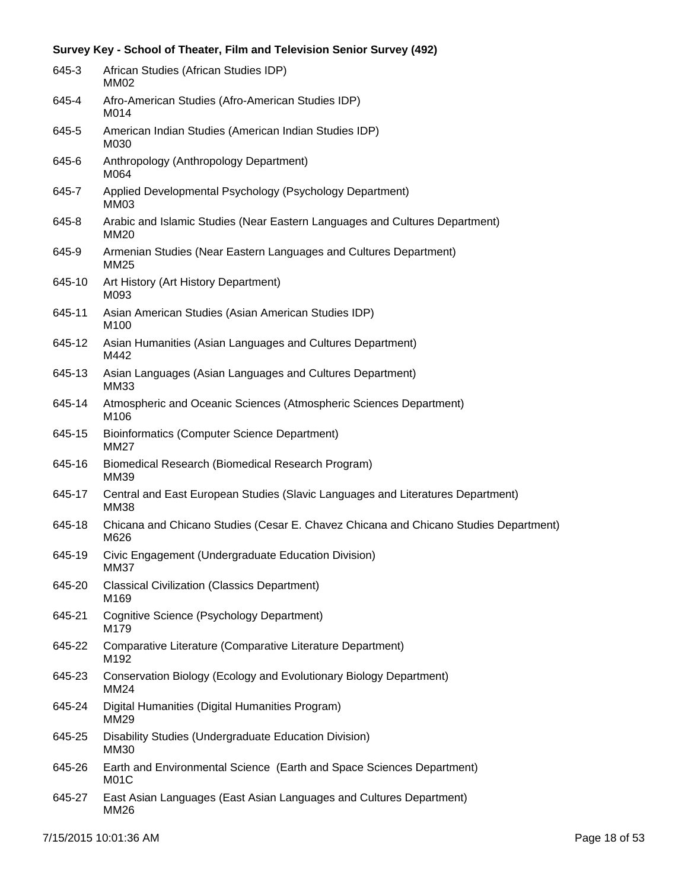**Survey Key - School of Theater, Film and Television Senior Survey (492)**

| | |
|---|---|
| 645-3 | African Studies (African Studies IDP)<br>MM02 |
| 645-4 | Afro-American Studies (Afro-American Studies IDP)<br>M014 |
| 645-5 | American Indian Studies (American Indian Studies IDP)<br>M030 |
| 645-6 | Anthropology (Anthropology Department)<br>M064 |
| 645-7 | Applied Developmental Psychology (Psychology Department)<br>MM03 |
| 645-8 | Arabic and Islamic Studies (Near Eastern Languages and Cultures Department)<br>MM20 |
| 645-9 | Armenian Studies (Near Eastern Languages and Cultures Department)<br>MM25 |
| 645-10 | Art History (Art History Department)<br>M093 |
| 645-11 | Asian American Studies (Asian American Studies IDP)<br>M100 |
| 645-12 | Asian Humanities (Asian Languages and Cultures Department)<br>M442 |
| 645-13 | Asian Languages (Asian Languages and Cultures Department)<br>MM33 |
| 645-14 | Atmospheric and Oceanic Sciences (Atmospheric Sciences Department)<br>M106 |
| 645-15 | Bioinformatics (Computer Science Department)<br>MM27 |
| 645-16 | Biomedical Research (Biomedical Research Program)<br>MM39 |
| 645-17 | Central and East European Studies (Slavic Languages and Literatures Department)<br>MM38 |
| 645-18 | Chicana and Chicano Studies (Cesar E. Chavez Chicana and Chicano Studies Department)<br>M626 |
| 645-19 | Civic Engagement (Undergraduate Education Division)<br>MM37 |
| 645-20 | Classical Civilization (Classics Department)<br>M169 |
| 645-21 | Cognitive Science (Psychology Department)<br>M179 |
| 645-22 | Comparative Literature (Comparative Literature Department)<br>M192 |
| 645-23 | Conservation Biology (Ecology and Evolutionary Biology Department)<br>MM24 |
| 645-24 | Digital Humanities (Digital Humanities Program)<br>MM29 |
| 645-25 | Disability Studies (Undergraduate Education Division)<br>MM30 |
| 645-26 | Earth and Environmental Science (Earth and Space Sciences Department)<br>M01C |
| 645-27 | East Asian Languages (East Asian Languages and Cultures Department)<br>MM26 |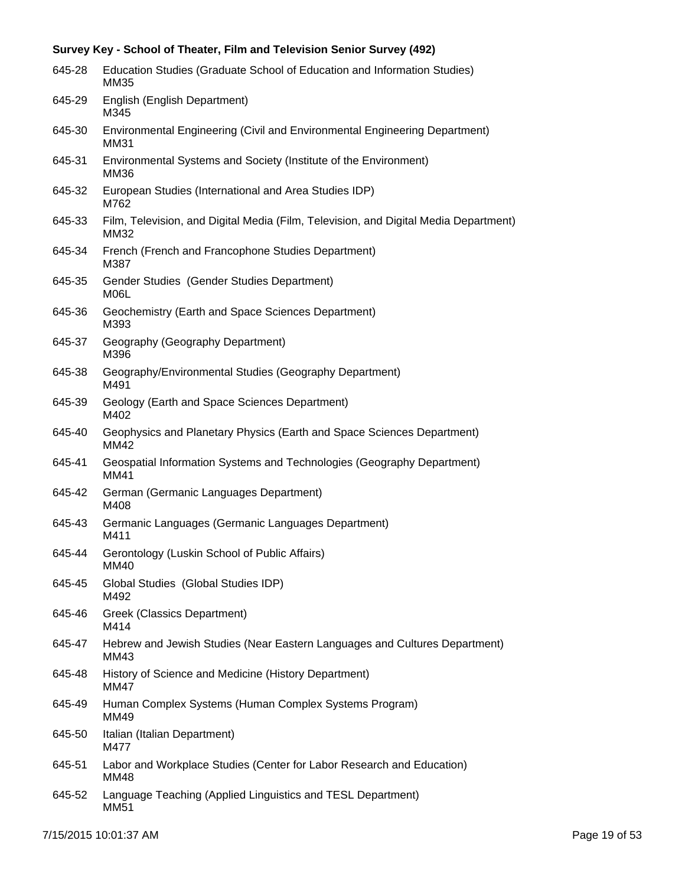**Survey Key - School of Theater, Film and Television Senior Survey (492)**

645-28 Education Studies (Graduate School of Education and Information Studies)
MM35

645-29 English (English Department)
M345

645-30 Environmental Engineering (Civil and Environmental Engineering Department)
MM31

645-31 Environmental Systems and Society (Institute of the Environment)
MM36

645-32 European Studies (International and Area Studies IDP)
M762

645-33 Film, Television, and Digital Media (Film, Television, and Digital Media Department)
MM32

645-34 French (French and Francophone Studies Department)
M387

645-35 Gender Studies (Gender Studies Department)
M06L

645-36 Geochemistry (Earth and Space Sciences Department)
M393

645-37 Geography (Geography Department)
M396

645-38 Geography/Environmental Studies (Geography Department)
M491

645-39 Geology (Earth and Space Sciences Department)
M402

645-40 Geophysics and Planetary Physics (Earth and Space Sciences Department)
MM42

645-41 Geospatial Information Systems and Technologies (Geography Department)
MM41

645-42 German (Germanic Languages Department)
M408

645-43 Germanic Languages (Germanic Languages Department)
M411

645-44 Gerontology (Luskin School of Public Affairs)
MM40

645-45 Global Studies (Global Studies IDP)
M492

645-46 Greek (Classics Department)
M414

645-47 Hebrew and Jewish Studies (Near Eastern Languages and Cultures Department)
MM43

645-48 History of Science and Medicine (History Department)
MM47

645-49 Human Complex Systems (Human Complex Systems Program)
MM49

645-50 Italian (Italian Department)
M477

645-51 Labor and Workplace Studies (Center for Labor Research and Education)
MM48

645-52 Language Teaching (Applied Linguistics and TESL Department)
MM51

7/15/2015 10:01:37 AM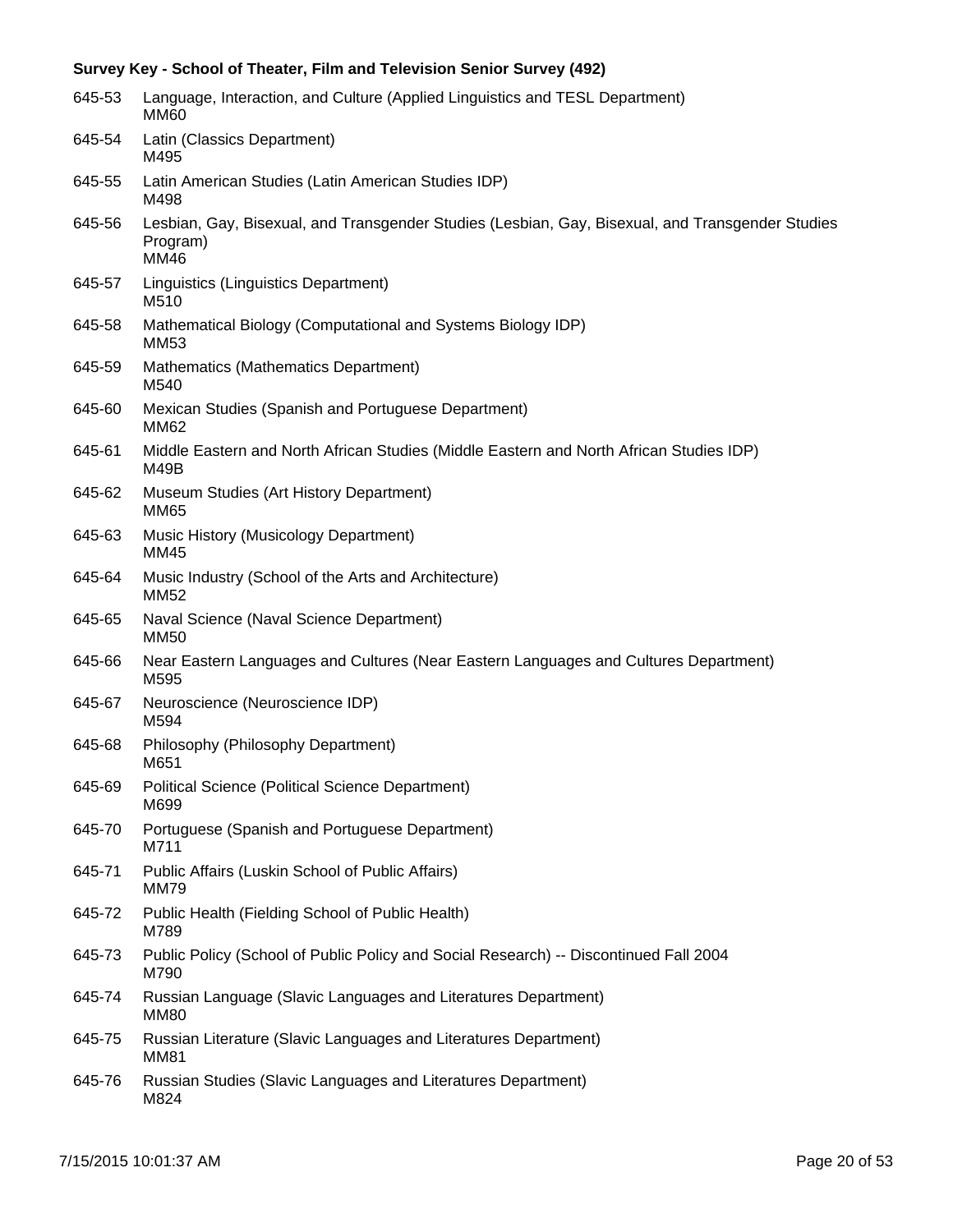**Survey Key - School of Theater, Film and Television Senior Survey (492)**

645-53 Language, Interaction, and Culture (Applied Linguistics and TESL Department)
MM60

645-54 Latin (Classics Department)
M495

645-55 Latin American Studies (Latin American Studies IDP)
M498

645-56 Lesbian, Gay, Bisexual, and Transgender Studies (Lesbian, Gay, Bisexual, and Transgender Studies Program)
MM46

645-57 Linguistics (Linguistics Department)
M510

645-58 Mathematical Biology (Computational and Systems Biology IDP)
MM53

645-59 Mathematics (Mathematics Department)
M540

645-60 Mexican Studies (Spanish and Portuguese Department)
MM62

645-61 Middle Eastern and North African Studies (Middle Eastern and North African Studies IDP)
M49B

645-62 Museum Studies (Art History Department)
MM65

645-63 Music History (Musicology Department)
MM45

645-64 Music Industry (School of the Arts and Architecture)
MM52

645-65 Naval Science (Naval Science Department)
MM50

645-66 Near Eastern Languages and Cultures (Near Eastern Languages and Cultures Department)
M595

645-67 Neuroscience (Neuroscience IDP)
M594

645-68 Philosophy (Philosophy Department)
M651

645-69 Political Science (Political Science Department)
M699

645-70 Portuguese (Spanish and Portuguese Department)
M711

645-71 Public Affairs (Luskin School of Public Affairs)
MM79

645-72 Public Health (Fielding School of Public Health)
M789

645-73 Public Policy (School of Public Policy and Social Research) -- Discontinued Fall 2004
M790

645-74 Russian Language (Slavic Languages and Literatures Department)
MM80

645-75 Russian Literature (Slavic Languages and Literatures Department)
MM81

645-76 Russian Studies (Slavic Languages and Literatures Department)
M824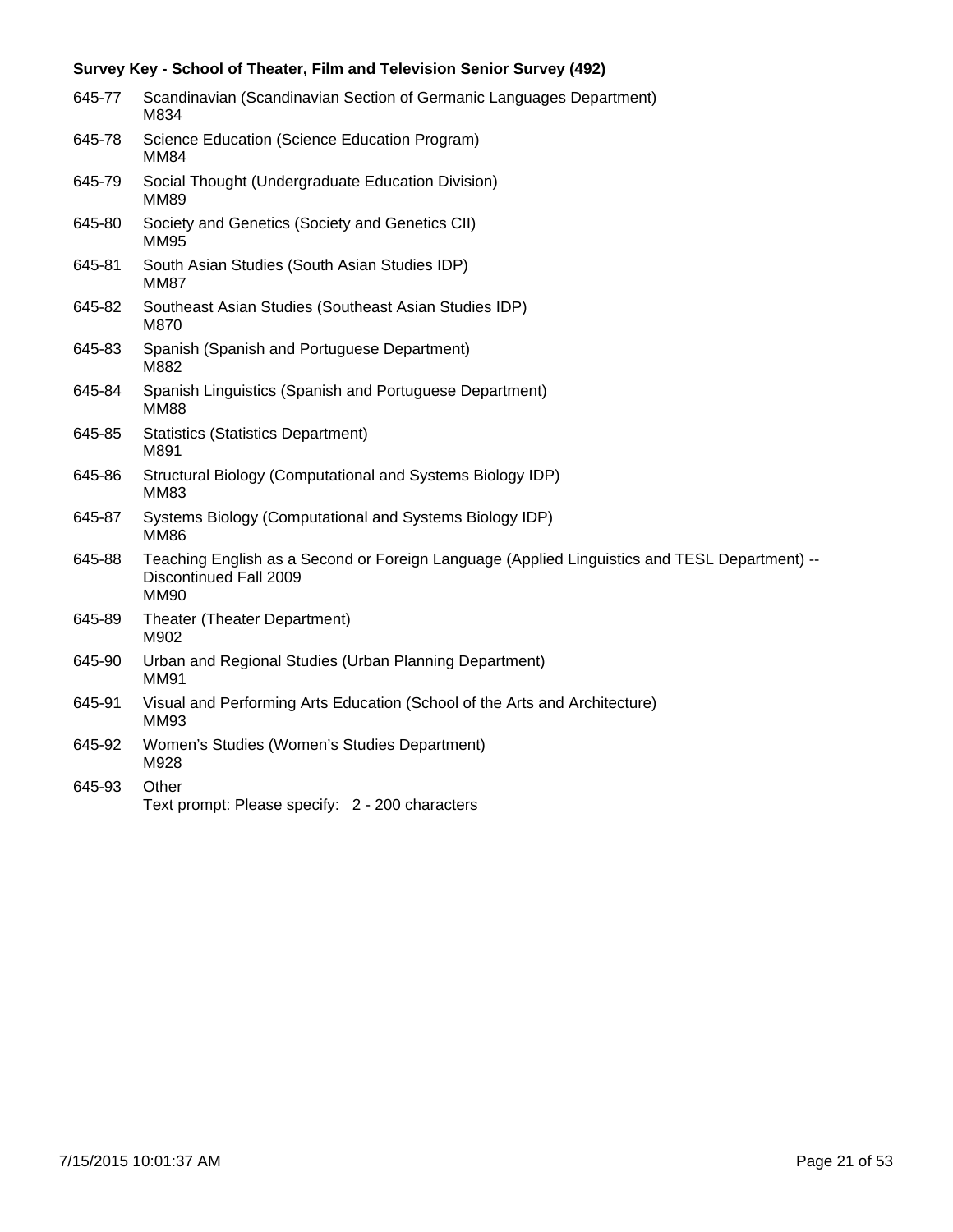**Survey Key - School of Theater, Film and Television Senior Survey (492)**

645-77 Scandinavian (Scandinavian Section of Germanic Languages Department)
M834

645-78 Science Education (Science Education Program)
MM84

645-79 Social Thought (Undergraduate Education Division)
MM89

645-80 Society and Genetics (Society and Genetics CII)
MM95

645-81 South Asian Studies (South Asian Studies IDP)
MM87

645-82 Southeast Asian Studies (Southeast Asian Studies IDP)
M870

645-83 Spanish (Spanish and Portuguese Department)
M882

645-84 Spanish Linguistics (Spanish and Portuguese Department)
MM88

645-85 Statistics (Statistics Department)
M891

645-86 Structural Biology (Computational and Systems Biology IDP)
MM83

645-87 Systems Biology (Computational and Systems Biology IDP)
MM86

645-88 Teaching English as a Second or Foreign Language (Applied Linguistics and TESL Department) -- Discontinued Fall 2009
MM90

645-89 Theater (Theater Department)
M902

645-90 Urban and Regional Studies (Urban Planning Department)
MM91

645-91 Visual and Performing Arts Education (School of the Arts and Architecture)
MM93

645-92 Women's Studies (Women's Studies Department)
M928

645-93 Other
Text prompt: Please specify: 2 - 200 characters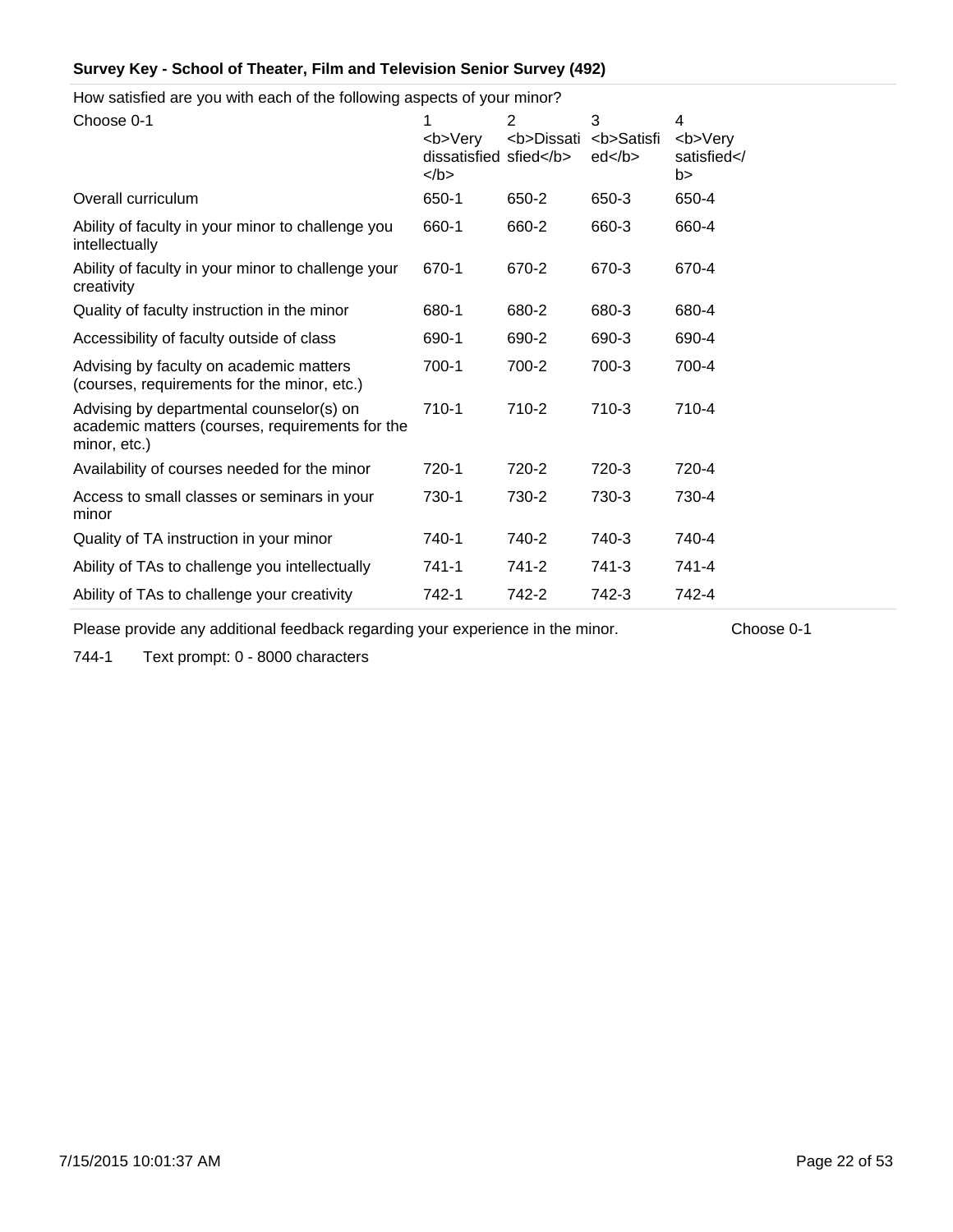**Survey Key - School of Theater, Film and Television Senior Survey (492)**

How satisfied are you with each of the following aspects of your minor?

| Choose 0-1 | 1 <b>Very dissatisfied</b> | 2 <b>Dissatisfied</b> | 3 <b>Satisfied</b> | 4 <b>Very satisfied</b> |
|---|---|---|---|---|
| Overall curriculum | 650-1 | 650-2 | 650-3 | 650-4 |
| Ability of faculty in your minor to challenge you intellectually | 660-1 | 660-2 | 660-3 | 660-4 |
| Ability of faculty in your minor to challenge your creativity | 670-1 | 670-2 | 670-3 | 670-4 |
| Quality of faculty instruction in the minor | 680-1 | 680-2 | 680-3 | 680-4 |
| Accessibility of faculty outside of class | 690-1 | 690-2 | 690-3 | 690-4 |
| Advising by faculty on academic matters (courses, requirements for the minor, etc.) | 700-1 | 700-2 | 700-3 | 700-4 |
| Advising by departmental counselor(s) on academic matters (courses, requirements for the minor, etc.) | 710-1 | 710-2 | 710-3 | 710-4 |
| Availability of courses needed for the minor | 720-1 | 720-2 | 720-3 | 720-4 |
| Access to small classes or seminars in your minor | 730-1 | 730-2 | 730-3 | 730-4 |
| Quality of TA instruction in your minor | 740-1 | 740-2 | 740-3 | 740-4 |
| Ability of TAs to challenge you intellectually | 741-1 | 741-2 | 741-3 | 741-4 |
| Ability of TAs to challenge your creativity | 742-1 | 742-2 | 742-3 | 742-4 |

Please provide any additional feedback regarding your experience in the minor. Choose 0-1

744-1 Text prompt: 0 - 8000 characters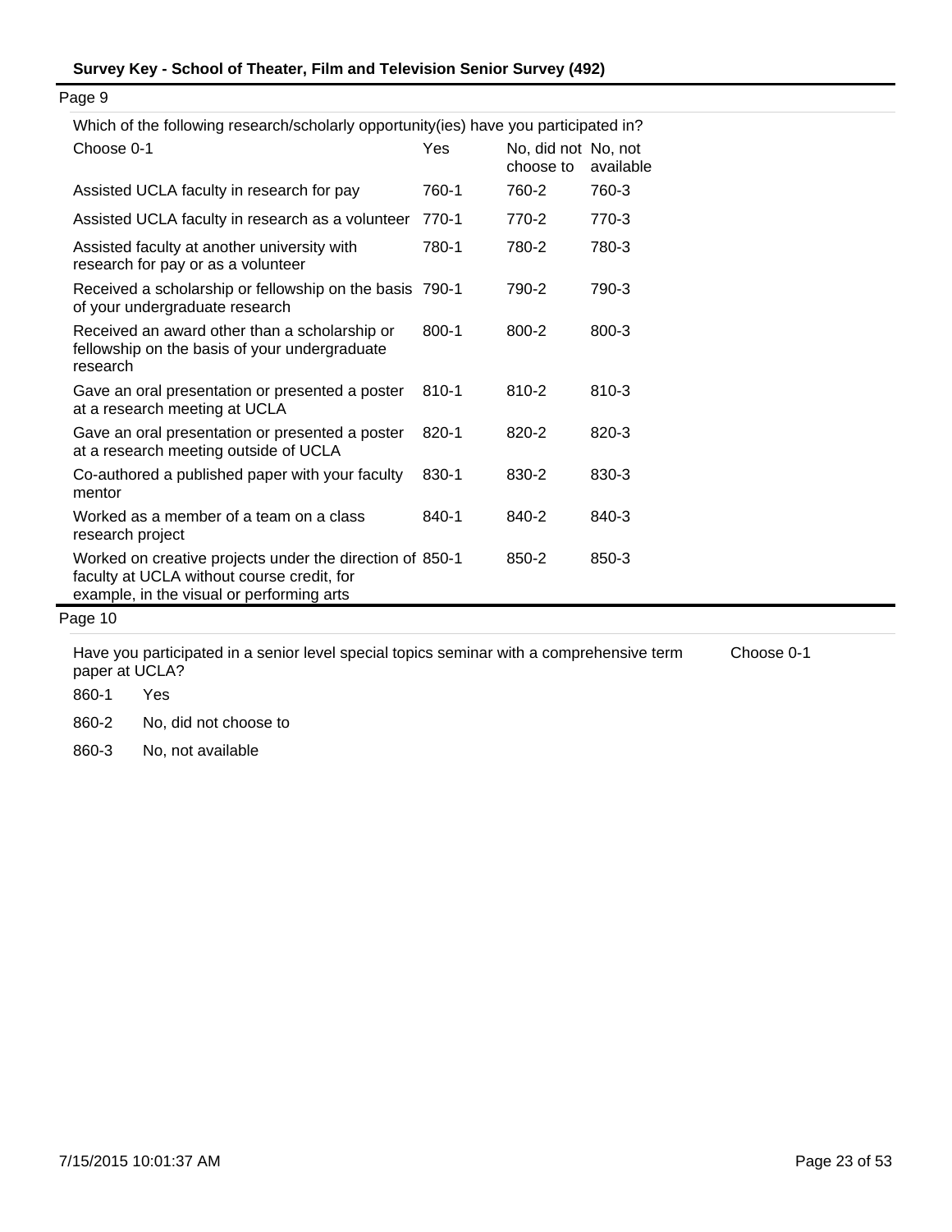Page 9

Which of the following research/scholarly opportunity(ies) have you participated in?

| Choose 0-1 | Yes | No, did not choose to | No, not available |
|---|---|---|---|
| Assisted UCLA faculty in research for pay | 760-1 | 760-2 | 760-3 |
| Assisted UCLA faculty in research as a volunteer | 770-1 | 770-2 | 770-3 |
| Assisted faculty at another university with research for pay or as a volunteer | 780-1 | 780-2 | 780-3 |
| Received a scholarship or fellowship on the basis of your undergraduate research | 790-1 | 790-2 | 790-3 |
| Received an award other than a scholarship or fellowship on the basis of your undergraduate research | 800-1 | 800-2 | 800-3 |
| Gave an oral presentation or presented a poster at a research meeting at UCLA | 810-1 | 810-2 | 810-3 |
| Gave an oral presentation or presented a poster at a research meeting outside of UCLA | 820-1 | 820-2 | 820-3 |
| Co-authored a published paper with your faculty mentor | 830-1 | 830-2 | 830-3 |
| Worked as a member of a team on a class research project | 840-1 | 840-2 | 840-3 |
| Worked on creative projects under the direction of faculty at UCLA without course credit, for example, in the visual or performing arts | 850-1 | 850-2 | 850-3 |

Page 10

Have you participated in a senior level special topics seminar with a comprehensive term paper at UCLA? Choose 0-1

860-1 Yes

860-2 No, did not choose to

860-3 No, not available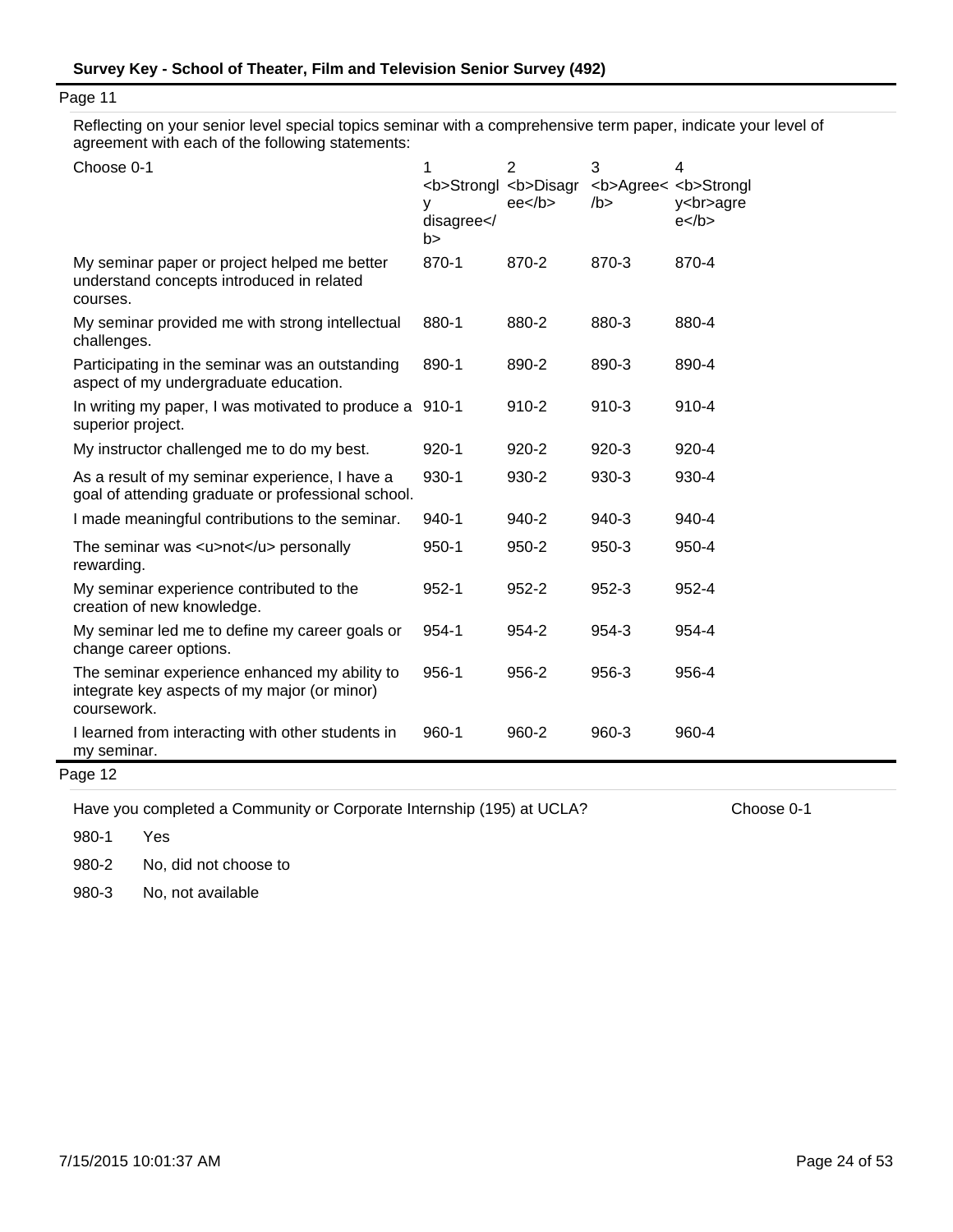## Page 11

Reflecting on your senior level special topics seminar with a comprehensive term paper, indicate your level of agreement with each of the following statements:

| Choose 0-1 | 1 <b>Strongly disagree</b> | 2 <b>Disagree</b> | 3 <b>Agree</b> | 4 <b>Strongly<br>agree</b> |
|---|---|---|---|---|
| My seminar paper or project helped me better understand concepts introduced in related courses. | 870-1 | 870-2 | 870-3 | 870-4 |
| My seminar provided me with strong intellectual challenges. | 880-1 | 880-2 | 880-3 | 880-4 |
| Participating in the seminar was an outstanding aspect of my undergraduate education. | 890-1 | 890-2 | 890-3 | 890-4 |
| In writing my paper, I was motivated to produce a superior project. | 910-1 | 910-2 | 910-3 | 910-4 |
| My instructor challenged me to do my best. | 920-1 | 920-2 | 920-3 | 920-4 |
| As a result of my seminar experience, I have a goal of attending graduate or professional school. | 930-1 | 930-2 | 930-3 | 930-4 |
| I made meaningful contributions to the seminar. | 940-1 | 940-2 | 940-3 | 940-4 |
| The seminar was <u>not</u> personally rewarding. | 950-1 | 950-2 | 950-3 | 950-4 |
| My seminar experience contributed to the creation of new knowledge. | 952-1 | 952-2 | 952-3 | 952-4 |
| My seminar led me to define my career goals or change career options. | 954-1 | 954-2 | 954-3 | 954-4 |
| The seminar experience enhanced my ability to integrate key aspects of my major (or minor) coursework. | 956-1 | 956-2 | 956-3 | 956-4 |
| I learned from interacting with other students in my seminar. | 960-1 | 960-2 | 960-3 | 960-4 |

## Page 12

Have you completed a Community or Corporate Internship (195) at UCLA? Choose 0-1

980-1 Yes

980-2 No, did not choose to

980-3 No, not available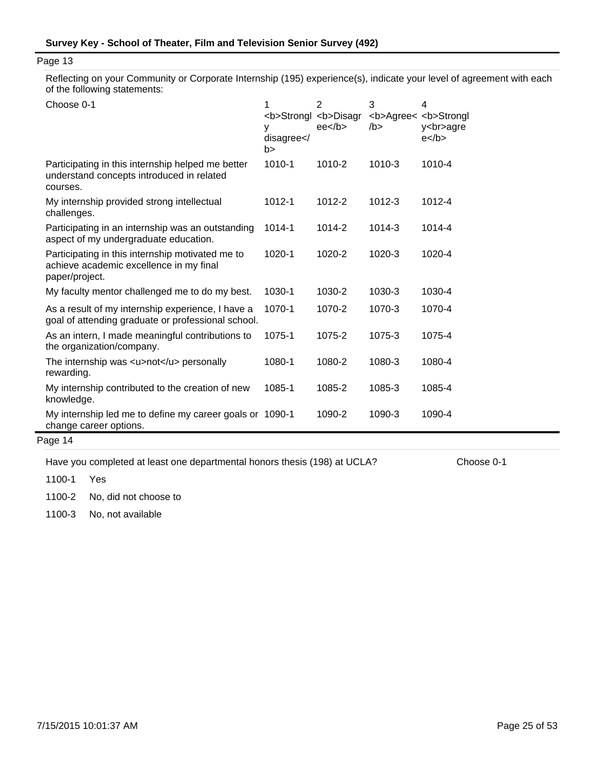Page 13

Reflecting on your Community or Corporate Internship (195) experience(s), indicate your level of agreement with each of the following statements:

| Choose 0-1 | 1 <b>Strongly disagree</b> | 2 <b>Disagree</b> | 3 <b>Agree</b> | 4 <b>Strongly<br>agree</b> |
|---|---|---|---|---|
| Participating in this internship helped me better understand concepts introduced in related courses. | 1010-1 | 1010-2 | 1010-3 | 1010-4 |
| My internship provided strong intellectual challenges. | 1012-1 | 1012-2 | 1012-3 | 1012-4 |
| Participating in an internship was an outstanding aspect of my undergraduate education. | 1014-1 | 1014-2 | 1014-3 | 1014-4 |
| Participating in this internship motivated me to achieve academic excellence in my final paper/project. | 1020-1 | 1020-2 | 1020-3 | 1020-4 |
| My faculty mentor challenged me to do my best. | 1030-1 | 1030-2 | 1030-3 | 1030-4 |
| As a result of my internship experience, I have a goal of attending graduate or professional school. | 1070-1 | 1070-2 | 1070-3 | 1070-4 |
| As an intern, I made meaningful contributions to the organization/company. | 1075-1 | 1075-2 | 1075-3 | 1075-4 |
| The internship was <u>not</u> personally rewarding. | 1080-1 | 1080-2 | 1080-3 | 1080-4 |
| My internship contributed to the creation of new knowledge. | 1085-1 | 1085-2 | 1085-3 | 1085-4 |
| My internship led me to define my career goals or change career options. | 1090-1 | 1090-2 | 1090-3 | 1090-4 |

Page 14

Have you completed at least one departmental honors thesis (198) at UCLA? Choose 0-1

1100-1 Yes

1100-2 No, did not choose to

1100-3 No, not available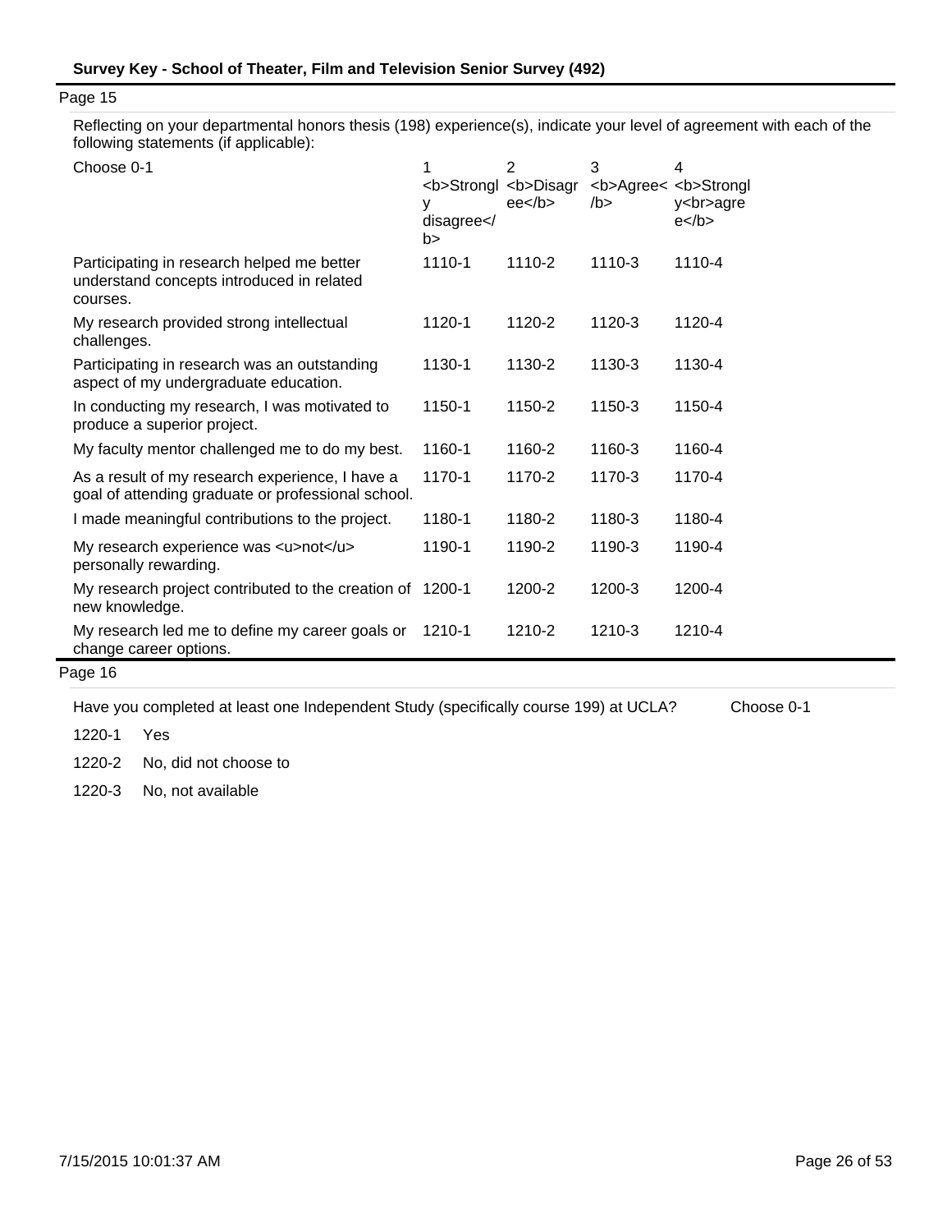Page 15

Reflecting on your departmental honors thesis (198) experience(s), indicate your level of agreement with each of the following statements (if applicable):

| Choose 0-1 | 1 <b>Strongly disagree</b> | 2 <b>Disagree</b> | 3 <b>Agree</b> | 4 <b>Strongly<br>agree</b> |
|---|---|---|---|---|
| Participating in research helped me better understand concepts introduced in related courses. | 1110-1 | 1110-2 | 1110-3 | 1110-4 |
| My research provided strong intellectual challenges. | 1120-1 | 1120-2 | 1120-3 | 1120-4 |
| Participating in research was an outstanding aspect of my undergraduate education. | 1130-1 | 1130-2 | 1130-3 | 1130-4 |
| In conducting my research, I was motivated to produce a superior project. | 1150-1 | 1150-2 | 1150-3 | 1150-4 |
| My faculty mentor challenged me to do my best. | 1160-1 | 1160-2 | 1160-3 | 1160-4 |
| As a result of my research experience, I have a goal of attending graduate or professional school. | 1170-1 | 1170-2 | 1170-3 | 1170-4 |
| I made meaningful contributions to the project. | 1180-1 | 1180-2 | 1180-3 | 1180-4 |
| My research experience was <u>not</u> personally rewarding. | 1190-1 | 1190-2 | 1190-3 | 1190-4 |
| My research project contributed to the creation of new knowledge. | 1200-1 | 1200-2 | 1200-3 | 1200-4 |
| My research led me to define my career goals or change career options. | 1210-1 | 1210-2 | 1210-3 | 1210-4 |

Page 16

Have you completed at least one Independent Study (specifically course 199) at UCLA? Choose 0-1

- 1220-1 Yes
- 1220-2 No, did not choose to
- 1220-3 No, not available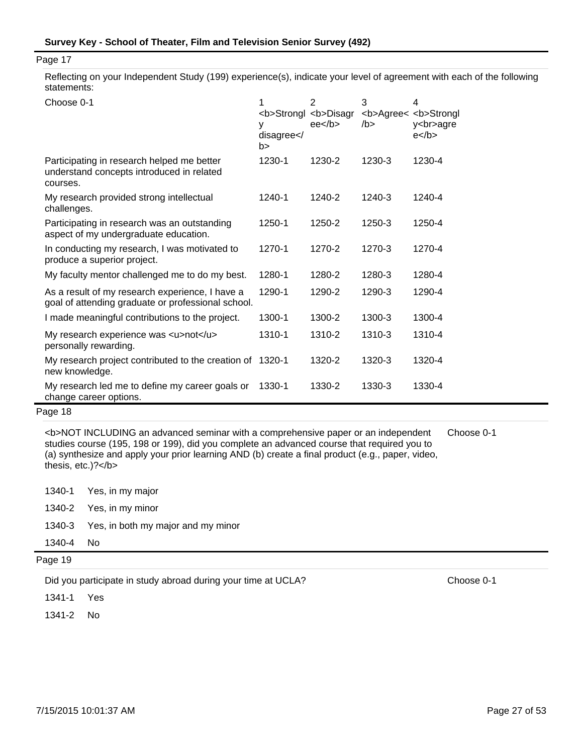## Survey Key - School of Theater, Film and Television Senior Survey (492)

Page 17

Reflecting on your Independent Study (199) experience(s), indicate your level of agreement with each of the following statements:

| Choose 0-1 | 1 <b>Strongly disagree</b> | 2 <b>Disagree</b> | 3 <b>Agree</b> | 4 <b>Strongly<br>agree</b> |
|---|---|---|---|---|
| Participating in research helped me better understand concepts introduced in related courses. | 1230-1 | 1230-2 | 1230-3 | 1230-4 |
| My research provided strong intellectual challenges. | 1240-1 | 1240-2 | 1240-3 | 1240-4 |
| Participating in research was an outstanding aspect of my undergraduate education. | 1250-1 | 1250-2 | 1250-3 | 1250-4 |
| In conducting my research, I was motivated to produce a superior project. | 1270-1 | 1270-2 | 1270-3 | 1270-4 |
| My faculty mentor challenged me to do my best. | 1280-1 | 1280-2 | 1280-3 | 1280-4 |
| As a result of my research experience, I have a goal of attending graduate or professional school. | 1290-1 | 1290-2 | 1290-3 | 1290-4 |
| I made meaningful contributions to the project. | 1300-1 | 1300-2 | 1300-3 | 1300-4 |
| My research experience was <u>not</u> personally rewarding. | 1310-1 | 1310-2 | 1310-3 | 1310-4 |
| My research project contributed to the creation of new knowledge. | 1320-1 | 1320-2 | 1320-3 | 1320-4 |
| My research led me to define my career goals or change career options. | 1330-1 | 1330-2 | 1330-3 | 1330-4 |

Page 18

<b>NOT INCLUDING an advanced seminar with a comprehensive paper or an independent studies course (195, 198 or 199), did you complete an advanced course that required you to (a) synthesize and apply your prior learning AND (b) create a final product (e.g., paper, video, thesis, etc.)?</b> — Choose 0-1

| | |
|---|---|
| 1340-1 | Yes, in my major |
| 1340-2 | Yes, in my minor |
| 1340-3 | Yes, in both my major and my minor |
| 1340-4 | No |

Page 19

Did you participate in study abroad during your time at UCLA? — Choose 0-1

| | |
|---|---|
| 1341-1 | Yes |
| 1341-2 | No |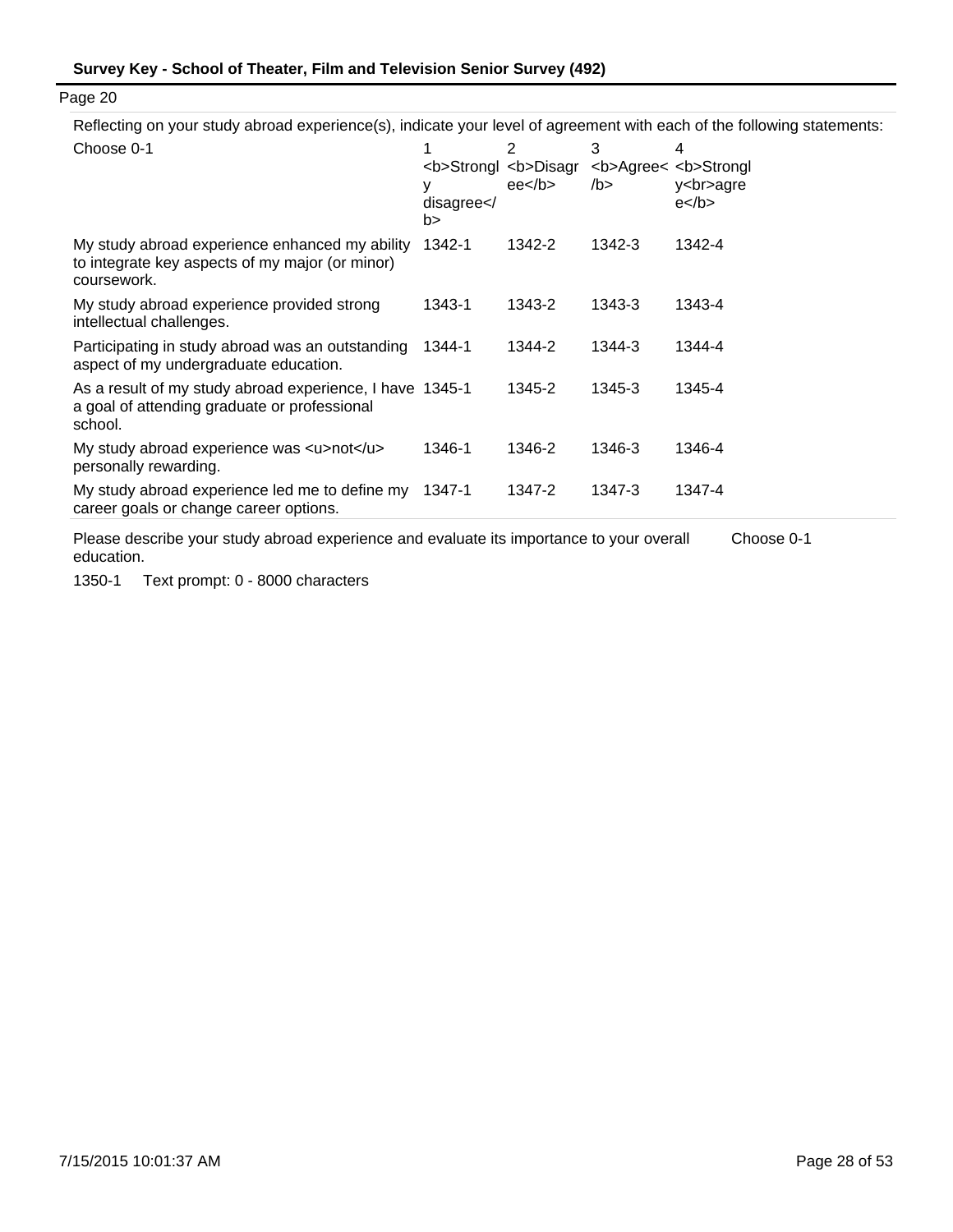Page 20

Reflecting on your study abroad experience(s), indicate your level of agreement with each of the following statements:

| Choose 0-1 | 1 <b>Strongly disagree</b> | 2 <b>Disagree</b> | 3 <b>Agree</b> | 4 <b>Strongly<br>agree</b> |
|---|---|---|---|---|
| My study abroad experience enhanced my ability to integrate key aspects of my major (or minor) coursework. | 1342-1 | 1342-2 | 1342-3 | 1342-4 |
| My study abroad experience provided strong intellectual challenges. | 1343-1 | 1343-2 | 1343-3 | 1343-4 |
| Participating in study abroad was an outstanding aspect of my undergraduate education. | 1344-1 | 1344-2 | 1344-3 | 1344-4 |
| As a result of my study abroad experience, I have a goal of attending graduate or professional school. | 1345-1 | 1345-2 | 1345-3 | 1345-4 |
| My study abroad experience was <u>not</u> personally rewarding. | 1346-1 | 1346-2 | 1346-3 | 1346-4 |
| My study abroad experience led me to define my career goals or change career options. | 1347-1 | 1347-2 | 1347-3 | 1347-4 |

Please describe your study abroad experience and evaluate its importance to your overall education. Choose 0-1

1350-1 Text prompt: 0 - 8000 characters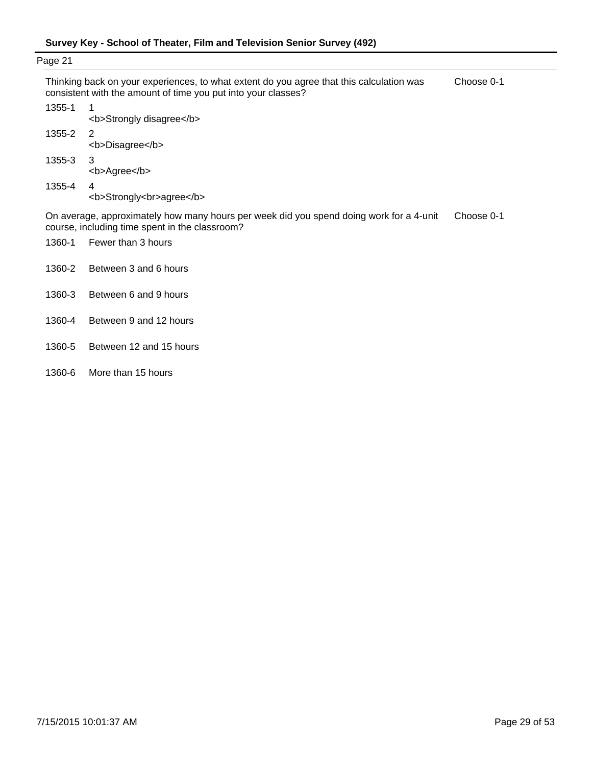Page 21

| Thinking back on your experiences, to what extent do you agree that this calculation was consistent with the amount of time you put into your classes? | | Choose 0-1 |
|---|---|---|
| 1355-1 | 1<br><b>Strongly disagree</b> | |
| 1355-2 | 2<br><b>Disagree</b> | |
| 1355-3 | 3<br><b>Agree</b> | |
| 1355-4 | 4<br><b>Strongly<br>agree</b> | |

| On average, approximately how many hours per week did you spend doing work for a 4-unit course, including time spent in the classroom? | | Choose 0-1 |
|---|---|---|
| 1360-1 | Fewer than 3 hours | |
| 1360-2 | Between 3 and 6 hours | |
| 1360-3 | Between 6 and 9 hours | |
| 1360-4 | Between 9 and 12 hours | |
| 1360-5 | Between 12 and 15 hours | |
| 1360-6 | More than 15 hours | |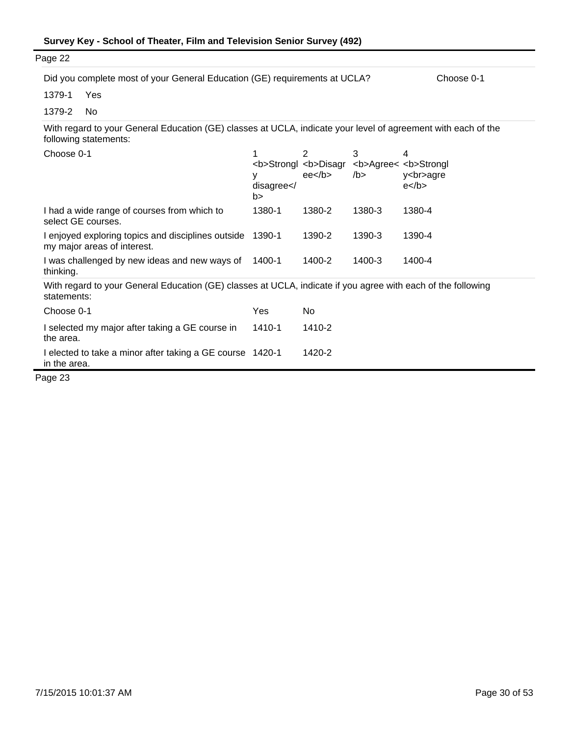Page 22

Did you complete most of your General Education (GE) requirements at UCLA? Choose 0-1

| | |
|---|---|
| 1379-1 | Yes |
| 1379-2 | No |

With regard to your General Education (GE) classes at UCLA, indicate your level of agreement with each of the following statements:

| Choose 0-1 | 1 <b>Strongly disagree</b> | 2 <b>Disagree</b> | 3 <b>Agree</b> | 4 <b>Strongly<br>agree</b> |
|---|---|---|---|---|
| I had a wide range of courses from which to select GE courses. | 1380-1 | 1380-2 | 1380-3 | 1380-4 |
| I enjoyed exploring topics and disciplines outside my major areas of interest. | 1390-1 | 1390-2 | 1390-3 | 1390-4 |
| I was challenged by new ideas and new ways of thinking. | 1400-1 | 1400-2 | 1400-3 | 1400-4 |

With regard to your General Education (GE) classes at UCLA, indicate if you agree with each of the following statements:

| Choose 0-1 | Yes | No |
|---|---|---|
| I selected my major after taking a GE course in the area. | 1410-1 | 1410-2 |
| I elected to take a minor after taking a GE course in the area. | 1420-1 | 1420-2 |

Page 23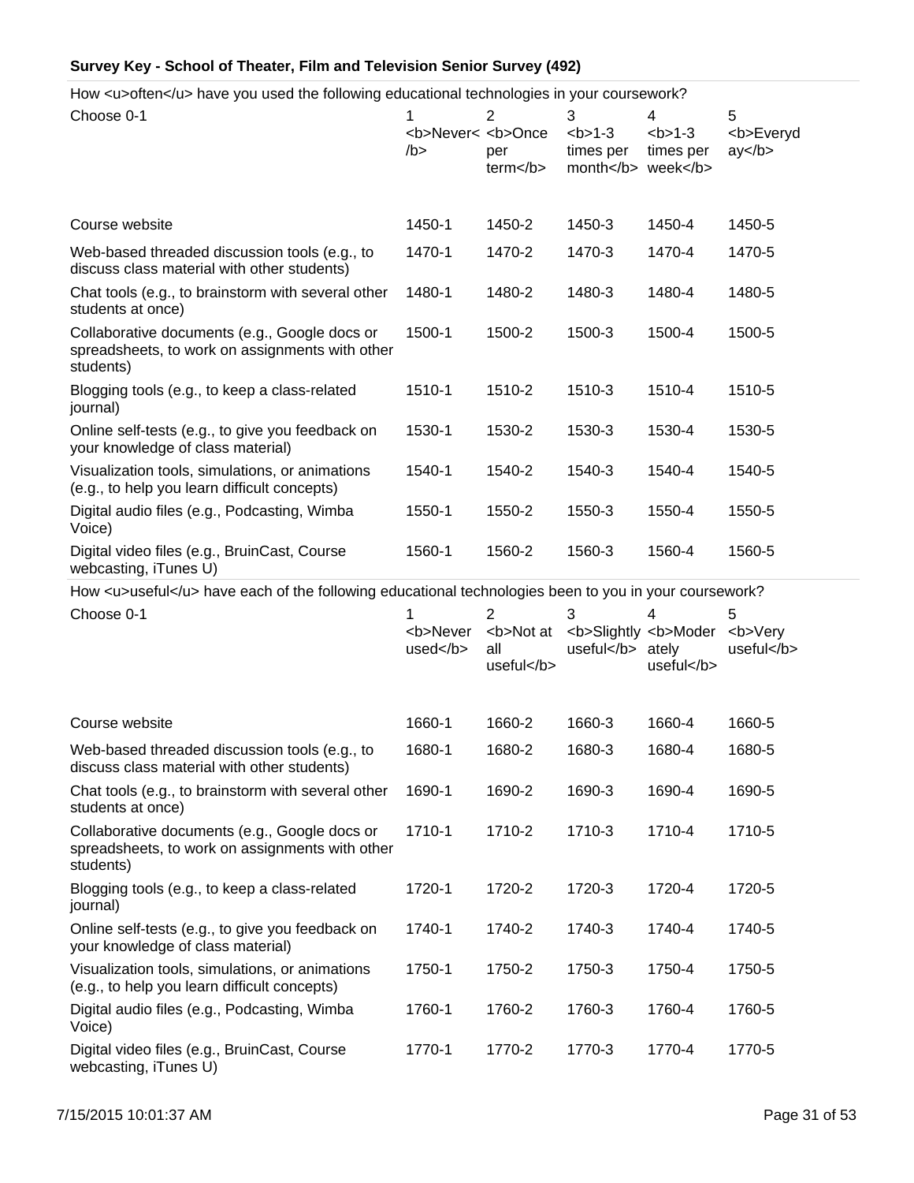**Survey Key - School of Theater, Film and Television Senior Survey (492)**

How <u>often</u> have you used the following educational technologies in your coursework?

| Choose 0-1 | 1 <b>Never</b> | 2 <b>Once per term</b> | 3 <b>1-3 times per month</b> | 4 <b>1-3 times per week</b> | 5 <b>Everyday</b> |
|---|---|---|---|---|---|
| Course website | 1450-1 | 1450-2 | 1450-3 | 1450-4 | 1450-5 |
| Web-based threaded discussion tools (e.g., to discuss class material with other students) | 1470-1 | 1470-2 | 1470-3 | 1470-4 | 1470-5 |
| Chat tools (e.g., to brainstorm with several other students at once) | 1480-1 | 1480-2 | 1480-3 | 1480-4 | 1480-5 |
| Collaborative documents (e.g., Google docs or spreadsheets, to work on assignments with other students) | 1500-1 | 1500-2 | 1500-3 | 1500-4 | 1500-5 |
| Blogging tools (e.g., to keep a class-related journal) | 1510-1 | 1510-2 | 1510-3 | 1510-4 | 1510-5 |
| Online self-tests (e.g., to give you feedback on your knowledge of class material) | 1530-1 | 1530-2 | 1530-3 | 1530-4 | 1530-5 |
| Visualization tools, simulations, or animations (e.g., to help you learn difficult concepts) | 1540-1 | 1540-2 | 1540-3 | 1540-4 | 1540-5 |
| Digital audio files (e.g., Podcasting, Wimba Voice) | 1550-1 | 1550-2 | 1550-3 | 1550-4 | 1550-5 |
| Digital video files (e.g., BruinCast, Course webcasting, iTunes U) | 1560-1 | 1560-2 | 1560-3 | 1560-4 | 1560-5 |

How <u>useful</u> have each of the following educational technologies been to you in your coursework?

| Choose 0-1 | 1 <b>Never used</b> | 2 <b>Not at all useful</b> | 3 <b>Slightly useful</b> | 4 <b>Moderately useful</b> | 5 <b>Very useful</b> |
|---|---|---|---|---|---|
| Course website | 1660-1 | 1660-2 | 1660-3 | 1660-4 | 1660-5 |
| Web-based threaded discussion tools (e.g., to discuss class material with other students) | 1680-1 | 1680-2 | 1680-3 | 1680-4 | 1680-5 |
| Chat tools (e.g., to brainstorm with several other students at once) | 1690-1 | 1690-2 | 1690-3 | 1690-4 | 1690-5 |
| Collaborative documents (e.g., Google docs or spreadsheets, to work on assignments with other students) | 1710-1 | 1710-2 | 1710-3 | 1710-4 | 1710-5 |
| Blogging tools (e.g., to keep a class-related journal) | 1720-1 | 1720-2 | 1720-3 | 1720-4 | 1720-5 |
| Online self-tests (e.g., to give you feedback on your knowledge of class material) | 1740-1 | 1740-2 | 1740-3 | 1740-4 | 1740-5 |
| Visualization tools, simulations, or animations (e.g., to help you learn difficult concepts) | 1750-1 | 1750-2 | 1750-3 | 1750-4 | 1750-5 |
| Digital audio files (e.g., Podcasting, Wimba Voice) | 1760-1 | 1760-2 | 1760-3 | 1760-4 | 1760-5 |
| Digital video files (e.g., BruinCast, Course webcasting, iTunes U) | 1770-1 | 1770-2 | 1770-3 | 1770-4 | 1770-5 |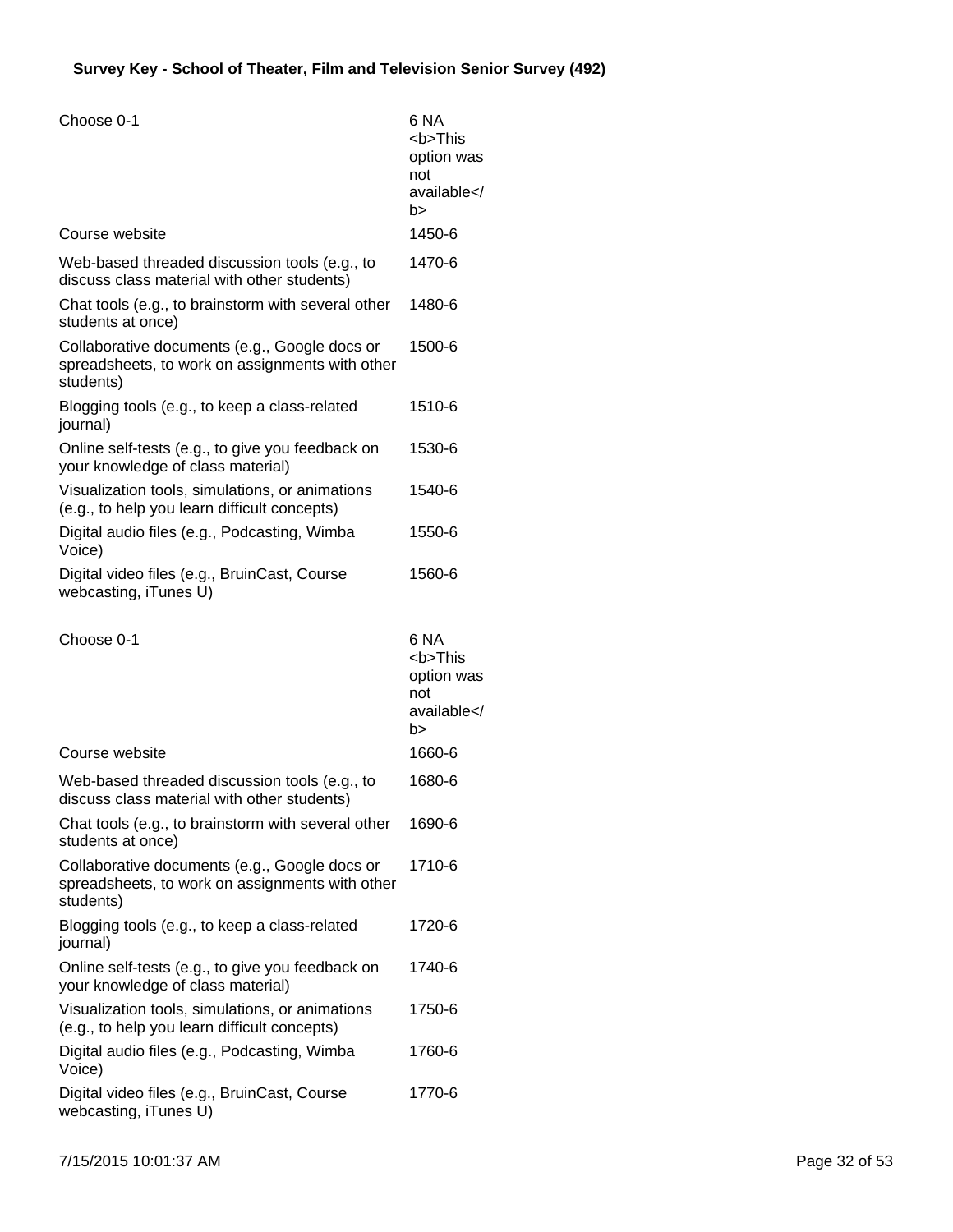**Survey Key - School of Theater, Film and Television Senior Survey (492)**

| | |
|---|---|
| Choose 0-1 | 6 NA <b>This option was not available</b> |
| Course website | 1450-6 |
| Web-based threaded discussion tools (e.g., to discuss class material with other students) | 1470-6 |
| Chat tools (e.g., to brainstorm with several other students at once) | 1480-6 |
| Collaborative documents (e.g., Google docs or spreadsheets, to work on assignments with other students) | 1500-6 |
| Blogging tools (e.g., to keep a class-related journal) | 1510-6 |
| Online self-tests (e.g., to give you feedback on your knowledge of class material) | 1530-6 |
| Visualization tools, simulations, or animations (e.g., to help you learn difficult concepts) | 1540-6 |
| Digital audio files (e.g., Podcasting, Wimba Voice) | 1550-6 |
| Digital video files (e.g., BruinCast, Course webcasting, iTunes U) | 1560-6 |

| | |
|---|---|
| Choose 0-1 | 6 NA <b>This option was not available</b> |
| Course website | 1660-6 |
| Web-based threaded discussion tools (e.g., to discuss class material with other students) | 1680-6 |
| Chat tools (e.g., to brainstorm with several other students at once) | 1690-6 |
| Collaborative documents (e.g., Google docs or spreadsheets, to work on assignments with other students) | 1710-6 |
| Blogging tools (e.g., to keep a class-related journal) | 1720-6 |
| Online self-tests (e.g., to give you feedback on your knowledge of class material) | 1740-6 |
| Visualization tools, simulations, or animations (e.g., to help you learn difficult concepts) | 1750-6 |
| Digital audio files (e.g., Podcasting, Wimba Voice) | 1760-6 |
| Digital video files (e.g., BruinCast, Course webcasting, iTunes U) | 1770-6 |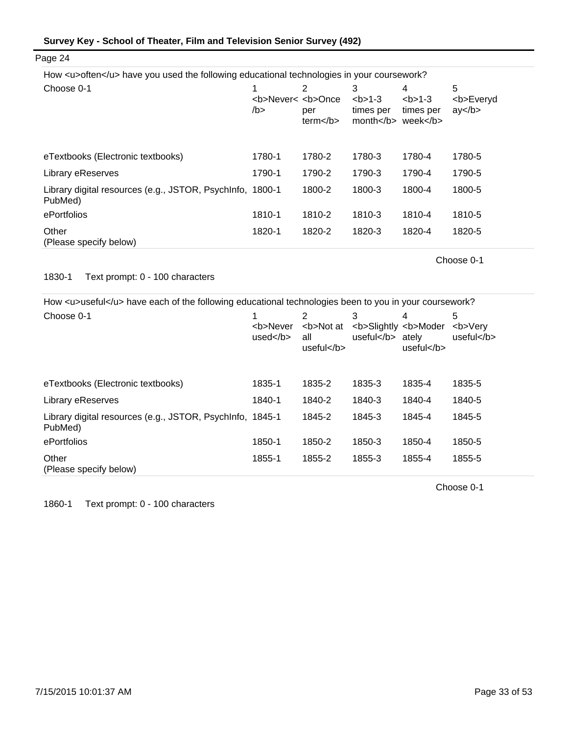Page 24

How <u>often</u> have you used the following educational technologies in your coursework?

| Choose 0-1 | 1 <b>Never</b> | 2 <b>Once per term</b> | 3 <b>1-3 times per month</b> | 4 <b>1-3 times per week</b> | 5 <b>Everyday</b> |
|---|---|---|---|---|---|
| eTextbooks (Electronic textbooks) | 1780-1 | 1780-2 | 1780-3 | 1780-4 | 1780-5 |
| Library eReserves | 1790-1 | 1790-2 | 1790-3 | 1790-4 | 1790-5 |
| Library digital resources (e.g., JSTOR, PsychInfo, PubMed) | 1800-1 | 1800-2 | 1800-3 | 1800-4 | 1800-5 |
| ePortfolios | 1810-1 | 1810-2 | 1810-3 | 1810-4 | 1810-5 |
| Other (Please specify below) | 1820-1 | 1820-2 | 1820-3 | 1820-4 | 1820-5 |

Choose 0-1

1830-1 Text prompt: 0 - 100 characters

How <u>useful</u> have each of the following educational technologies been to you in your coursework?

| Choose 0-1 | 1 <b>Never used</b> | 2 <b>Not at all useful</b> | 3 <b>Slightly useful</b> | 4 <b>Moderately useful</b> | 5 <b>Very useful</b> |
|---|---|---|---|---|---|
| eTextbooks (Electronic textbooks) | 1835-1 | 1835-2 | 1835-3 | 1835-4 | 1835-5 |
| Library eReserves | 1840-1 | 1840-2 | 1840-3 | 1840-4 | 1840-5 |
| Library digital resources (e.g., JSTOR, PsychInfo, PubMed) | 1845-1 | 1845-2 | 1845-3 | 1845-4 | 1845-5 |
| ePortfolios | 1850-1 | 1850-2 | 1850-3 | 1850-4 | 1850-5 |
| Other (Please specify below) | 1855-1 | 1855-2 | 1855-3 | 1855-4 | 1855-5 |

Choose 0-1

1860-1 Text prompt: 0 - 100 characters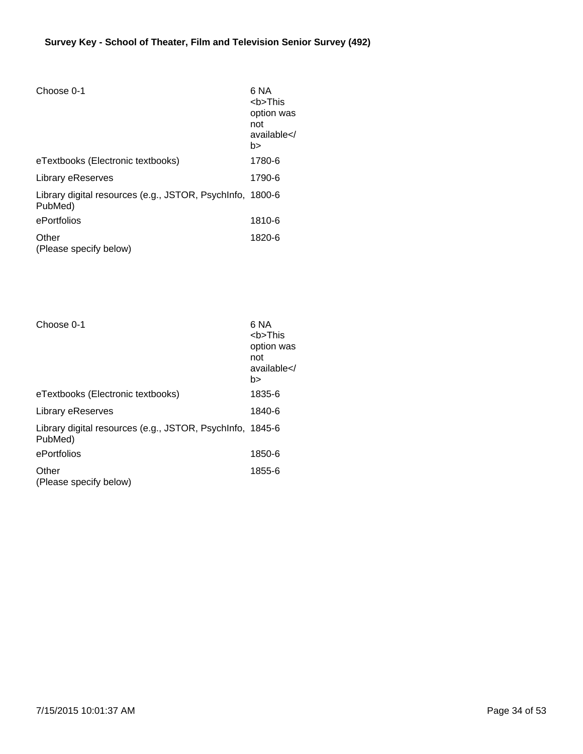**Survey Key - School of Theater, Film and Television Senior Survey (492)**

| Choose 0-1 | 6 NA <b>This option was not available</b> |
| --- | --- |
| eTextbooks (Electronic textbooks) | 1780-6 |
| Library eReserves | 1790-6 |
| Library digital resources (e.g., JSTOR, PsychInfo, PubMed) | 1800-6 |
| ePortfolios | 1810-6 |
| Other (Please specify below) | 1820-6 |

| Choose 0-1 | 6 NA <b>This option was not available</b> |
| --- | --- |
| eTextbooks (Electronic textbooks) | 1835-6 |
| Library eReserves | 1840-6 |
| Library digital resources (e.g., JSTOR, PsychInfo, PubMed) | 1845-6 |
| ePortfolios | 1850-6 |
| Other (Please specify below) | 1855-6 |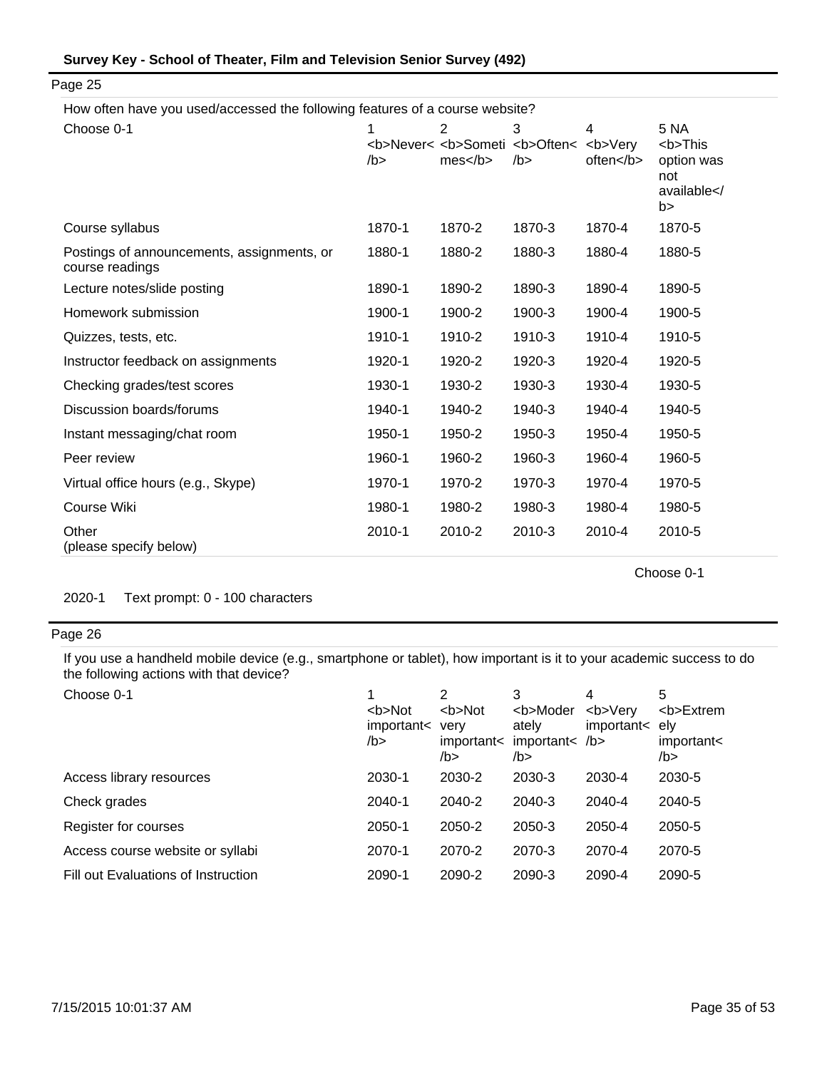## Page 25

How often have you used/accessed the following features of a course website?

| Choose 0-1 | 1 <b>Never</b> | 2 <b>Sometimes</b> | 3 <b>Often</b> | 4 <b>Very often</b> | 5 NA <b>This option was not available</b> |
|---|---|---|---|---|---|
| Course syllabus | 1870-1 | 1870-2 | 1870-3 | 1870-4 | 1870-5 |
| Postings of announcements, assignments, or course readings | 1880-1 | 1880-2 | 1880-3 | 1880-4 | 1880-5 |
| Lecture notes/slide posting | 1890-1 | 1890-2 | 1890-3 | 1890-4 | 1890-5 |
| Homework submission | 1900-1 | 1900-2 | 1900-3 | 1900-4 | 1900-5 |
| Quizzes, tests, etc. | 1910-1 | 1910-2 | 1910-3 | 1910-4 | 1910-5 |
| Instructor feedback on assignments | 1920-1 | 1920-2 | 1920-3 | 1920-4 | 1920-5 |
| Checking grades/test scores | 1930-1 | 1930-2 | 1930-3 | 1930-4 | 1930-5 |
| Discussion boards/forums | 1940-1 | 1940-2 | 1940-3 | 1940-4 | 1940-5 |
| Instant messaging/chat room | 1950-1 | 1950-2 | 1950-3 | 1950-4 | 1950-5 |
| Peer review | 1960-1 | 1960-2 | 1960-3 | 1960-4 | 1960-5 |
| Virtual office hours (e.g., Skype) | 1970-1 | 1970-2 | 1970-3 | 1970-4 | 1970-5 |
| Course Wiki | 1980-1 | 1980-2 | 1980-3 | 1980-4 | 1980-5 |
| Other (please specify below) | 2010-1 | 2010-2 | 2010-3 | 2010-4 | 2010-5 |

Choose 0-1

2020-1 Text prompt: 0 - 100 characters

## Page 26

If you use a handheld mobile device (e.g., smartphone or tablet), how important is it to your academic success to do the following actions with that device?

| Choose 0-1 | 1 <b>Not important</b> | 2 <b>Not very important</b> | 3 <b>Moderately important</b> | 4 <b>Very important</b> | 5 <b>Extremely important</b> |
|---|---|---|---|---|---|
| Access library resources | 2030-1 | 2030-2 | 2030-3 | 2030-4 | 2030-5 |
| Check grades | 2040-1 | 2040-2 | 2040-3 | 2040-4 | 2040-5 |
| Register for courses | 2050-1 | 2050-2 | 2050-3 | 2050-4 | 2050-5 |
| Access course website or syllabi | 2070-1 | 2070-2 | 2070-3 | 2070-4 | 2070-5 |
| Fill out Evaluations of Instruction | 2090-1 | 2090-2 | 2090-3 | 2090-4 | 2090-5 |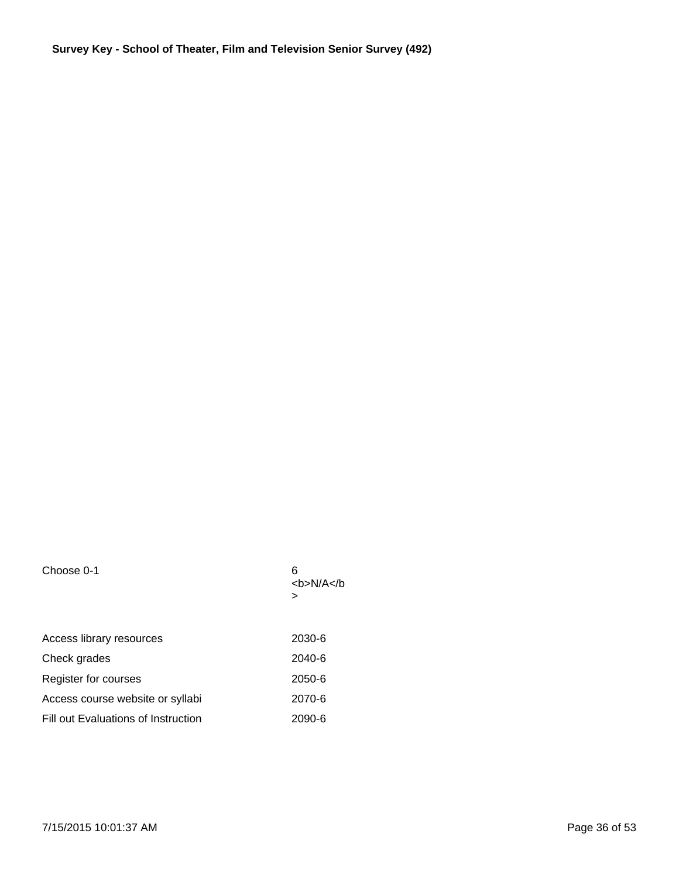**Survey Key - School of Theater, Film and Television Senior Survey (492)**

| Choose 0-1 | 6 <b>N/A</b> |
|---|---|
| Access library resources | 2030-6 |
| Check grades | 2040-6 |
| Register for courses | 2050-6 |
| Access course website or syllabi | 2070-6 |
| Fill out Evaluations of Instruction | 2090-6 |

7/15/2015 10:01:37 AM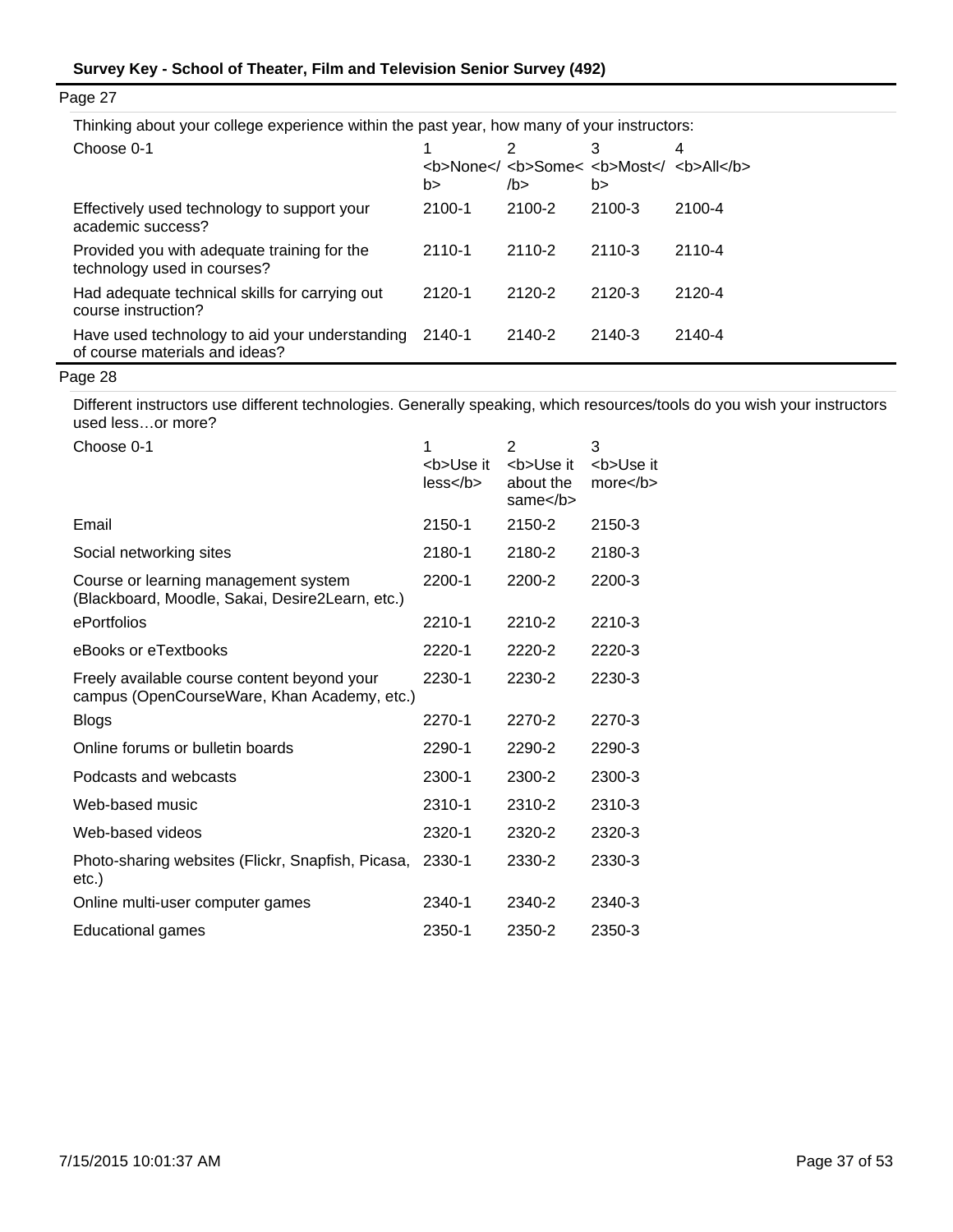**Survey Key - School of Theater, Film and Television Senior Survey (492)**

Page 27

Thinking about your college experience within the past year, how many of your instructors:

| Choose 0-1 | 1 <b>None</b> | 2 <b>Some</b> | 3 <b>Most</b> | 4 <b>All</b> |
|---|---|---|---|---|
| Effectively used technology to support your academic success? | 2100-1 | 2100-2 | 2100-3 | 2100-4 |
| Provided you with adequate training for the technology used in courses? | 2110-1 | 2110-2 | 2110-3 | 2110-4 |
| Had adequate technical skills for carrying out course instruction? | 2120-1 | 2120-2 | 2120-3 | 2120-4 |
| Have used technology to aid your understanding of course materials and ideas? | 2140-1 | 2140-2 | 2140-3 | 2140-4 |

Page 28

Different instructors use different technologies. Generally speaking, which resources/tools do you wish your instructors used less…or more?

| Choose 0-1 | 1 <b>Use it less</b> | 2 <b>Use it about the same</b> | 3 <b>Use it more</b> |
|---|---|---|---|
| Email | 2150-1 | 2150-2 | 2150-3 |
| Social networking sites | 2180-1 | 2180-2 | 2180-3 |
| Course or learning management system (Blackboard, Moodle, Sakai, Desire2Learn, etc.) | 2200-1 | 2200-2 | 2200-3 |
| ePortfolios | 2210-1 | 2210-2 | 2210-3 |
| eBooks or eTextbooks | 2220-1 | 2220-2 | 2220-3 |
| Freely available course content beyond your campus (OpenCourseWare, Khan Academy, etc.) | 2230-1 | 2230-2 | 2230-3 |
| Blogs | 2270-1 | 2270-2 | 2270-3 |
| Online forums or bulletin boards | 2290-1 | 2290-2 | 2290-3 |
| Podcasts and webcasts | 2300-1 | 2300-2 | 2300-3 |
| Web-based music | 2310-1 | 2310-2 | 2310-3 |
| Web-based videos | 2320-1 | 2320-2 | 2320-3 |
| Photo-sharing websites (Flickr, Snapfish, Picasa, etc.) | 2330-1 | 2330-2 | 2330-3 |
| Online multi-user computer games | 2340-1 | 2340-2 | 2340-3 |
| Educational games | 2350-1 | 2350-2 | 2350-3 |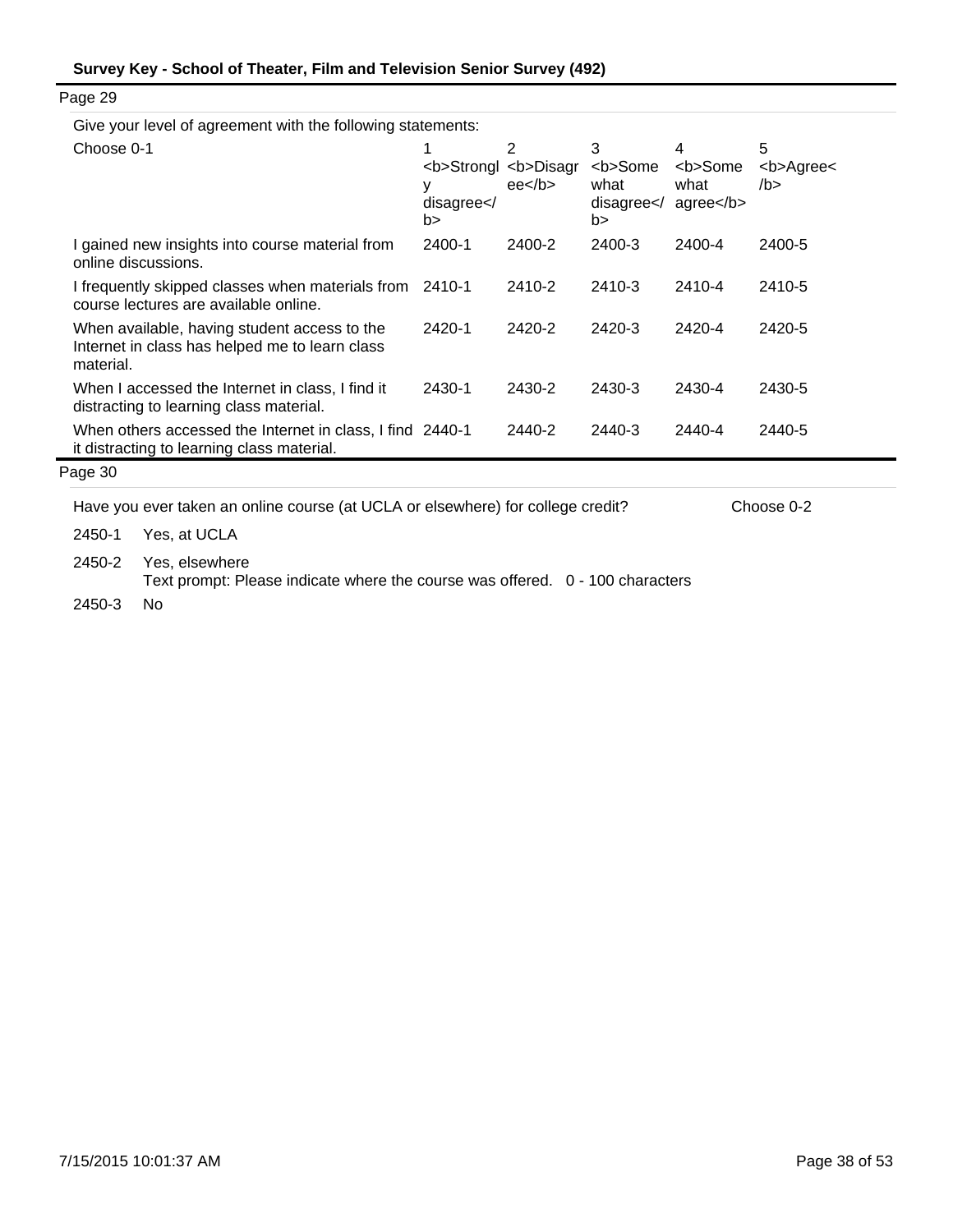**Survey Key - School of Theater, Film and Television Senior Survey (492)**

Page 29

Give your level of agreement with the following statements:

| Choose 0-1 | 1 <b>Strongly disagree</b> | 2 <b>Disagree</b> | 3 <b>Somewhat disagree</b> | 4 <b>Somewhat agree</b> | 5 <b>Agree</b> |
|---|---|---|---|---|---|
| I gained new insights into course material from online discussions. | 2400-1 | 2400-2 | 2400-3 | 2400-4 | 2400-5 |
| I frequently skipped classes when materials from course lectures are available online. | 2410-1 | 2410-2 | 2410-3 | 2410-4 | 2410-5 |
| When available, having student access to the Internet in class has helped me to learn class material. | 2420-1 | 2420-2 | 2420-3 | 2420-4 | 2420-5 |
| When I accessed the Internet in class, I find it distracting to learning class material. | 2430-1 | 2430-2 | 2430-3 | 2430-4 | 2430-5 |
| When others accessed the Internet in class, I find it distracting to learning class material. | 2440-1 | 2440-2 | 2440-3 | 2440-4 | 2440-5 |

Page 30

Have you ever taken an online course (at UCLA or elsewhere) for college credit? Choose 0-2

2450-1 Yes, at UCLA

2450-2 Yes, elsewhere
Text prompt: Please indicate where the course was offered. 0 - 100 characters

2450-3 No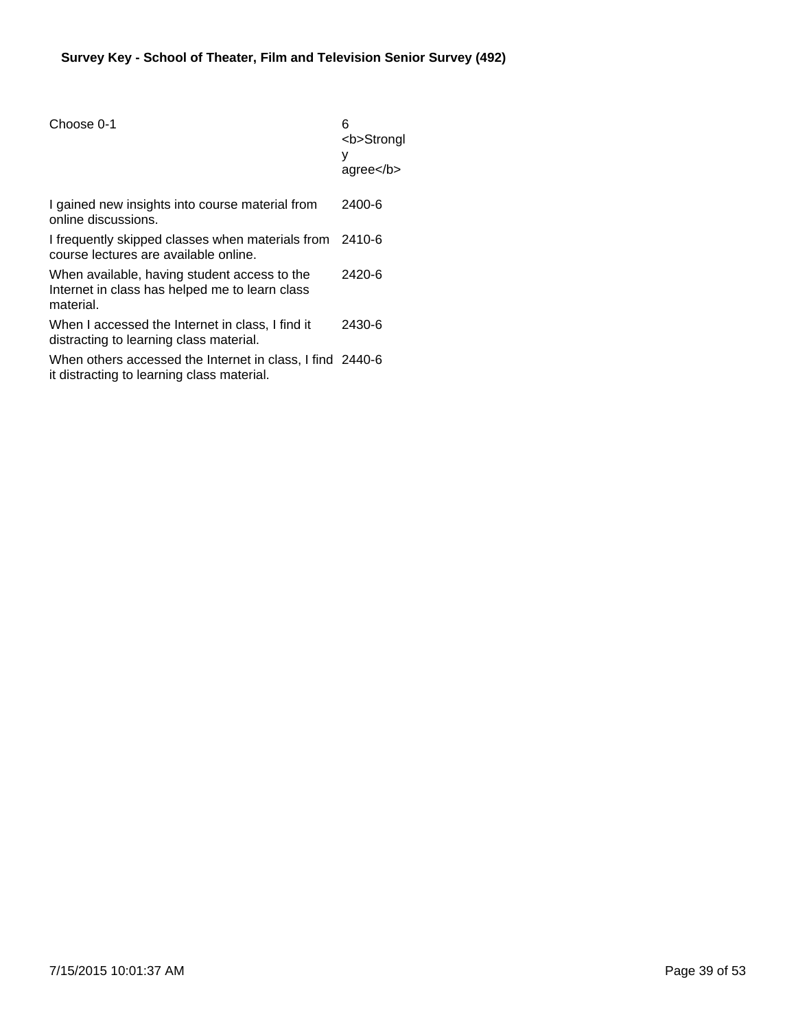**Survey Key - School of Theater, Film and Television Senior Survey (492)**

| Choose 0-1 | 6 <b>Strongly agree</b> |
| --- | --- |
| I gained new insights into course material from online discussions. | 2400-6 |
| I frequently skipped classes when materials from course lectures are available online. | 2410-6 |
| When available, having student access to the Internet in class has helped me to learn class material. | 2420-6 |
| When I accessed the Internet in class, I find it distracting to learning class material. | 2430-6 |
| When others accessed the Internet in class, I find it distracting to learning class material. | 2440-6 |

7/15/2015 10:01:37 AM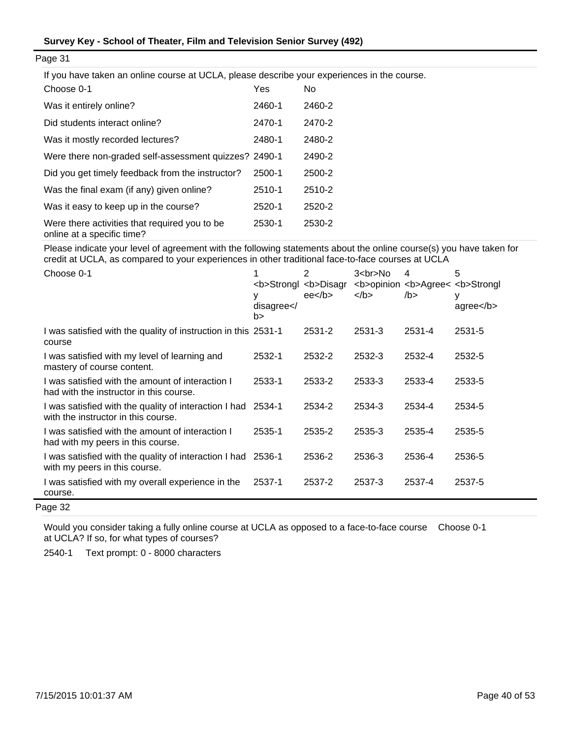Page 31

If you have taken an online course at UCLA, please describe your experiences in the course.

| Choose 0-1 | Yes | No |
|---|---|---|
| Was it entirely online? | 2460-1 | 2460-2 |
| Did students interact online? | 2470-1 | 2470-2 |
| Was it mostly recorded lectures? | 2480-1 | 2480-2 |
| Were there non-graded self-assessment quizzes? | 2490-1 | 2490-2 |
| Did you get timely feedback from the instructor? | 2500-1 | 2500-2 |
| Was the final exam (if any) given online? | 2510-1 | 2510-2 |
| Was it easy to keep up in the course? | 2520-1 | 2520-2 |
| Were there activities that required you to be online at a specific time? | 2530-1 | 2530-2 |

Please indicate your level of agreement with the following statements about the online course(s) you have taken for credit at UCLA, as compared to your experiences in other traditional face-to-face courses at UCLA

| Choose 0-1 | 1 <b>Strongly disagree</b> | 2 <b>Disagree</b> | 3<br>No <b>opinion</b> | 4 <b>Agree</b> | 5 <b>Strongly agree</b> |
|---|---|---|---|---|---|
| I was satisfied with the quality of instruction in this course | 2531-1 | 2531-2 | 2531-3 | 2531-4 | 2531-5 |
| I was satisfied with my level of learning and mastery of course content. | 2532-1 | 2532-2 | 2532-3 | 2532-4 | 2532-5 |
| I was satisfied with the amount of interaction I had with the instructor in this course. | 2533-1 | 2533-2 | 2533-3 | 2533-4 | 2533-5 |
| I was satisfied with the quality of interaction I had with the instructor in this course. | 2534-1 | 2534-2 | 2534-3 | 2534-4 | 2534-5 |
| I was satisfied with the amount of interaction I had with my peers in this course. | 2535-1 | 2535-2 | 2535-3 | 2535-4 | 2535-5 |
| I was satisfied with the quality of interaction I had with my peers in this course. | 2536-1 | 2536-2 | 2536-3 | 2536-4 | 2536-5 |
| I was satisfied with my overall experience in the course. | 2537-1 | 2537-2 | 2537-3 | 2537-4 | 2537-5 |

Page 32

Would you consider taking a fully online course at UCLA as opposed to a face-to-face course at UCLA? If so, for what types of courses? Choose 0-1

2540-1 Text prompt: 0 - 8000 characters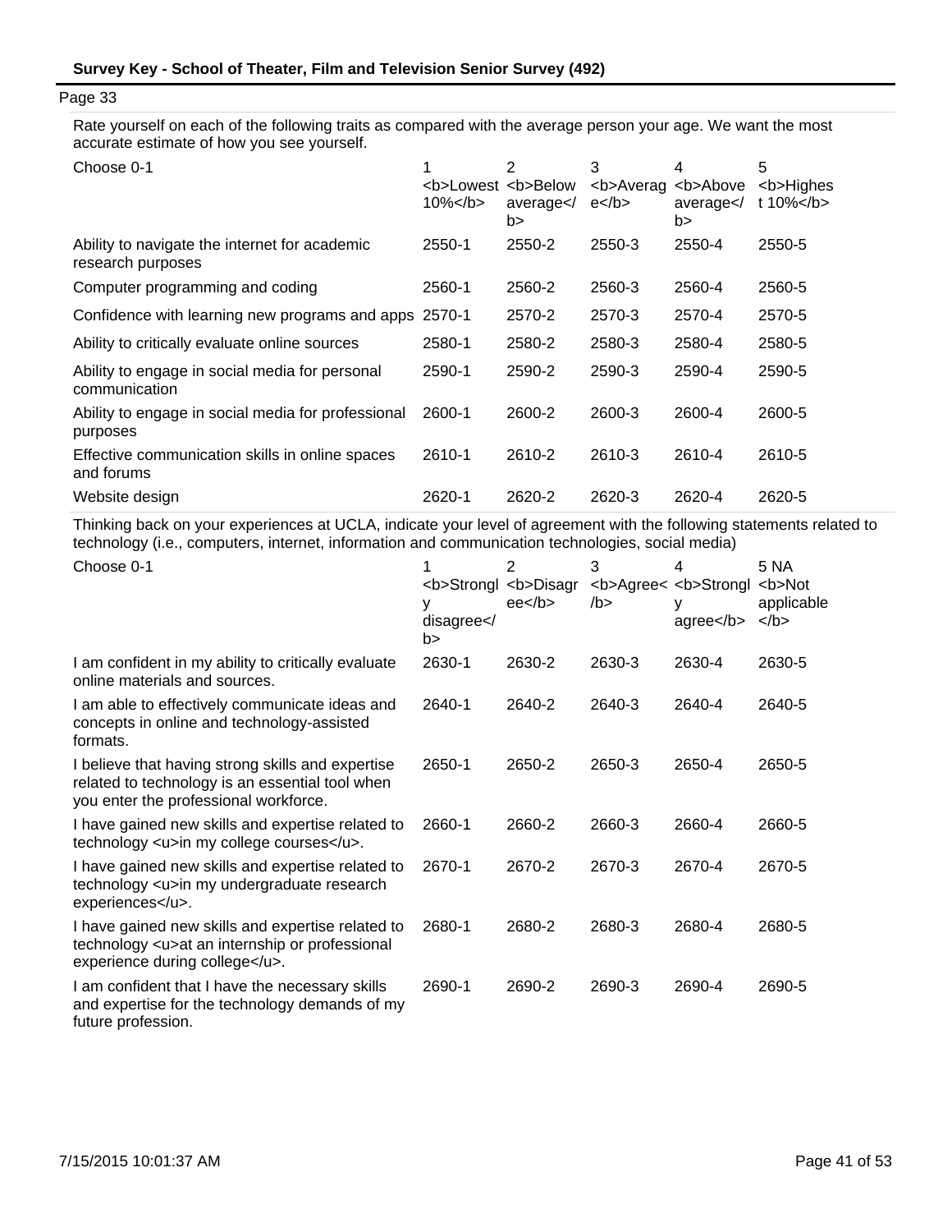Page 33

Rate yourself on each of the following traits as compared with the average person your age. We want the most accurate estimate of how you see yourself.

| Choose 0-1 | 1 <b>Lowest 10%</b> | 2 <b>Below average</b> | 3 <b>Average</b> | 4 <b>Above average</b> | 5 <b>Highest 10%</b> |
|---|---|---|---|---|---|
| Ability to navigate the internet for academic research purposes | 2550-1 | 2550-2 | 2550-3 | 2550-4 | 2550-5 |
| Computer programming and coding | 2560-1 | 2560-2 | 2560-3 | 2560-4 | 2560-5 |
| Confidence with learning new programs and apps | 2570-1 | 2570-2 | 2570-3 | 2570-4 | 2570-5 |
| Ability to critically evaluate online sources | 2580-1 | 2580-2 | 2580-3 | 2580-4 | 2580-5 |
| Ability to engage in social media for personal communication | 2590-1 | 2590-2 | 2590-3 | 2590-4 | 2590-5 |
| Ability to engage in social media for professional purposes | 2600-1 | 2600-2 | 2600-3 | 2600-4 | 2600-5 |
| Effective communication skills in online spaces and forums | 2610-1 | 2610-2 | 2610-3 | 2610-4 | 2610-5 |
| Website design | 2620-1 | 2620-2 | 2620-3 | 2620-4 | 2620-5 |

Thinking back on your experiences at UCLA, indicate your level of agreement with the following statements related to technology (i.e., computers, internet, information and communication technologies, social media)

| Choose 0-1 | 1 <b>Strongly disagree</b> | 2 <b>Disagree</b> | 3 <b>Agree</b> | 4 <b>Strongly agree</b> | 5 NA <b>Not applicable</b> |
|---|---|---|---|---|---|
| I am confident in my ability to critically evaluate online materials and sources. | 2630-1 | 2630-2 | 2630-3 | 2630-4 | 2630-5 |
| I am able to effectively communicate ideas and concepts in online and technology-assisted formats. | 2640-1 | 2640-2 | 2640-3 | 2640-4 | 2640-5 |
| I believe that having strong skills and expertise related to technology is an essential tool when you enter the professional workforce. | 2650-1 | 2650-2 | 2650-3 | 2650-4 | 2650-5 |
| I have gained new skills and expertise related to technology <u>in my college courses</u>. | 2660-1 | 2660-2 | 2660-3 | 2660-4 | 2660-5 |
| I have gained new skills and expertise related to technology <u>in my undergraduate research experiences</u>. | 2670-1 | 2670-2 | 2670-3 | 2670-4 | 2670-5 |
| I have gained new skills and expertise related to technology <u>at an internship or professional experience during college</u>. | 2680-1 | 2680-2 | 2680-3 | 2680-4 | 2680-5 |
| I am confident that I have the necessary skills and expertise for the technology demands of my future profession. | 2690-1 | 2690-2 | 2690-3 | 2690-4 | 2690-5 |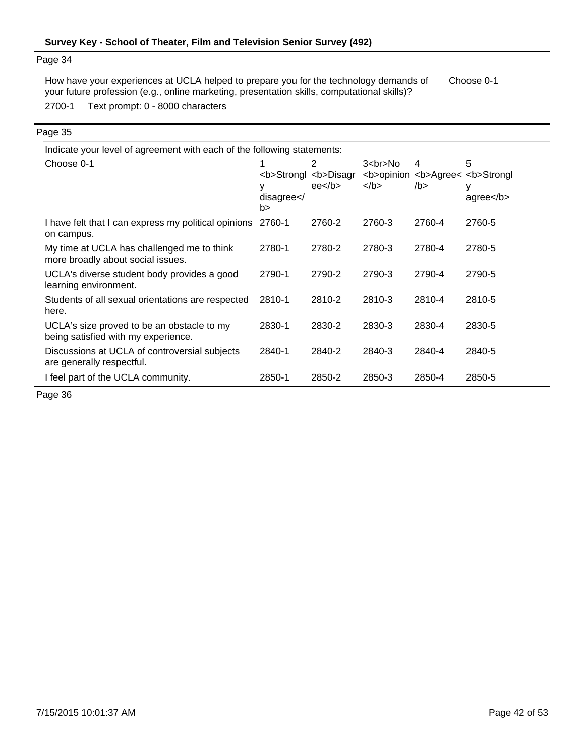**Survey Key - School of Theater, Film and Television Senior Survey (492)**

Page 34

How have your experiences at UCLA helped to prepare you for the technology demands of your future profession (e.g., online marketing, presentation skills, computational skills)? — Choose 0-1

2700-1 Text prompt: 0 - 8000 characters

Page 35

Indicate your level of agreement with each of the following statements:

| Choose 0-1 | 1 <b>Strongly disagree</b> | 2 <b>Disagree</b> | 3<br>No <b>opinion</b> | 4 <b>Agree</b> | 5 <b>Strongly agree</b> |
|---|---|---|---|---|---|
| I have felt that I can express my political opinions on campus. | 2760-1 | 2760-2 | 2760-3 | 2760-4 | 2760-5 |
| My time at UCLA has challenged me to think more broadly about social issues. | 2780-1 | 2780-2 | 2780-3 | 2780-4 | 2780-5 |
| UCLA's diverse student body provides a good learning environment. | 2790-1 | 2790-2 | 2790-3 | 2790-4 | 2790-5 |
| Students of all sexual orientations are respected here. | 2810-1 | 2810-2 | 2810-3 | 2810-4 | 2810-5 |
| UCLA's size proved to be an obstacle to my being satisfied with my experience. | 2830-1 | 2830-2 | 2830-3 | 2830-4 | 2830-5 |
| Discussions at UCLA of controversial subjects are generally respectful. | 2840-1 | 2840-2 | 2840-3 | 2840-4 | 2840-5 |
| I feel part of the UCLA community. | 2850-1 | 2850-2 | 2850-3 | 2850-4 | 2850-5 |

Page 36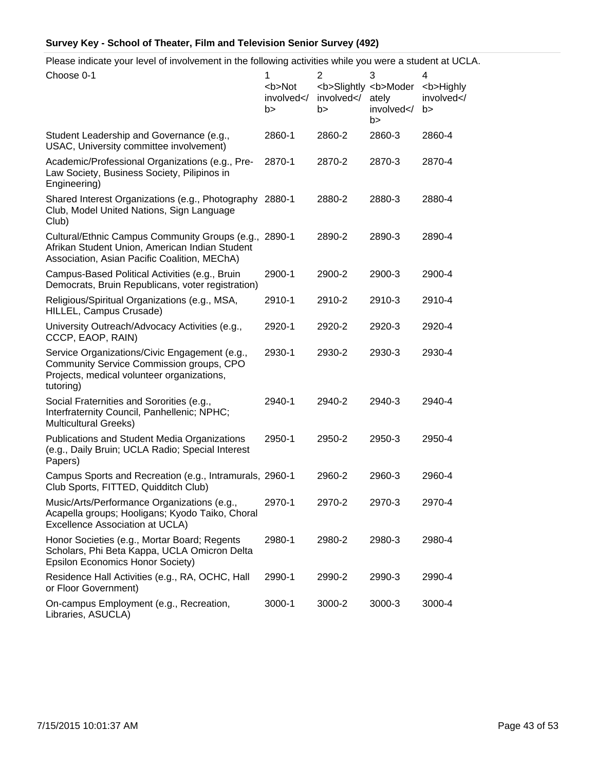**Survey Key - School of Theater, Film and Television Senior Survey (492)**

Please indicate your level of involvement in the following activities while you were a student at UCLA.

| Choose 0-1 | 1 <b>Not involved</b> | 2 <b>Slightly involved</b> | 3 <b>Moderately involved</b> | 4 <b>Highly involved</b> |
|---|---|---|---|---|
| Student Leadership and Governance (e.g., USAC, University committee involvement) | 2860-1 | 2860-2 | 2860-3 | 2860-4 |
| Academic/Professional Organizations (e.g., Pre-Law Society, Business Society, Pilipinos in Engineering) | 2870-1 | 2870-2 | 2870-3 | 2870-4 |
| Shared Interest Organizations (e.g., Photography Club, Model United Nations, Sign Language Club) | 2880-1 | 2880-2 | 2880-3 | 2880-4 |
| Cultural/Ethnic Campus Community Groups (e.g., Afrikan Student Union, American Indian Student Association, Asian Pacific Coalition, MEChA) | 2890-1 | 2890-2 | 2890-3 | 2890-4 |
| Campus-Based Political Activities (e.g., Bruin Democrats, Bruin Republicans, voter registration) | 2900-1 | 2900-2 | 2900-3 | 2900-4 |
| Religious/Spiritual Organizations (e.g., MSA, HILLEL, Campus Crusade) | 2910-1 | 2910-2 | 2910-3 | 2910-4 |
| University Outreach/Advocacy Activities (e.g., CCCP, EAOP, RAIN) | 2920-1 | 2920-2 | 2920-3 | 2920-4 |
| Service Organizations/Civic Engagement (e.g., Community Service Commission groups, CPO Projects, medical volunteer organizations, tutoring) | 2930-1 | 2930-2 | 2930-3 | 2930-4 |
| Social Fraternities and Sororities (e.g., Interfraternity Council, Panhellenic; NPHC; Multicultural Greeks) | 2940-1 | 2940-2 | 2940-3 | 2940-4 |
| Publications and Student Media Organizations (e.g., Daily Bruin; UCLA Radio; Special Interest Papers) | 2950-1 | 2950-2 | 2950-3 | 2950-4 |
| Campus Sports and Recreation (e.g., Intramurals, Club Sports, FITTED, Quidditch Club) | 2960-1 | 2960-2 | 2960-3 | 2960-4 |
| Music/Arts/Performance Organizations (e.g., Acapella groups; Hooligans; Kyodo Taiko, Choral Excellence Association at UCLA) | 2970-1 | 2970-2 | 2970-3 | 2970-4 |
| Honor Societies (e.g., Mortar Board; Regents Scholars, Phi Beta Kappa, UCLA Omicron Delta Epsilon Economics Honor Society) | 2980-1 | 2980-2 | 2980-3 | 2980-4 |
| Residence Hall Activities (e.g., RA, OCHC, Hall or Floor Government) | 2990-1 | 2990-2 | 2990-3 | 2990-4 |
| On-campus Employment (e.g., Recreation, Libraries, ASUCLA) | 3000-1 | 3000-2 | 3000-3 | 3000-4 |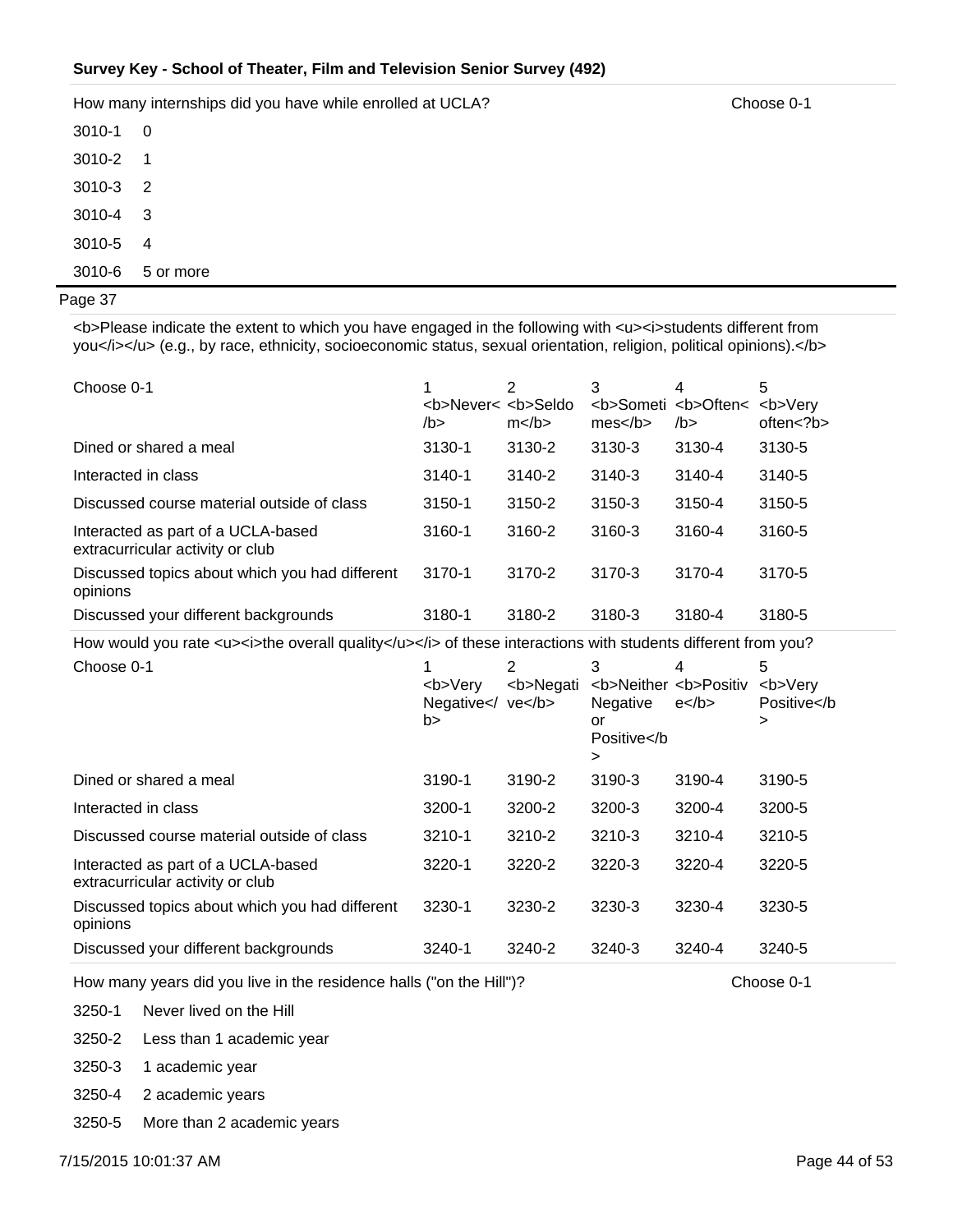**Survey Key - School of Theater, Film and Television Senior Survey (492)**

How many internships did you have while enrolled at UCLA? Choose 0-1

| | |
|---|---|
| 3010-1 | 0 |
| 3010-2 | 1 |
| 3010-3 | 2 |
| 3010-4 | 3 |
| 3010-5 | 4 |
| 3010-6 | 5 or more |

Page 37

<b>Please indicate the extent to which you have engaged in the following with <u><i>students different from you</i></u> (e.g., by race, ethnicity, socioeconomic status, sexual orientation, religion, political opinions).</b>

| Choose 0-1 | 1 <b>Never</b> | 2 <b>Seldom</b> | 3 <b>Sometimes</b> | 4 <b>Often</b> | 5 <b>Very often<?b> |
|---|---|---|---|---|---|
| Dined or shared a meal | 3130-1 | 3130-2 | 3130-3 | 3130-4 | 3130-5 |
| Interacted in class | 3140-1 | 3140-2 | 3140-3 | 3140-4 | 3140-5 |
| Discussed course material outside of class | 3150-1 | 3150-2 | 3150-3 | 3150-4 | 3150-5 |
| Interacted as part of a UCLA-based extracurricular activity or club | 3160-1 | 3160-2 | 3160-3 | 3160-4 | 3160-5 |
| Discussed topics about which you had different opinions | 3170-1 | 3170-2 | 3170-3 | 3170-4 | 3170-5 |
| Discussed your different backgrounds | 3180-1 | 3180-2 | 3180-3 | 3180-4 | 3180-5 |

How would you rate <u><i>the overall quality</u></i> of these interactions with students different from you?

| Choose 0-1 | 1 <b>Very Negative</b> | 2 <b>Negative</b> | 3 <b>Neither Negative or Positive</b> | 4 <b>Positive</b> | 5 <b>Very Positive</b> |
|---|---|---|---|---|---|
| Dined or shared a meal | 3190-1 | 3190-2 | 3190-3 | 3190-4 | 3190-5 |
| Interacted in class | 3200-1 | 3200-2 | 3200-3 | 3200-4 | 3200-5 |
| Discussed course material outside of class | 3210-1 | 3210-2 | 3210-3 | 3210-4 | 3210-5 |
| Interacted as part of a UCLA-based extracurricular activity or club | 3220-1 | 3220-2 | 3220-3 | 3220-4 | 3220-5 |
| Discussed topics about which you had different opinions | 3230-1 | 3230-2 | 3230-3 | 3230-4 | 3230-5 |
| Discussed your different backgrounds | 3240-1 | 3240-2 | 3240-3 | 3240-4 | 3240-5 |

How many years did you live in the residence halls ("on the Hill")? Choose 0-1

| | |
|---|---|
| 3250-1 | Never lived on the Hill |
| 3250-2 | Less than 1 academic year |
| 3250-3 | 1 academic year |
| 3250-4 | 2 academic years |
| 3250-5 | More than 2 academic years |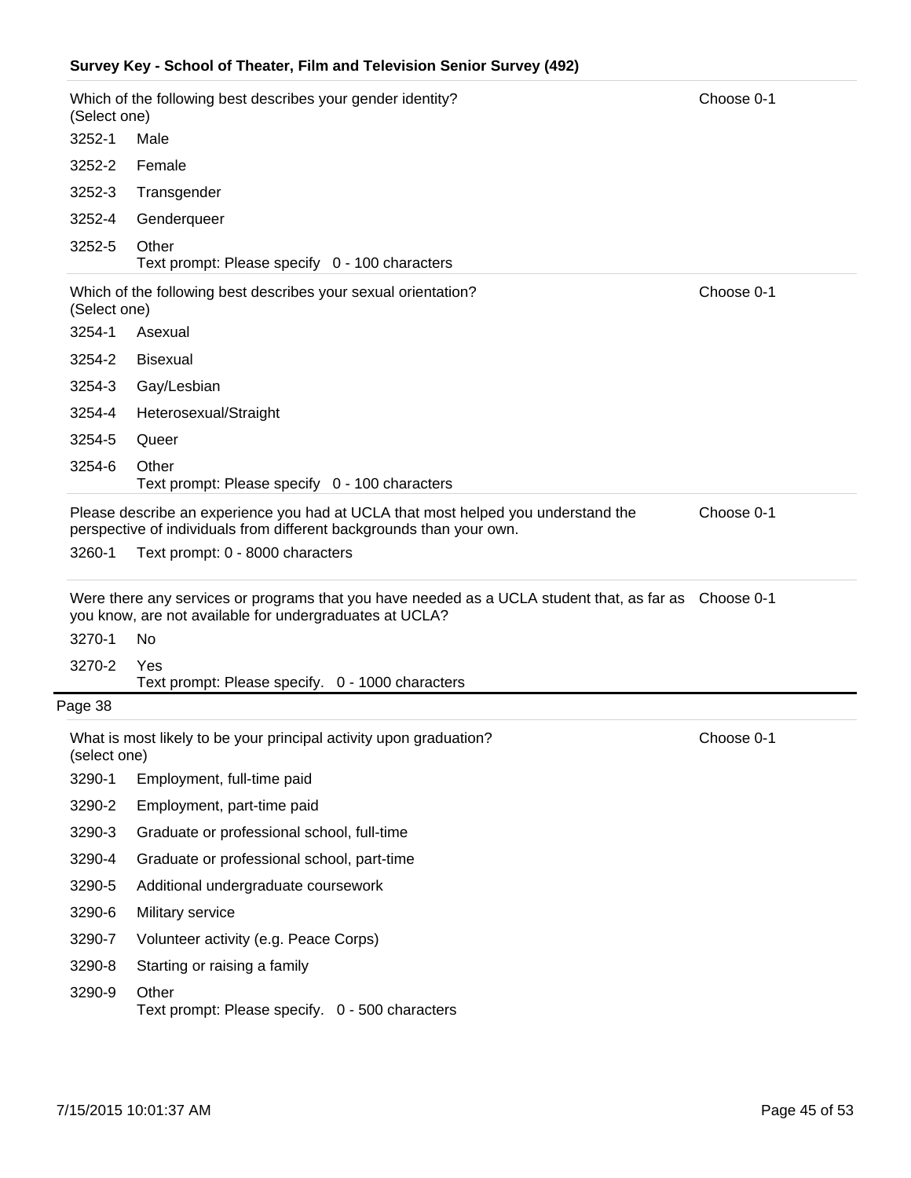**Survey Key - School of Theater, Film and Television Senior Survey (492)**

Which of the following best describes your gender identity? (Select one) — Choose 0-1

| | |
|---|---|
| 3252-1 | Male |
| 3252-2 | Female |
| 3252-3 | Transgender |
| 3252-4 | Genderqueer |
| 3252-5 | Other<br>Text prompt: Please specify 0 - 100 characters |

Which of the following best describes your sexual orientation? (Select one) — Choose 0-1

| | |
|---|---|
| 3254-1 | Asexual |
| 3254-2 | Bisexual |
| 3254-3 | Gay/Lesbian |
| 3254-4 | Heterosexual/Straight |
| 3254-5 | Queer |
| 3254-6 | Other<br>Text prompt: Please specify 0 - 100 characters |

Please describe an experience you had at UCLA that most helped you understand the perspective of individuals from different backgrounds than your own. — Choose 0-1

| | |
|---|---|
| 3260-1 | Text prompt: 0 - 8000 characters |

Were there any services or programs that you have needed as a UCLA student that, as far as you know, are not available for undergraduates at UCLA? — Choose 0-1

| | |
|---|---|
| 3270-1 | No |
| 3270-2 | Yes<br>Text prompt: Please specify. 0 - 1000 characters |

Page 38

What is most likely to be your principal activity upon graduation? (select one) — Choose 0-1

| | |
|---|---|
| 3290-1 | Employment, full-time paid |
| 3290-2 | Employment, part-time paid |
| 3290-3 | Graduate or professional school, full-time |
| 3290-4 | Graduate or professional school, part-time |
| 3290-5 | Additional undergraduate coursework |
| 3290-6 | Military service |
| 3290-7 | Volunteer activity (e.g. Peace Corps) |
| 3290-8 | Starting or raising a family |
| 3290-9 | Other<br>Text prompt: Please specify. 0 - 500 characters |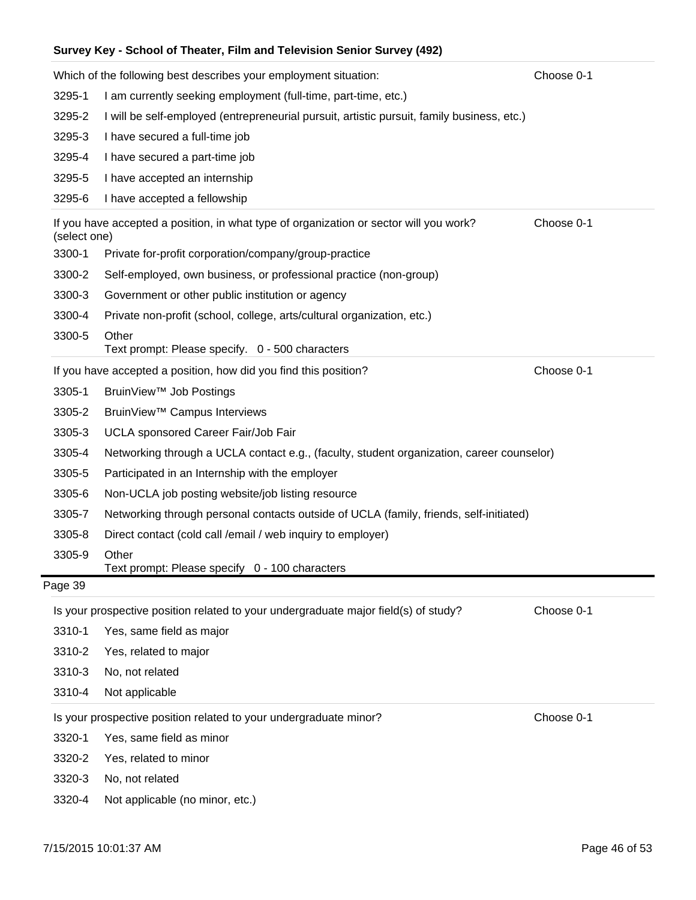**Survey Key - School of Theater, Film and Television Senior Survey (492)**

Which of the following best describes your employment situation: — Choose 0-1

| | |
|---|---|
| 3295-1 | I am currently seeking employment (full-time, part-time, etc.) |
| 3295-2 | I will be self-employed (entrepreneurial pursuit, artistic pursuit, family business, etc.) |
| 3295-3 | I have secured a full-time job |
| 3295-4 | I have secured a part-time job |
| 3295-5 | I have accepted an internship |
| 3295-6 | I have accepted a fellowship |

If you have accepted a position, in what type of organization or sector will you work? (select one) — Choose 0-1

| | |
|---|---|
| 3300-1 | Private for-profit corporation/company/group-practice |
| 3300-2 | Self-employed, own business, or professional practice (non-group) |
| 3300-3 | Government or other public institution or agency |
| 3300-4 | Private non-profit (school, college, arts/cultural organization, etc.) |
| 3300-5 | Other<br>Text prompt: Please specify. 0 - 500 characters |

If you have accepted a position, how did you find this position? — Choose 0-1

| | |
|---|---|
| 3305-1 | BruinView™ Job Postings |
| 3305-2 | BruinView™ Campus Interviews |
| 3305-3 | UCLA sponsored Career Fair/Job Fair |
| 3305-4 | Networking through a UCLA contact e.g., (faculty, student organization, career counselor) |
| 3305-5 | Participated in an Internship with the employer |
| 3305-6 | Non-UCLA job posting website/job listing resource |
| 3305-7 | Networking through personal contacts outside of UCLA (family, friends, self-initiated) |
| 3305-8 | Direct contact (cold call /email / web inquiry to employer) |
| 3305-9 | Other<br>Text prompt: Please specify 0 - 100 characters |

Page 39

Is your prospective position related to your undergraduate major field(s) of study? — Choose 0-1

| | |
|---|---|
| 3310-1 | Yes, same field as major |
| 3310-2 | Yes, related to major |
| 3310-3 | No, not related |
| 3310-4 | Not applicable |

Is your prospective position related to your undergraduate minor? — Choose 0-1

| | |
|---|---|
| 3320-1 | Yes, same field as minor |
| 3320-2 | Yes, related to minor |
| 3320-3 | No, not related |
| 3320-4 | Not applicable (no minor, etc.) |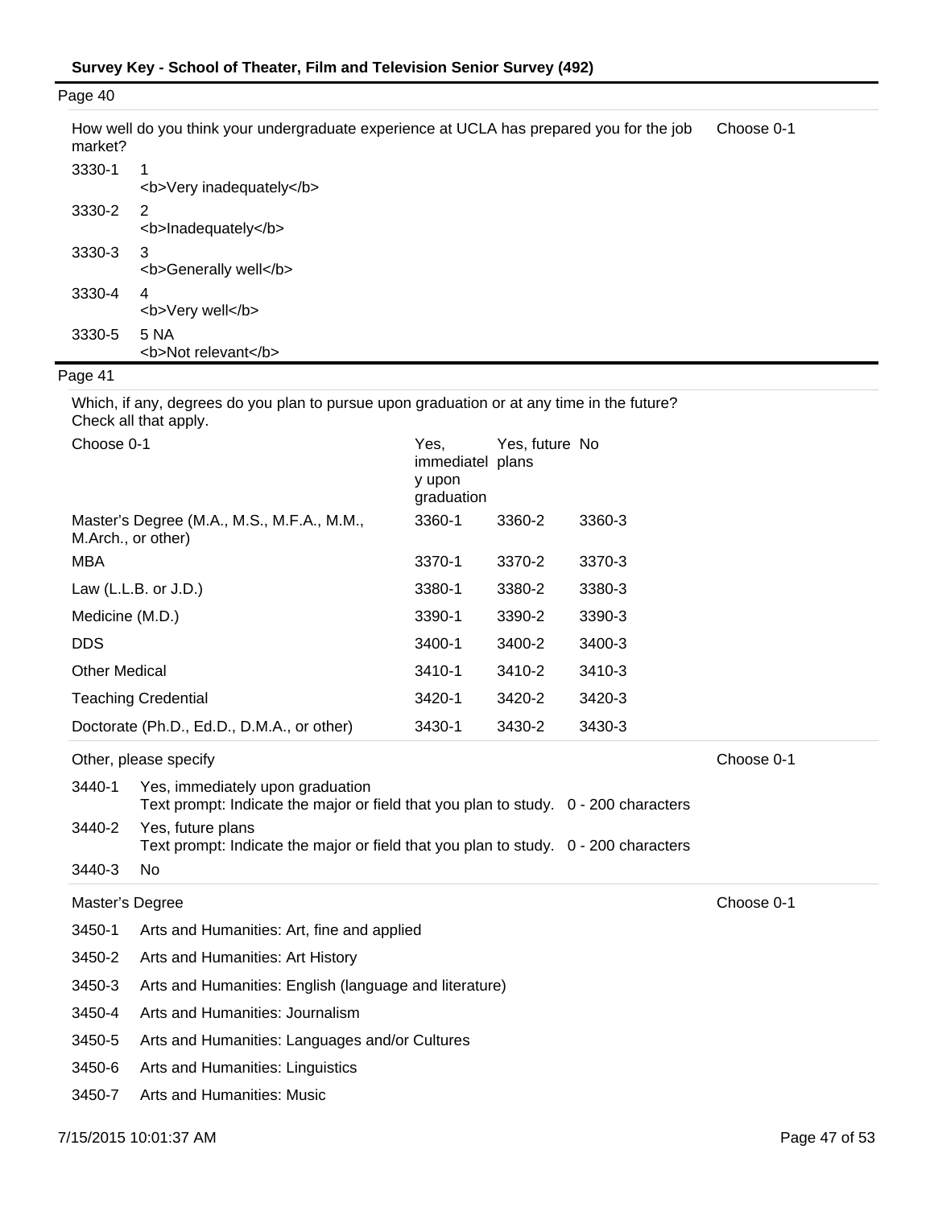Page 40

How well do you think your undergraduate experience at UCLA has prepared you for the job market? — Choose 0-1

| Code | Response |
|---|---|
| 3330-1 | 1 <b>Very inadequately</b> |
| 3330-2 | 2 <b>Inadequately</b> |
| 3330-3 | 3 <b>Generally well</b> |
| 3330-4 | 4 <b>Very well</b> |
| 3330-5 | 5 NA <b>Not relevant</b> |

Page 41

Which, if any, degrees do you plan to pursue upon graduation or at any time in the future? Check all that apply.

| Choose 0-1 | Yes, immediately upon graduation | Yes, future plans | No |
|---|---|---|---|
| Master's Degree (M.A., M.S., M.F.A., M.M., M.Arch., or other) | 3360-1 | 3360-2 | 3360-3 |
| MBA | 3370-1 | 3370-2 | 3370-3 |
| Law (L.L.B. or J.D.) | 3380-1 | 3380-2 | 3380-3 |
| Medicine (M.D.) | 3390-1 | 3390-2 | 3390-3 |
| DDS | 3400-1 | 3400-2 | 3400-3 |
| Other Medical | 3410-1 | 3410-2 | 3410-3 |
| Teaching Credential | 3420-1 | 3420-2 | 3420-3 |
| Doctorate (Ph.D., Ed.D., D.M.A., or other) | 3430-1 | 3430-2 | 3430-3 |

Other, please specify — Choose 0-1

| Code | Response |
|---|---|
| 3440-1 | Yes, immediately upon graduation<br>Text prompt: Indicate the major or field that you plan to study. 0 - 200 characters |
| 3440-2 | Yes, future plans<br>Text prompt: Indicate the major or field that you plan to study. 0 - 200 characters |
| 3440-3 | No |

Master's Degree — Choose 0-1

| Code | Response |
|---|---|
| 3450-1 | Arts and Humanities: Art, fine and applied |
| 3450-2 | Arts and Humanities: Art History |
| 3450-3 | Arts and Humanities: English (language and literature) |
| 3450-4 | Arts and Humanities: Journalism |
| 3450-5 | Arts and Humanities: Languages and/or Cultures |
| 3450-6 | Arts and Humanities: Linguistics |
| 3450-7 | Arts and Humanities: Music |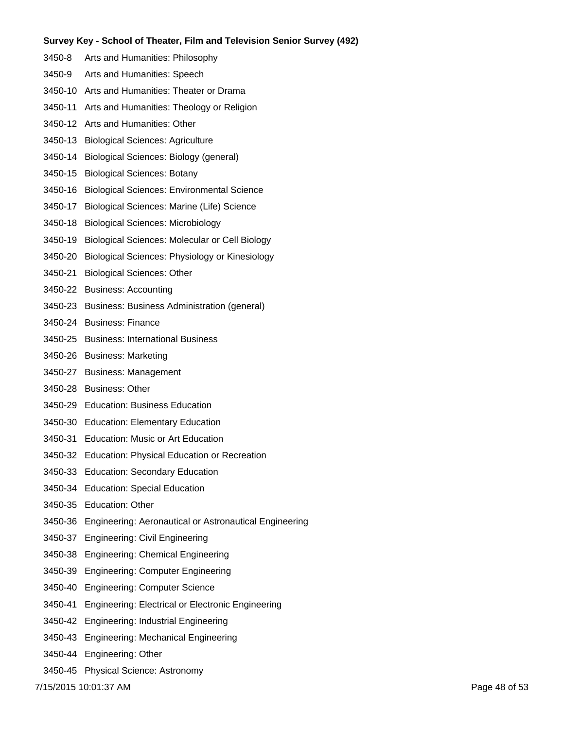**Survey Key - School of Theater, Film and Television Senior Survey (492)**

| | |
|---|---|
| 3450-8 | Arts and Humanities: Philosophy |
| 3450-9 | Arts and Humanities: Speech |
| 3450-10 | Arts and Humanities: Theater or Drama |
| 3450-11 | Arts and Humanities: Theology or Religion |
| 3450-12 | Arts and Humanities: Other |
| 3450-13 | Biological Sciences: Agriculture |
| 3450-14 | Biological Sciences: Biology (general) |
| 3450-15 | Biological Sciences: Botany |
| 3450-16 | Biological Sciences: Environmental Science |
| 3450-17 | Biological Sciences: Marine (Life) Science |
| 3450-18 | Biological Sciences: Microbiology |
| 3450-19 | Biological Sciences: Molecular or Cell Biology |
| 3450-20 | Biological Sciences: Physiology or Kinesiology |
| 3450-21 | Biological Sciences: Other |
| 3450-22 | Business: Accounting |
| 3450-23 | Business: Business Administration (general) |
| 3450-24 | Business: Finance |
| 3450-25 | Business: International Business |
| 3450-26 | Business: Marketing |
| 3450-27 | Business: Management |
| 3450-28 | Business: Other |
| 3450-29 | Education: Business Education |
| 3450-30 | Education: Elementary Education |
| 3450-31 | Education: Music or Art Education |
| 3450-32 | Education: Physical Education or Recreation |
| 3450-33 | Education: Secondary Education |
| 3450-34 | Education: Special Education |
| 3450-35 | Education: Other |
| 3450-36 | Engineering: Aeronautical or Astronautical Engineering |
| 3450-37 | Engineering: Civil Engineering |
| 3450-38 | Engineering: Chemical Engineering |
| 3450-39 | Engineering: Computer Engineering |
| 3450-40 | Engineering: Computer Science |
| 3450-41 | Engineering: Electrical or Electronic Engineering |
| 3450-42 | Engineering: Industrial Engineering |
| 3450-43 | Engineering: Mechanical Engineering |
| 3450-44 | Engineering: Other |
| 3450-45 | Physical Science: Astronomy |

7/15/2015 10:01:37 AM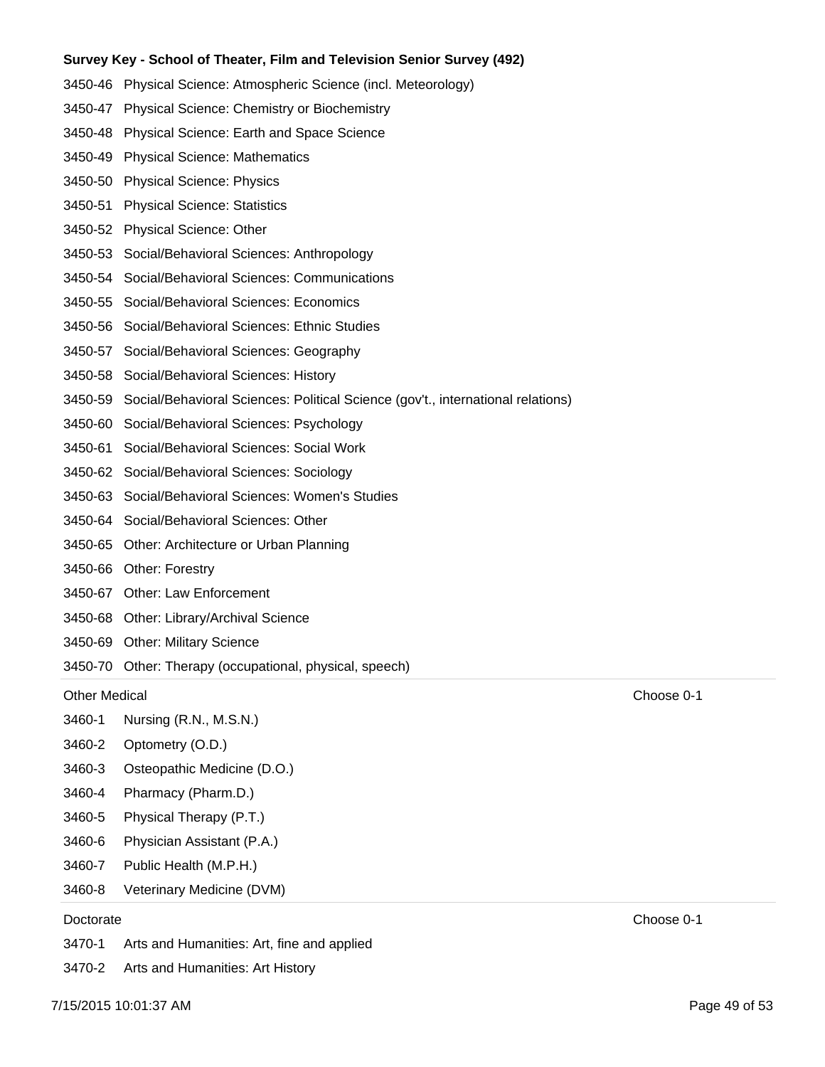**Survey Key - School of Theater, Film and Television Senior Survey (492)**

3450-46 Physical Science: Atmospheric Science (incl. Meteorology)

3450-47 Physical Science: Chemistry or Biochemistry

3450-48 Physical Science: Earth and Space Science

3450-49 Physical Science: Mathematics

3450-50 Physical Science: Physics

3450-51 Physical Science: Statistics

3450-52 Physical Science: Other

3450-53 Social/Behavioral Sciences: Anthropology

3450-54 Social/Behavioral Sciences: Communications

3450-55 Social/Behavioral Sciences: Economics

3450-56 Social/Behavioral Sciences: Ethnic Studies

3450-57 Social/Behavioral Sciences: Geography

3450-58 Social/Behavioral Sciences: History

3450-59 Social/Behavioral Sciences: Political Science (gov't., international relations)

3450-60 Social/Behavioral Sciences: Psychology

3450-61 Social/Behavioral Sciences: Social Work

3450-62 Social/Behavioral Sciences: Sociology

3450-63 Social/Behavioral Sciences: Women's Studies

3450-64 Social/Behavioral Sciences: Other

3450-65 Other: Architecture or Urban Planning

3450-66 Other: Forestry

3450-67 Other: Law Enforcement

3450-68 Other: Library/Archival Science

3450-69 Other: Military Science

3450-70 Other: Therapy (occupational, physical, speech)

Other Medical — Choose 0-1

3460-1 Nursing (R.N., M.S.N.)

3460-2 Optometry (O.D.)

3460-3 Osteopathic Medicine (D.O.)

3460-4 Pharmacy (Pharm.D.)

3460-5 Physical Therapy (P.T.)

3460-6 Physician Assistant (P.A.)

3460-7 Public Health (M.P.H.)

3460-8 Veterinary Medicine (DVM)

Doctorate — Choose 0-1

3470-1 Arts and Humanities: Art, fine and applied

3470-2 Arts and Humanities: Art History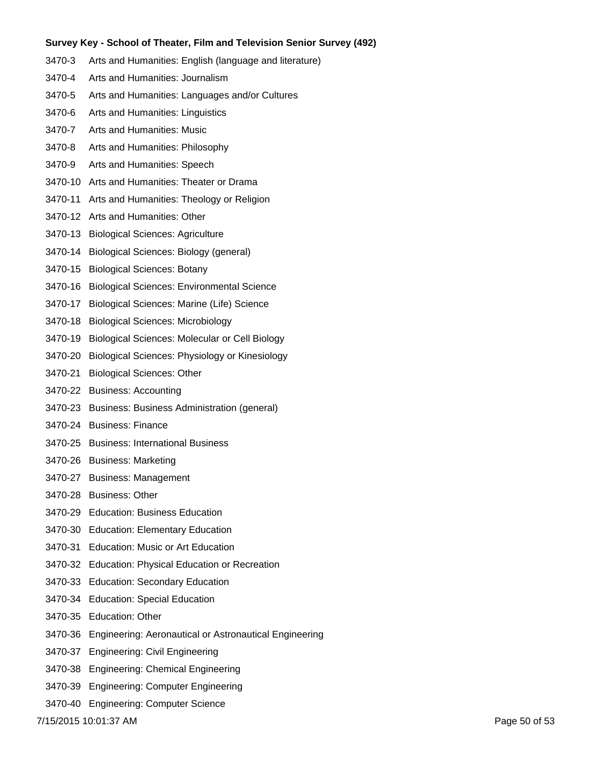**Survey Key - School of Theater, Film and Television Senior Survey (492)**

| | |
|---|---|
| 3470-3 | Arts and Humanities: English (language and literature) |
| 3470-4 | Arts and Humanities: Journalism |
| 3470-5 | Arts and Humanities: Languages and/or Cultures |
| 3470-6 | Arts and Humanities: Linguistics |
| 3470-7 | Arts and Humanities: Music |
| 3470-8 | Arts and Humanities: Philosophy |
| 3470-9 | Arts and Humanities: Speech |
| 3470-10 | Arts and Humanities: Theater or Drama |
| 3470-11 | Arts and Humanities: Theology or Religion |
| 3470-12 | Arts and Humanities: Other |
| 3470-13 | Biological Sciences: Agriculture |
| 3470-14 | Biological Sciences: Biology (general) |
| 3470-15 | Biological Sciences: Botany |
| 3470-16 | Biological Sciences: Environmental Science |
| 3470-17 | Biological Sciences: Marine (Life) Science |
| 3470-18 | Biological Sciences: Microbiology |
| 3470-19 | Biological Sciences: Molecular or Cell Biology |
| 3470-20 | Biological Sciences: Physiology or Kinesiology |
| 3470-21 | Biological Sciences: Other |
| 3470-22 | Business: Accounting |
| 3470-23 | Business: Business Administration (general) |
| 3470-24 | Business: Finance |
| 3470-25 | Business: International Business |
| 3470-26 | Business: Marketing |
| 3470-27 | Business: Management |
| 3470-28 | Business: Other |
| 3470-29 | Education: Business Education |
| 3470-30 | Education: Elementary Education |
| 3470-31 | Education: Music or Art Education |
| 3470-32 | Education: Physical Education or Recreation |
| 3470-33 | Education: Secondary Education |
| 3470-34 | Education: Special Education |
| 3470-35 | Education: Other |
| 3470-36 | Engineering: Aeronautical or Astronautical Engineering |
| 3470-37 | Engineering: Civil Engineering |
| 3470-38 | Engineering: Chemical Engineering |
| 3470-39 | Engineering: Computer Engineering |
| 3470-40 | Engineering: Computer Science |

7/15/2015 10:01:37 AM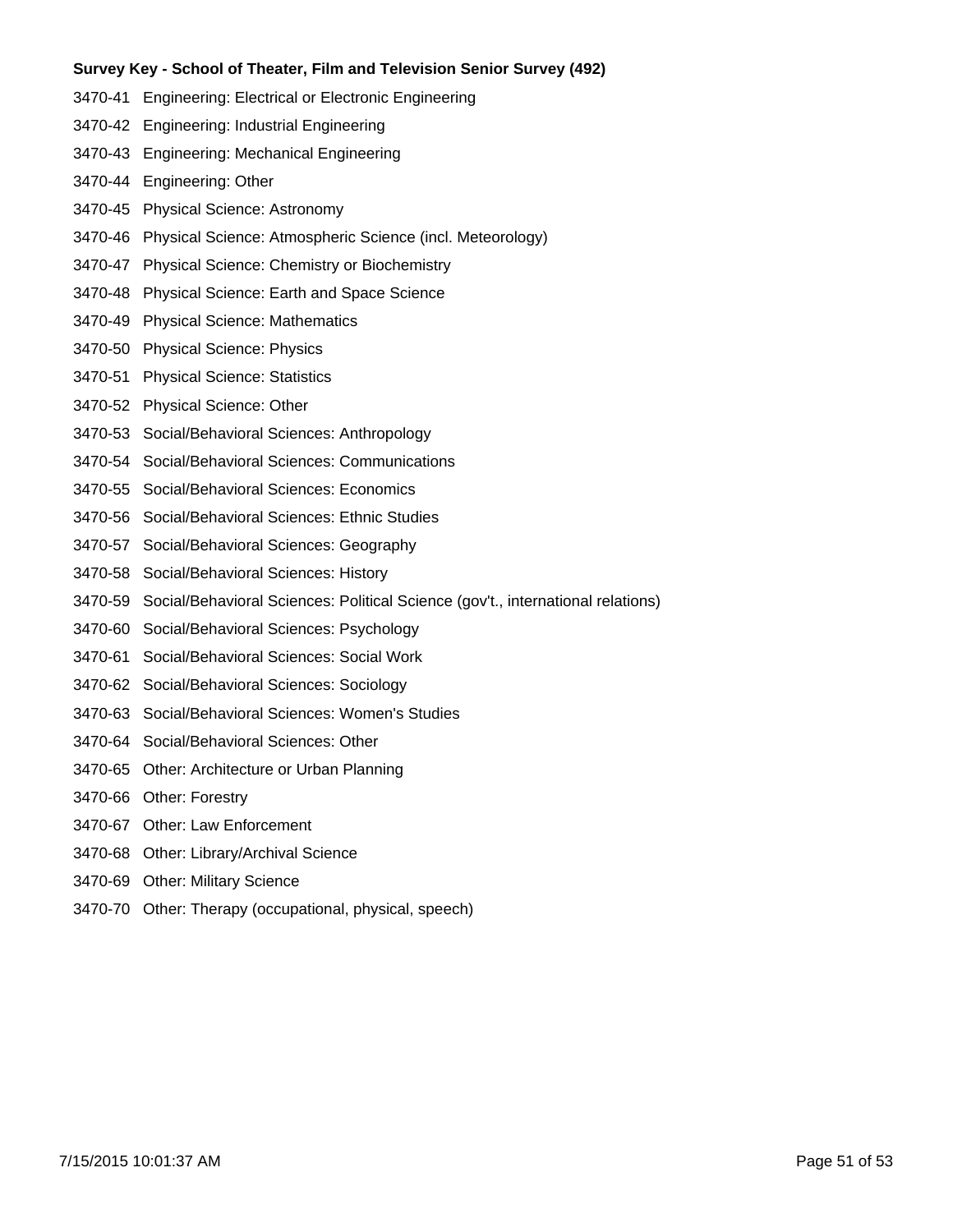**Survey Key - School of Theater, Film and Television Senior Survey (492)**

3470-41 Engineering: Electrical or Electronic Engineering

3470-42 Engineering: Industrial Engineering

3470-43 Engineering: Mechanical Engineering

3470-44 Engineering: Other

3470-45 Physical Science: Astronomy

3470-46 Physical Science: Atmospheric Science (incl. Meteorology)

3470-47 Physical Science: Chemistry or Biochemistry

3470-48 Physical Science: Earth and Space Science

3470-49 Physical Science: Mathematics

3470-50 Physical Science: Physics

3470-51 Physical Science: Statistics

3470-52 Physical Science: Other

3470-53 Social/Behavioral Sciences: Anthropology

3470-54 Social/Behavioral Sciences: Communications

3470-55 Social/Behavioral Sciences: Economics

3470-56 Social/Behavioral Sciences: Ethnic Studies

3470-57 Social/Behavioral Sciences: Geography

3470-58 Social/Behavioral Sciences: History

3470-59 Social/Behavioral Sciences: Political Science (gov't., international relations)

3470-60 Social/Behavioral Sciences: Psychology

3470-61 Social/Behavioral Sciences: Social Work

3470-62 Social/Behavioral Sciences: Sociology

3470-63 Social/Behavioral Sciences: Women's Studies

3470-64 Social/Behavioral Sciences: Other

3470-65 Other: Architecture or Urban Planning

3470-66 Other: Forestry

3470-67 Other: Law Enforcement

3470-68 Other: Library/Archival Science

3470-69 Other: Military Science

3470-70 Other: Therapy (occupational, physical, speech)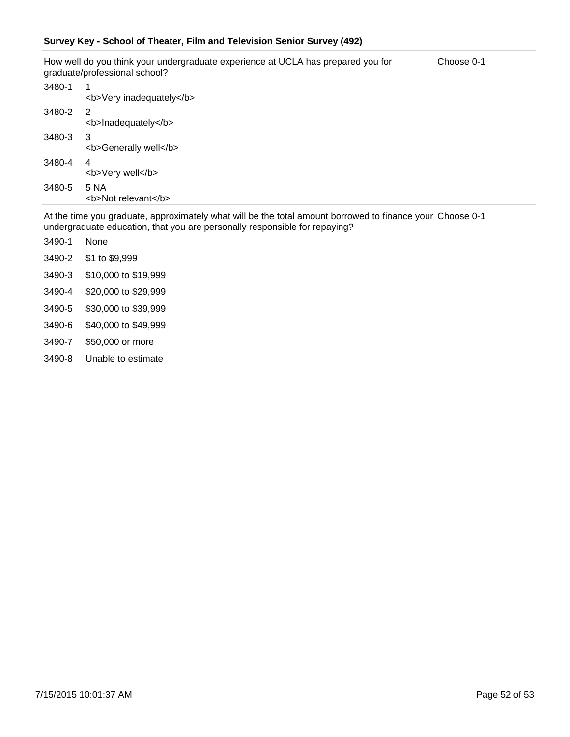**Survey Key - School of Theater, Film and Television Senior Survey (492)**

How well do you think your undergraduate experience at UCLA has prepared you for graduate/professional school? — Choose 0-1

| | |
|---|---|
| 3480-1 | 1<br><b>Very inadequately</b> |
| 3480-2 | 2<br><b>Inadequately</b> |
| 3480-3 | 3<br><b>Generally well</b> |
| 3480-4 | 4<br><b>Very well</b> |
| 3480-5 | 5 NA<br><b>Not relevant</b> |

At the time you graduate, approximately what will be the total amount borrowed to finance your undergraduate education, that you are personally responsible for repaying? — Choose 0-1

| | |
|---|---|
| 3490-1 | None |
| 3490-2 | $1 to $9,999 |
| 3490-3 | $10,000 to $19,999 |
| 3490-4 | $20,000 to $29,999 |
| 3490-5 | $30,000 to $39,999 |
| 3490-6 | $40,000 to $49,999 |
| 3490-7 | $50,000 or more |
| 3490-8 | Unable to estimate |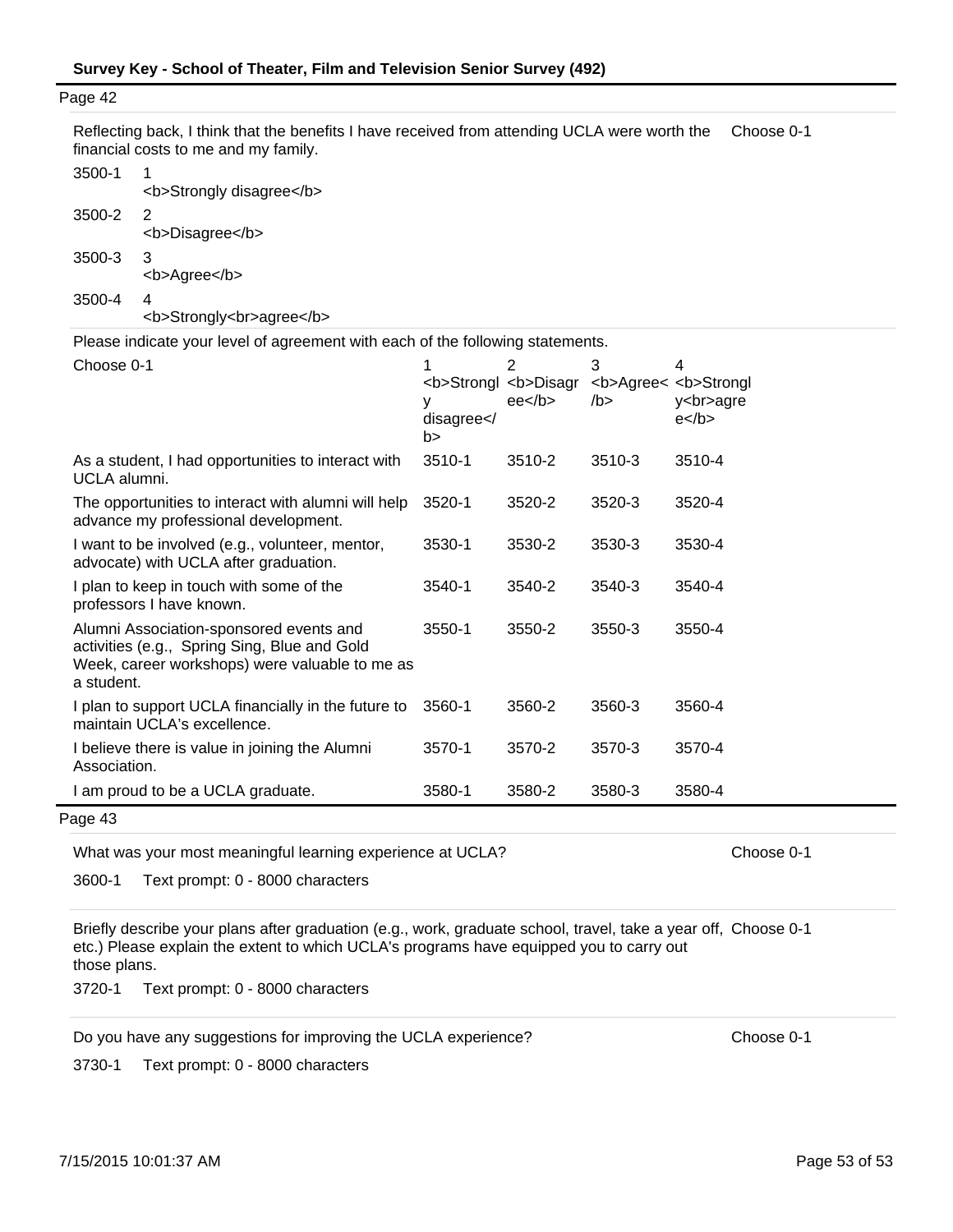Page 42

Reflecting back, I think that the benefits I have received from attending UCLA were worth the financial costs to me and my family. Choose 0-1

| | | |
|---|---|---|
| 3500-1 | 1 | <b>Strongly disagree</b> |
| 3500-2 | 2 | <b>Disagree</b> |
| 3500-3 | 3 | <b>Agree</b> |
| 3500-4 | 4 | <b>Strongly<br>agree</b> |

Please indicate your level of agreement with each of the following statements.

| Choose 0-1 | 1 <b>Strongly disagree</b> | 2 <b>Disagree</b> | 3 <b>Agree</b> | 4 <b>Strongly<br>agree</b> |
|---|---|---|---|---|
| As a student, I had opportunities to interact with UCLA alumni. | 3510-1 | 3510-2 | 3510-3 | 3510-4 |
| The opportunities to interact with alumni will help advance my professional development. | 3520-1 | 3520-2 | 3520-3 | 3520-4 |
| I want to be involved (e.g., volunteer, mentor, advocate) with UCLA after graduation. | 3530-1 | 3530-2 | 3530-3 | 3530-4 |
| I plan to keep in touch with some of the professors I have known. | 3540-1 | 3540-2 | 3540-3 | 3540-4 |
| Alumni Association-sponsored events and activities (e.g., Spring Sing, Blue and Gold Week, career workshops) were valuable to me as a student. | 3550-1 | 3550-2 | 3550-3 | 3550-4 |
| I plan to support UCLA financially in the future to maintain UCLA's excellence. | 3560-1 | 3560-2 | 3560-3 | 3560-4 |
| I believe there is value in joining the Alumni Association. | 3570-1 | 3570-2 | 3570-3 | 3570-4 |
| I am proud to be a UCLA graduate. | 3580-1 | 3580-2 | 3580-3 | 3580-4 |

Page 43

What was your most meaningful learning experience at UCLA? Choose 0-1

3600-1 Text prompt: 0 - 8000 characters

Briefly describe your plans after graduation (e.g., work, graduate school, travel, take a year off, etc.) Please explain the extent to which UCLA's programs have equipped you to carry out those plans. Choose 0-1

3720-1 Text prompt: 0 - 8000 characters

Do you have any suggestions for improving the UCLA experience? Choose 0-1

3730-1 Text prompt: 0 - 8000 characters